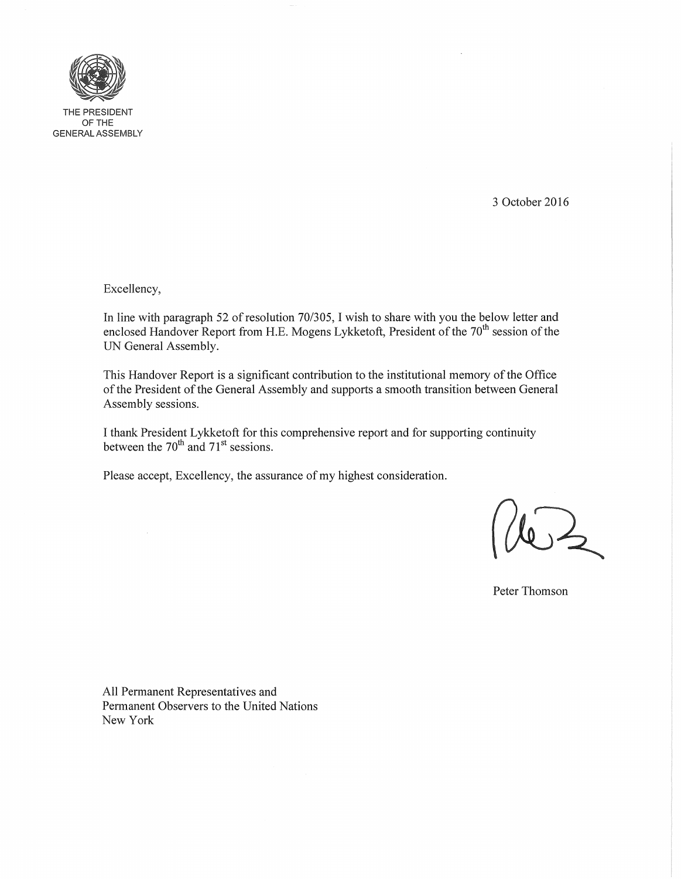THE PRESIDENT
OF THE
GENERAL ASSEMBLY

3 October 2016

Excellency,

In line with paragraph 52 of resolution 70/305, I wish to share with you the below letter and enclosed Handover Report from H.E. Mogens Lykketoft, President of the 70th session of the UN General Assembly.

This Handover Report is a significant contribution to the institutional memory of the Office of the President of the General Assembly and supports a smooth transition between General Assembly sessions.

I thank President Lykketoft for this comprehensive report and for supporting continuity between the 70th and 71st sessions.

Please accept, Excellency, the assurance of my highest consideration.

Peter Thomson

All Permanent Representatives and
Permanent Observers to the United Nations
New York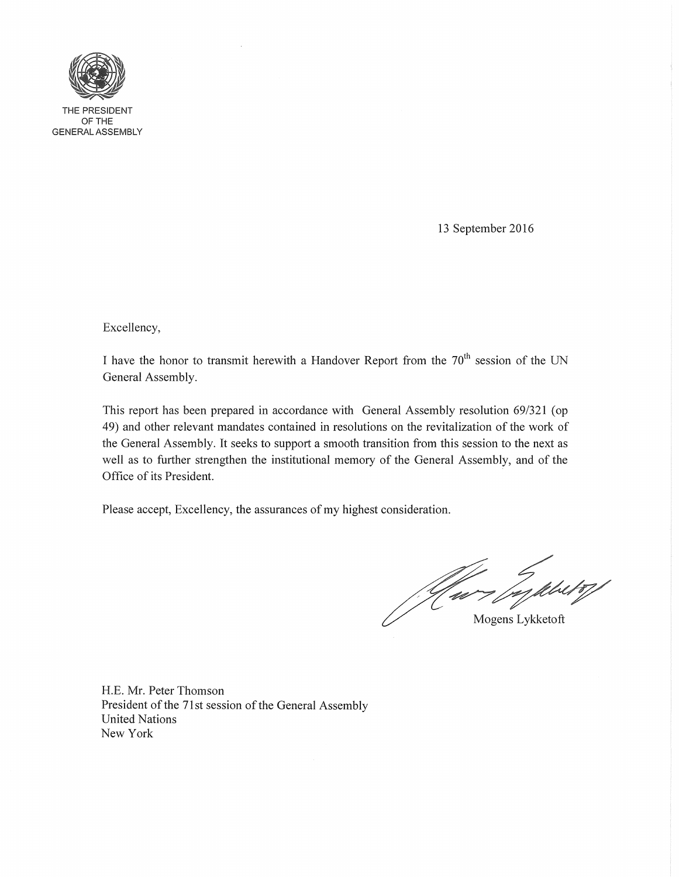THE PRESIDENT
OF THE
GENERAL ASSEMBLY

13 September 2016

Excellency,

I have the honor to transmit herewith a Handover Report from the 70th session of the UN General Assembly.

This report has been prepared in accordance with General Assembly resolution 69/321 (op 49) and other relevant mandates contained in resolutions on the revitalization of the work of the General Assembly. It seeks to support a smooth transition from this session to the next as well as to further strengthen the institutional memory of the General Assembly, and of the Office of its President.

Please accept, Excellency, the assurances of my highest consideration.

Mogens Lykketoft

H.E. Mr. Peter Thomson
President of the 71st session of the General Assembly
United Nations
New York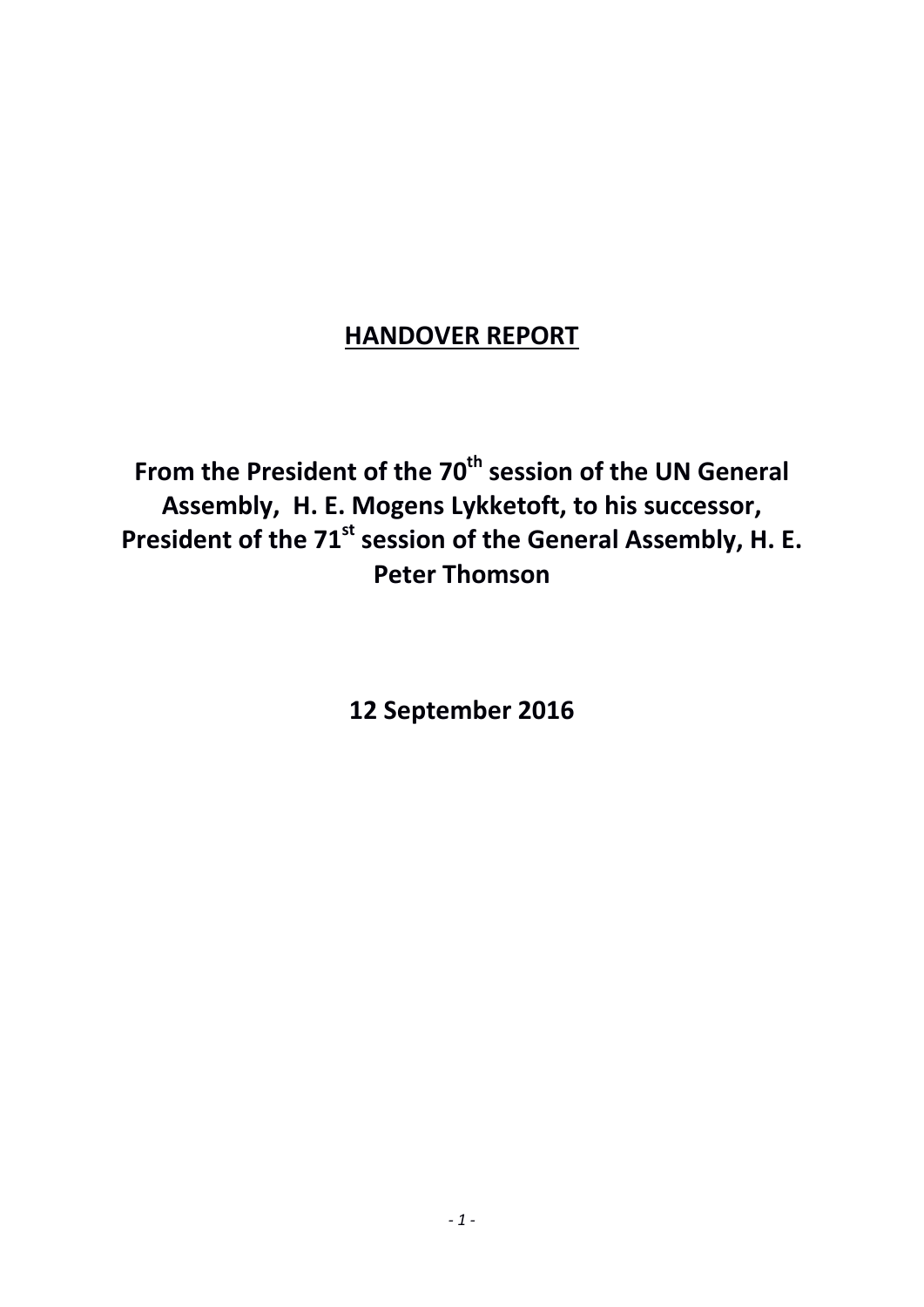# HANDOVER REPORT

## From the President of the 70th session of the UN General Assembly, H. E. Mogens Lykketoft, to his successor, President of the 71st session of the General Assembly, H. E. Peter Thomson

## 12 September 2016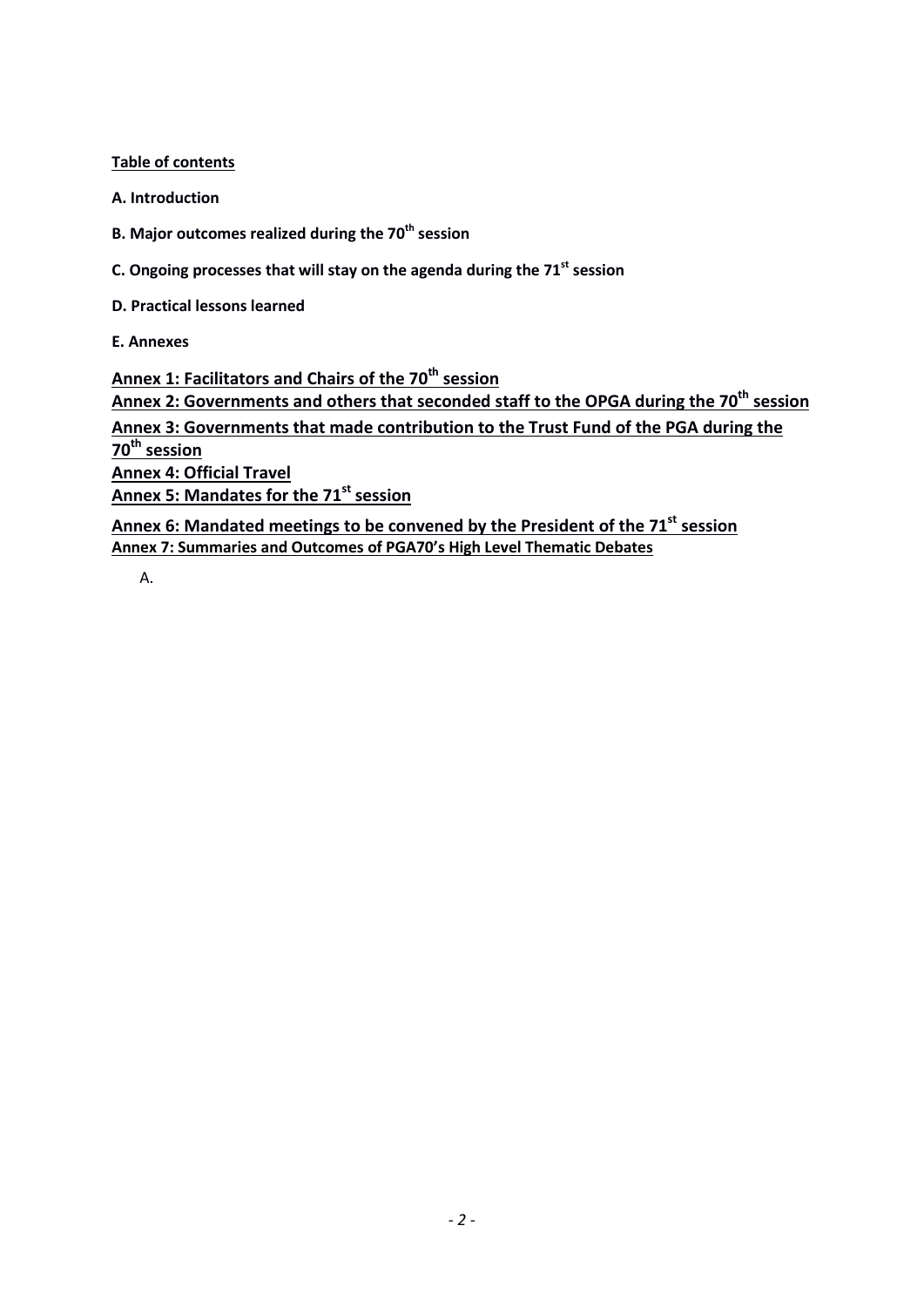**Table of contents**

**A. Introduction**

**B. Major outcomes realized during the 70th session**

**C. Ongoing processes that will stay on the agenda during the 71st session**

**D. Practical lessons learned**

**E. Annexes**

**Annex 1: Facilitators and Chairs of the 70th session**

**Annex 2: Governments and others that seconded staff to the OPGA during the 70th session**

**Annex 3: Governments that made contribution to the Trust Fund of the PGA during the 70th session**

**Annex 4: Official Travel**

**Annex 5: Mandates for the 71st session**

**Annex 6: Mandated meetings to be convened by the President of the 71st session**

**Annex 7: Summaries and Outcomes of PGA70's High Level Thematic Debates**

A.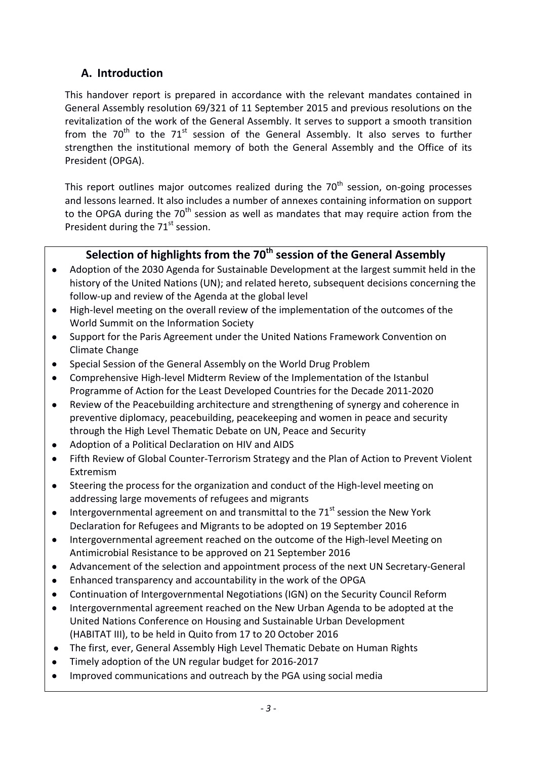## A. Introduction

This handover report is prepared in accordance with the relevant mandates contained in General Assembly resolution 69/321 of 11 September 2015 and previous resolutions on the revitalization of the work of the General Assembly. It serves to support a smooth transition from the 70th to the 71st session of the General Assembly. It also serves to further strengthen the institutional memory of both the General Assembly and the Office of its President (OPGA).

This report outlines major outcomes realized during the 70th session, on-going processes and lessons learned. It also includes a number of annexes containing information on support to the OPGA during the 70th session as well as mandates that may require action from the President during the 71st session.

### Selection of highlights from the 70th session of the General Assembly

- Adoption of the 2030 Agenda for Sustainable Development at the largest summit held in the history of the United Nations (UN); and related hereto, subsequent decisions concerning the follow-up and review of the Agenda at the global level
- High-level meeting on the overall review of the implementation of the outcomes of the World Summit on the Information Society
- Support for the Paris Agreement under the United Nations Framework Convention on Climate Change
- Special Session of the General Assembly on the World Drug Problem
- Comprehensive High-level Midterm Review of the Implementation of the Istanbul Programme of Action for the Least Developed Countries for the Decade 2011-2020
- Review of the Peacebuilding architecture and strengthening of synergy and coherence in preventive diplomacy, peacebuilding, peacekeeping and women in peace and security through the High Level Thematic Debate on UN, Peace and Security
- Adoption of a Political Declaration on HIV and AIDS
- Fifth Review of Global Counter-Terrorism Strategy and the Plan of Action to Prevent Violent Extremism
- Steering the process for the organization and conduct of the High-level meeting on addressing large movements of refugees and migrants
- Intergovernmental agreement on and transmittal to the 71st session the New York Declaration for Refugees and Migrants to be adopted on 19 September 2016
- Intergovernmental agreement reached on the outcome of the High-level Meeting on Antimicrobial Resistance to be approved on 21 September 2016
- Advancement of the selection and appointment process of the next UN Secretary-General
- Enhanced transparency and accountability in the work of the OPGA
- Continuation of Intergovernmental Negotiations (IGN) on the Security Council Reform
- Intergovernmental agreement reached on the New Urban Agenda to be adopted at the United Nations Conference on Housing and Sustainable Urban Development (HABITAT III), to be held in Quito from 17 to 20 October 2016
- The first, ever, General Assembly High Level Thematic Debate on Human Rights
- Timely adoption of the UN regular budget for 2016-2017
- Improved communications and outreach by the PGA using social media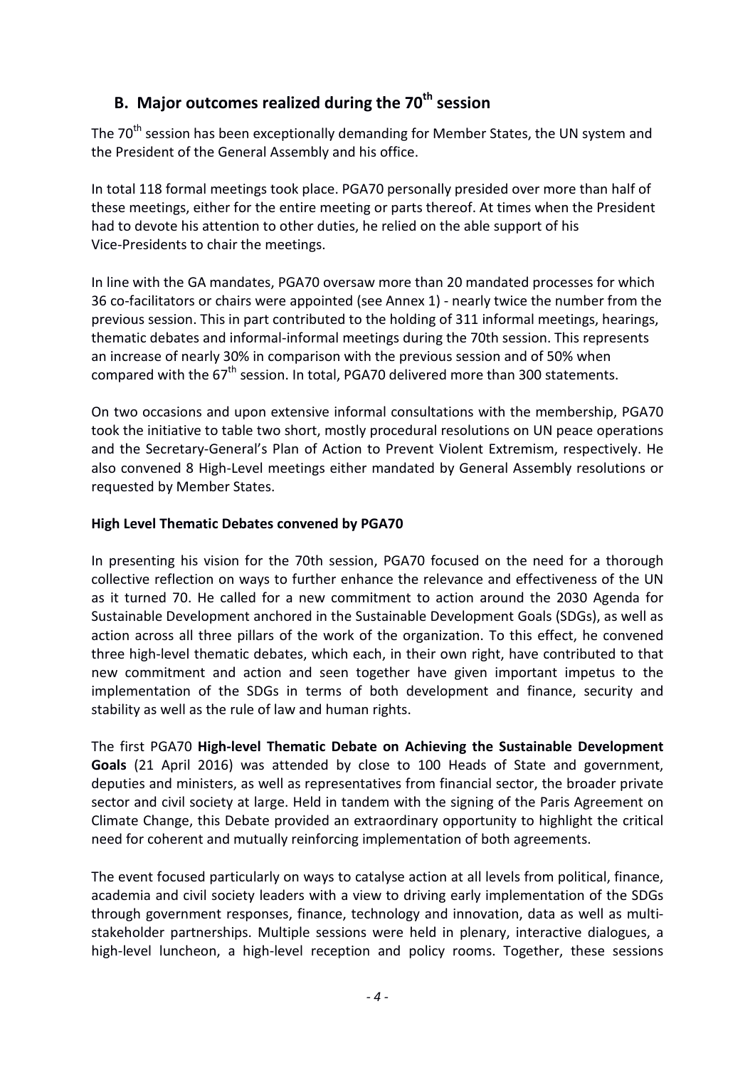## B. Major outcomes realized during the 70th session

The 70th session has been exceptionally demanding for Member States, the UN system and the President of the General Assembly and his office.

In total 118 formal meetings took place. PGA70 personally presided over more than half of these meetings, either for the entire meeting or parts thereof. At times when the President had to devote his attention to other duties, he relied on the able support of his Vice-Presidents to chair the meetings.

In line with the GA mandates, PGA70 oversaw more than 20 mandated processes for which 36 co-facilitators or chairs were appointed (see Annex 1) - nearly twice the number from the previous session. This in part contributed to the holding of 311 informal meetings, hearings, thematic debates and informal-informal meetings during the 70th session. This represents an increase of nearly 30% in comparison with the previous session and of 50% when compared with the 67th session. In total, PGA70 delivered more than 300 statements.

On two occasions and upon extensive informal consultations with the membership, PGA70 took the initiative to table two short, mostly procedural resolutions on UN peace operations and the Secretary-General's Plan of Action to Prevent Violent Extremism, respectively. He also convened 8 High-Level meetings either mandated by General Assembly resolutions or requested by Member States.

**High Level Thematic Debates convened by PGA70**

In presenting his vision for the 70th session, PGA70 focused on the need for a thorough collective reflection on ways to further enhance the relevance and effectiveness of the UN as it turned 70. He called for a new commitment to action around the 2030 Agenda for Sustainable Development anchored in the Sustainable Development Goals (SDGs), as well as action across all three pillars of the work of the organization. To this effect, he convened three high-level thematic debates, which each, in their own right, have contributed to that new commitment and action and seen together have given important impetus to the implementation of the SDGs in terms of both development and finance, security and stability as well as the rule of law and human rights.

The first PGA70 **High-level Thematic Debate on Achieving the Sustainable Development Goals** (21 April 2016) was attended by close to 100 Heads of State and government, deputies and ministers, as well as representatives from financial sector, the broader private sector and civil society at large. Held in tandem with the signing of the Paris Agreement on Climate Change, this Debate provided an extraordinary opportunity to highlight the critical need for coherent and mutually reinforcing implementation of both agreements.

The event focused particularly on ways to catalyse action at all levels from political, finance, academia and civil society leaders with a view to driving early implementation of the SDGs through government responses, finance, technology and innovation, data as well as multi-stakeholder partnerships. Multiple sessions were held in plenary, interactive dialogues, a high-level luncheon, a high-level reception and policy rooms. Together, these sessions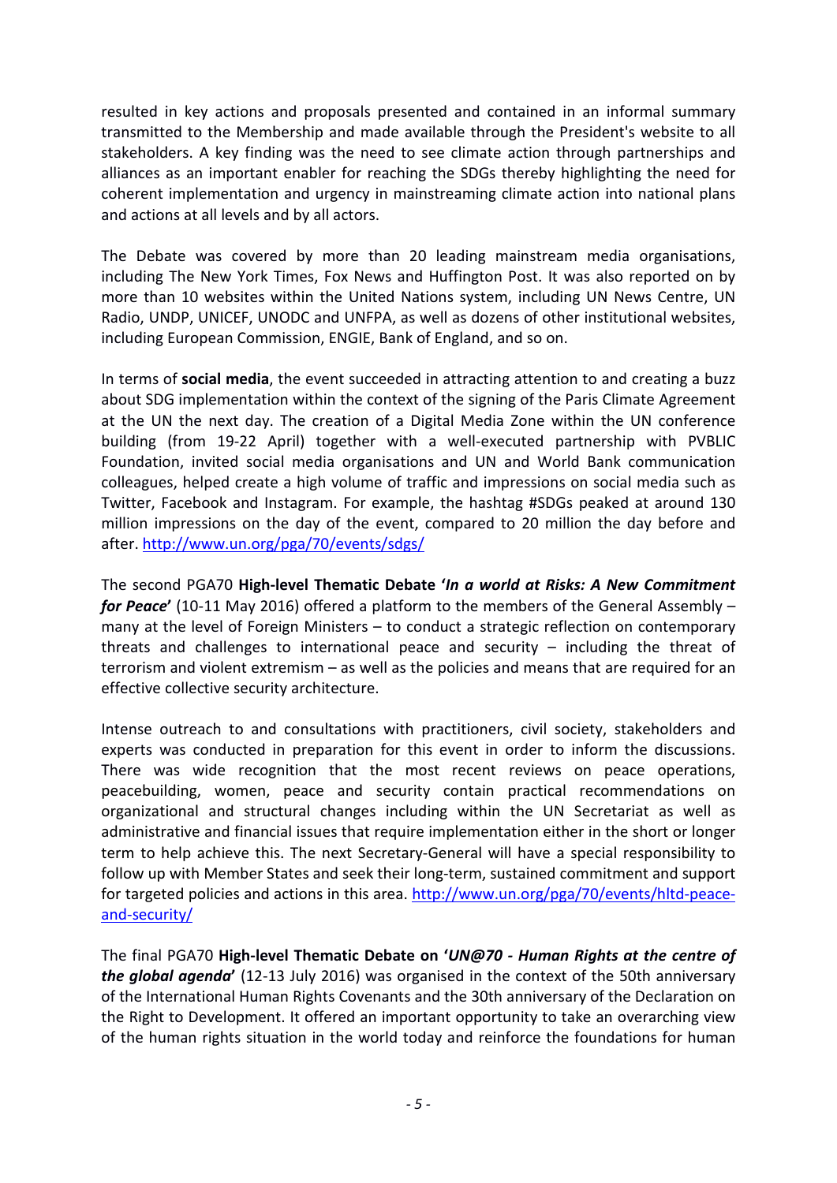resulted in key actions and proposals presented and contained in an informal summary transmitted to the Membership and made available through the President's website to all stakeholders. A key finding was the need to see climate action through partnerships and alliances as an important enabler for reaching the SDGs thereby highlighting the need for coherent implementation and urgency in mainstreaming climate action into national plans and actions at all levels and by all actors.

The Debate was covered by more than 20 leading mainstream media organisations, including The New York Times, Fox News and Huffington Post. It was also reported on by more than 10 websites within the United Nations system, including UN News Centre, UN Radio, UNDP, UNICEF, UNODC and UNFPA, as well as dozens of other institutional websites, including European Commission, ENGIE, Bank of England, and so on.

In terms of **social media**, the event succeeded in attracting attention to and creating a buzz about SDG implementation within the context of the signing of the Paris Climate Agreement at the UN the next day. The creation of a Digital Media Zone within the UN conference building (from 19-22 April) together with a well-executed partnership with PVBLIC Foundation, invited social media organisations and UN and World Bank communication colleagues, helped create a high volume of traffic and impressions on social media such as Twitter, Facebook and Instagram. For example, the hashtag #SDGs peaked at around 130 million impressions on the day of the event, compared to 20 million the day before and after. http://www.un.org/pga/70/events/sdgs/

The second PGA70 **High-level Thematic Debate '*In a world at Risks: A New Commitment for Peace*'** (10-11 May 2016) offered a platform to the members of the General Assembly – many at the level of Foreign Ministers – to conduct a strategic reflection on contemporary threats and challenges to international peace and security – including the threat of terrorism and violent extremism – as well as the policies and means that are required for an effective collective security architecture.

Intense outreach to and consultations with practitioners, civil society, stakeholders and experts was conducted in preparation for this event in order to inform the discussions. There was wide recognition that the most recent reviews on peace operations, peacebuilding, women, peace and security contain practical recommendations on organizational and structural changes including within the UN Secretariat as well as administrative and financial issues that require implementation either in the short or longer term to help achieve this. The next Secretary-General will have a special responsibility to follow up with Member States and seek their long-term, sustained commitment and support for targeted policies and actions in this area. http://www.un.org/pga/70/events/hltd-peace-and-security/

The final PGA70 **High-level Thematic Debate on '*UN@70 - Human Rights at the centre of the global agenda*'** (12-13 July 2016) was organised in the context of the 50th anniversary of the International Human Rights Covenants and the 30th anniversary of the Declaration on the Right to Development. It offered an important opportunity to take an overarching view of the human rights situation in the world today and reinforce the foundations for human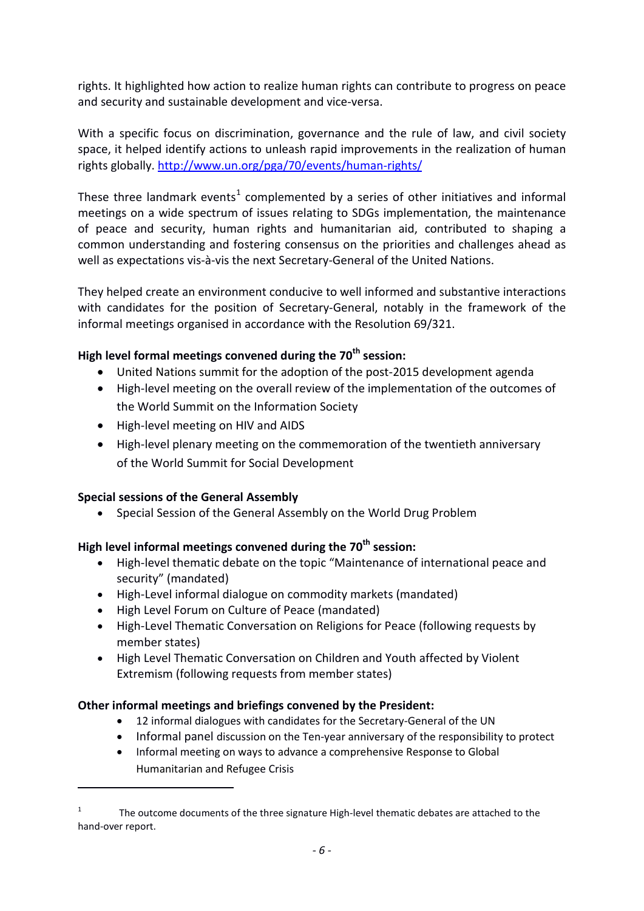rights. It highlighted how action to realize human rights can contribute to progress on peace and security and sustainable development and vice-versa.

With a specific focus on discrimination, governance and the rule of law, and civil society space, it helped identify actions to unleash rapid improvements in the realization of human rights globally. http://www.un.org/pga/70/events/human-rights/

These three landmark events[1] complemented by a series of other initiatives and informal meetings on a wide spectrum of issues relating to SDGs implementation, the maintenance of peace and security, human rights and humanitarian aid, contributed to shaping a common understanding and fostering consensus on the priorities and challenges ahead as well as expectations vis-à-vis the next Secretary-General of the United Nations.

They helped create an environment conducive to well informed and substantive interactions with candidates for the position of Secretary-General, notably in the framework of the informal meetings organised in accordance with the Resolution 69/321.

**High level formal meetings convened during the 70th session:**

- United Nations summit for the adoption of the post-2015 development agenda
- High-level meeting on the overall review of the implementation of the outcomes of the World Summit on the Information Society
- High-level meeting on HIV and AIDS
- High-level plenary meeting on the commemoration of the twentieth anniversary of the World Summit for Social Development

**Special sessions of the General Assembly**

- Special Session of the General Assembly on the World Drug Problem

**High level informal meetings convened during the 70th session:**

- High-level thematic debate on the topic "Maintenance of international peace and security" (mandated)
- High-Level informal dialogue on commodity markets (mandated)
- High Level Forum on Culture of Peace (mandated)
- High-Level Thematic Conversation on Religions for Peace (following requests by member states)
- High Level Thematic Conversation on Children and Youth affected by Violent Extremism (following requests from member states)

**Other informal meetings and briefings convened by the President:**

- 12 informal dialogues with candidates for the Secretary-General of the UN
- Informal panel discussion on the Ten-year anniversary of the responsibility to protect
- Informal meeting on ways to advance a comprehensive Response to Global Humanitarian and Refugee Crisis

---

[1] The outcome documents of the three signature High-level thematic debates are attached to the hand-over report.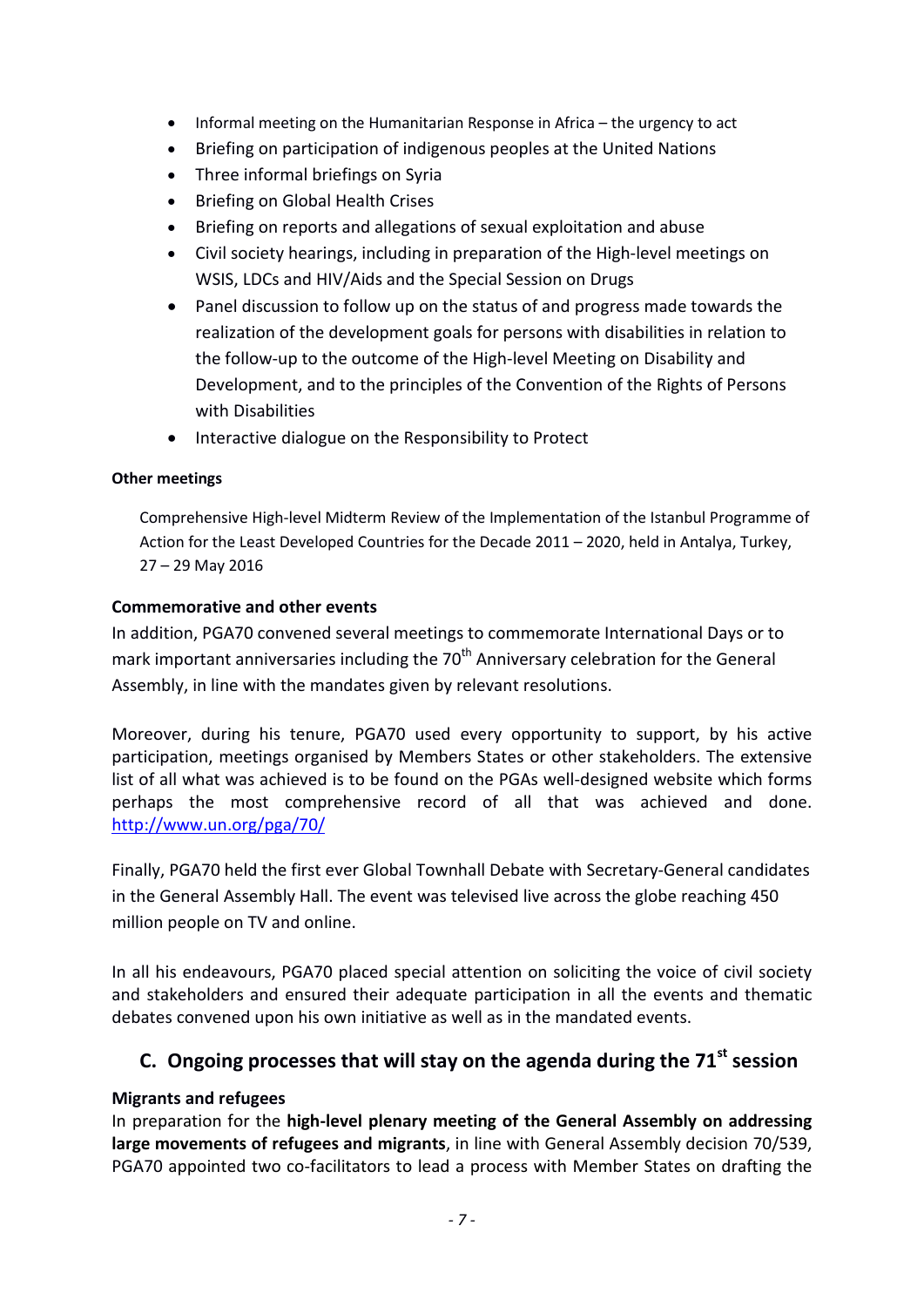- Informal meeting on the Humanitarian Response in Africa – the urgency to act
- Briefing on participation of indigenous peoples at the United Nations
- Three informal briefings on Syria
- Briefing on Global Health Crises
- Briefing on reports and allegations of sexual exploitation and abuse
- Civil society hearings, including in preparation of the High-level meetings on WSIS, LDCs and HIV/Aids and the Special Session on Drugs
- Panel discussion to follow up on the status of and progress made towards the realization of the development goals for persons with disabilities in relation to the follow-up to the outcome of the High-level Meeting on Disability and Development, and to the principles of the Convention of the Rights of Persons with Disabilities
- Interactive dialogue on the Responsibility to Protect

**Other meetings**

Comprehensive High-level Midterm Review of the Implementation of the Istanbul Programme of Action for the Least Developed Countries for the Decade 2011 – 2020, held in Antalya, Turkey, 27 – 29 May 2016

**Commemorative and other events**

In addition, PGA70 convened several meetings to commemorate International Days or to mark important anniversaries including the 70th Anniversary celebration for the General Assembly, in line with the mandates given by relevant resolutions.

Moreover, during his tenure, PGA70 used every opportunity to support, by his active participation, meetings organised by Members States or other stakeholders. The extensive list of all what was achieved is to be found on the PGAs well-designed website which forms perhaps the most comprehensive record of all that was achieved and done. http://www.un.org/pga/70/

Finally, PGA70 held the first ever Global Townhall Debate with Secretary-General candidates in the General Assembly Hall. The event was televised live across the globe reaching 450 million people on TV and online.

In all his endeavours, PGA70 placed special attention on soliciting the voice of civil society and stakeholders and ensured their adequate participation in all the events and thematic debates convened upon his own initiative as well as in the mandated events.

## C. Ongoing processes that will stay on the agenda during the 71st session

**Migrants and refugees**

In preparation for the **high-level plenary meeting of the General Assembly on addressing large movements of refugees and migrants**, in line with General Assembly decision 70/539, PGA70 appointed two co-facilitators to lead a process with Member States on drafting the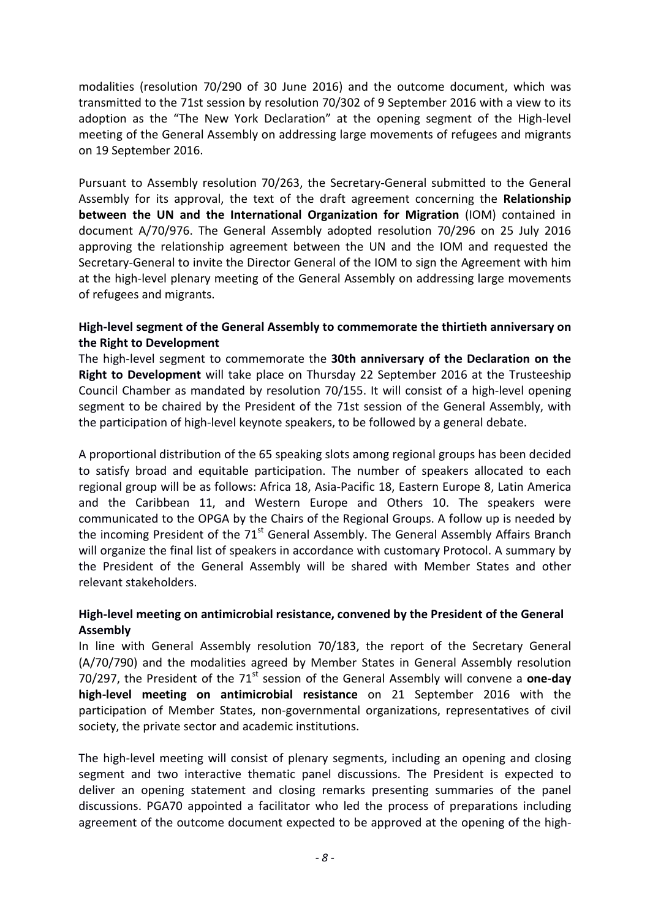modalities (resolution 70/290 of 30 June 2016) and the outcome document, which was transmitted to the 71st session by resolution 70/302 of 9 September 2016 with a view to its adoption as the "The New York Declaration" at the opening segment of the High-level meeting of the General Assembly on addressing large movements of refugees and migrants on 19 September 2016.

Pursuant to Assembly resolution 70/263, the Secretary-General submitted to the General Assembly for its approval, the text of the draft agreement concerning the **Relationship between the UN and the International Organization for Migration** (IOM) contained in document A/70/976. The General Assembly adopted resolution 70/296 on 25 July 2016 approving the relationship agreement between the UN and the IOM and requested the Secretary-General to invite the Director General of the IOM to sign the Agreement with him at the high-level plenary meeting of the General Assembly on addressing large movements of refugees and migrants.

**High-level segment of the General Assembly to commemorate the thirtieth anniversary on the Right to Development**

The high-level segment to commemorate the **30th anniversary of the Declaration on the Right to Development** will take place on Thursday 22 September 2016 at the Trusteeship Council Chamber as mandated by resolution 70/155. It will consist of a high-level opening segment to be chaired by the President of the 71st session of the General Assembly, with the participation of high-level keynote speakers, to be followed by a general debate.

A proportional distribution of the 65 speaking slots among regional groups has been decided to satisfy broad and equitable participation. The number of speakers allocated to each regional group will be as follows: Africa 18, Asia-Pacific 18, Eastern Europe 8, Latin America and the Caribbean 11, and Western Europe and Others 10. The speakers were communicated to the OPGA by the Chairs of the Regional Groups. A follow up is needed by the incoming President of the 71st General Assembly. The General Assembly Affairs Branch will organize the final list of speakers in accordance with customary Protocol. A summary by the President of the General Assembly will be shared with Member States and other relevant stakeholders.

**High-level meeting on antimicrobial resistance, convened by the President of the General Assembly**

In line with General Assembly resolution 70/183, the report of the Secretary General (A/70/790) and the modalities agreed by Member States in General Assembly resolution 70/297, the President of the 71st session of the General Assembly will convene a **one-day high-level meeting on antimicrobial resistance** on 21 September 2016 with the participation of Member States, non-governmental organizations, representatives of civil society, the private sector and academic institutions.

The high-level meeting will consist of plenary segments, including an opening and closing segment and two interactive thematic panel discussions. The President is expected to deliver an opening statement and closing remarks presenting summaries of the panel discussions. PGA70 appointed a facilitator who led the process of preparations including agreement of the outcome document expected to be approved at the opening of the high-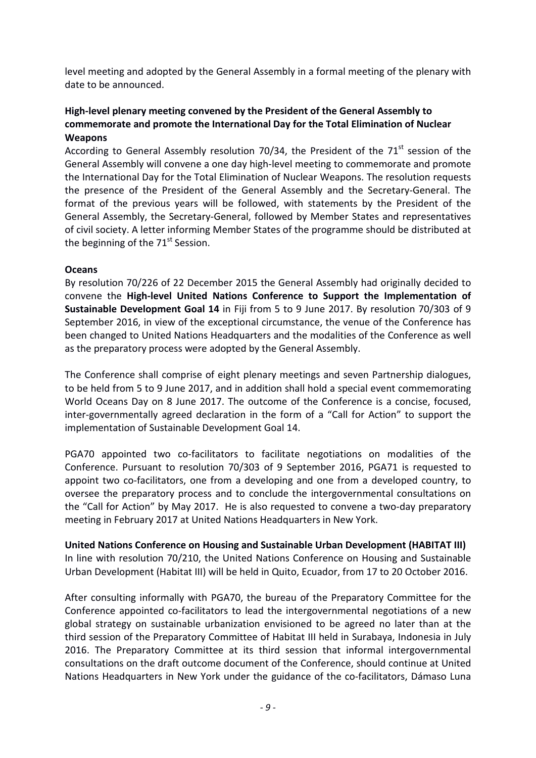level meeting and adopted by the General Assembly in a formal meeting of the plenary with date to be announced.

**High-level plenary meeting convened by the President of the General Assembly to commemorate and promote the International Day for the Total Elimination of Nuclear Weapons**

According to General Assembly resolution 70/34, the President of the 71st session of the General Assembly will convene a one day high-level meeting to commemorate and promote the International Day for the Total Elimination of Nuclear Weapons. The resolution requests the presence of the President of the General Assembly and the Secretary-General. The format of the previous years will be followed, with statements by the President of the General Assembly, the Secretary-General, followed by Member States and representatives of civil society. A letter informing Member States of the programme should be distributed at the beginning of the 71st Session.

**Oceans**

By resolution 70/226 of 22 December 2015 the General Assembly had originally decided to convene the **High-level United Nations Conference to Support the Implementation of Sustainable Development Goal 14** in Fiji from 5 to 9 June 2017. By resolution 70/303 of 9 September 2016, in view of the exceptional circumstance, the venue of the Conference has been changed to United Nations Headquarters and the modalities of the Conference as well as the preparatory process were adopted by the General Assembly.

The Conference shall comprise of eight plenary meetings and seven Partnership dialogues, to be held from 5 to 9 June 2017, and in addition shall hold a special event commemorating World Oceans Day on 8 June 2017. The outcome of the Conference is a concise, focused, inter-governmentally agreed declaration in the form of a "Call for Action" to support the implementation of Sustainable Development Goal 14.

PGA70 appointed two co-facilitators to facilitate negotiations on modalities of the Conference. Pursuant to resolution 70/303 of 9 September 2016, PGA71 is requested to appoint two co-facilitators, one from a developing and one from a developed country, to oversee the preparatory process and to conclude the intergovernmental consultations on the "Call for Action" by May 2017. He is also requested to convene a two-day preparatory meeting in February 2017 at United Nations Headquarters in New York.

**United Nations Conference on Housing and Sustainable Urban Development (HABITAT III)**

In line with resolution 70/210, the United Nations Conference on Housing and Sustainable Urban Development (Habitat III) will be held in Quito, Ecuador, from 17 to 20 October 2016.

After consulting informally with PGA70, the bureau of the Preparatory Committee for the Conference appointed co-facilitators to lead the intergovernmental negotiations of a new global strategy on sustainable urbanization envisioned to be agreed no later than at the third session of the Preparatory Committee of Habitat III held in Surabaya, Indonesia in July 2016. The Preparatory Committee at its third session that informal intergovernmental consultations on the draft outcome document of the Conference, should continue at United Nations Headquarters in New York under the guidance of the co-facilitators, Dámaso Luna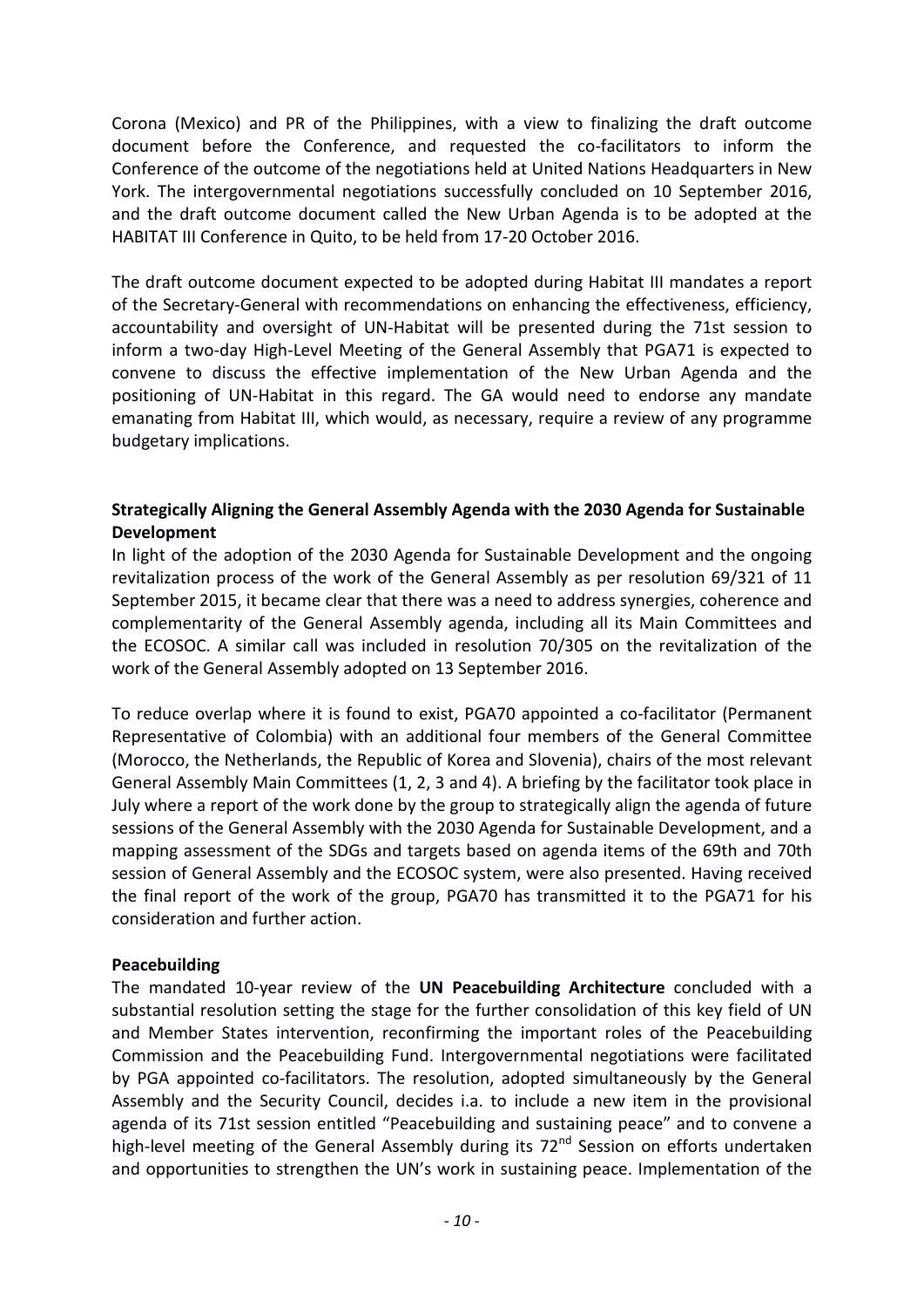Corona (Mexico) and PR of the Philippines, with a view to finalizing the draft outcome document before the Conference, and requested the co-facilitators to inform the Conference of the outcome of the negotiations held at United Nations Headquarters in New York. The intergovernmental negotiations successfully concluded on 10 September 2016, and the draft outcome document called the New Urban Agenda is to be adopted at the HABITAT III Conference in Quito, to be held from 17-20 October 2016.

The draft outcome document expected to be adopted during Habitat III mandates a report of the Secretary-General with recommendations on enhancing the effectiveness, efficiency, accountability and oversight of UN-Habitat will be presented during the 71st session to inform a two-day High-Level Meeting of the General Assembly that PGA71 is expected to convene to discuss the effective implementation of the New Urban Agenda and the positioning of UN-Habitat in this regard. The GA would need to endorse any mandate emanating from Habitat III, which would, as necessary, require a review of any programme budgetary implications.

**Strategically Aligning the General Assembly Agenda with the 2030 Agenda for Sustainable Development**

In light of the adoption of the 2030 Agenda for Sustainable Development and the ongoing revitalization process of the work of the General Assembly as per resolution 69/321 of 11 September 2015, it became clear that there was a need to address synergies, coherence and complementarity of the General Assembly agenda, including all its Main Committees and the ECOSOC. A similar call was included in resolution 70/305 on the revitalization of the work of the General Assembly adopted on 13 September 2016.

To reduce overlap where it is found to exist, PGA70 appointed a co-facilitator (Permanent Representative of Colombia) with an additional four members of the General Committee (Morocco, the Netherlands, the Republic of Korea and Slovenia), chairs of the most relevant General Assembly Main Committees (1, 2, 3 and 4). A briefing by the facilitator took place in July where a report of the work done by the group to strategically align the agenda of future sessions of the General Assembly with the 2030 Agenda for Sustainable Development, and a mapping assessment of the SDGs and targets based on agenda items of the 69th and 70th session of General Assembly and the ECOSOC system, were also presented. Having received the final report of the work of the group, PGA70 has transmitted it to the PGA71 for his consideration and further action.

**Peacebuilding**

The mandated 10-year review of the **UN Peacebuilding Architecture** concluded with a substantial resolution setting the stage for the further consolidation of this key field of UN and Member States intervention, reconfirming the important roles of the Peacebuilding Commission and the Peacebuilding Fund. Intergovernmental negotiations were facilitated by PGA appointed co-facilitators. The resolution, adopted simultaneously by the General Assembly and the Security Council, decides i.a. to include a new item in the provisional agenda of its 71st session entitled "Peacebuilding and sustaining peace" and to convene a high-level meeting of the General Assembly during its 72nd Session on efforts undertaken and opportunities to strengthen the UN's work in sustaining peace. Implementation of the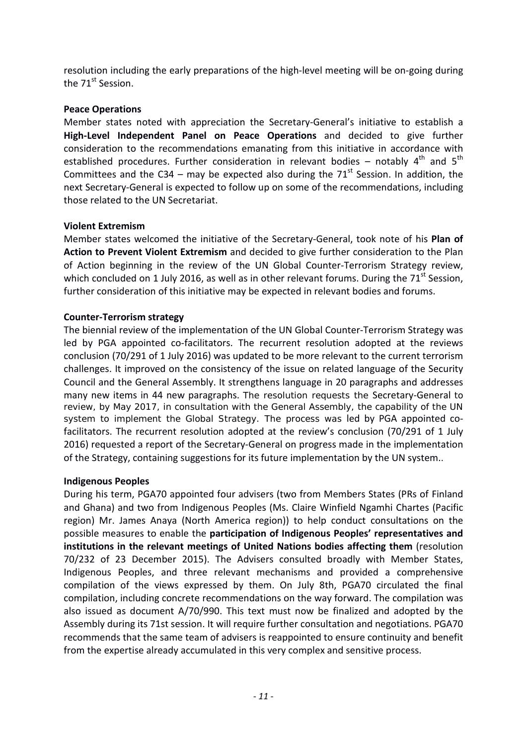resolution including the early preparations of the high-level meeting will be on-going during the 71st Session.

**Peace Operations**

Member states noted with appreciation the Secretary-General's initiative to establish a **High-Level Independent Panel on Peace Operations** and decided to give further consideration to the recommendations emanating from this initiative in accordance with established procedures. Further consideration in relevant bodies – notably 4th and 5th Committees and the C34 – may be expected also during the 71st Session. In addition, the next Secretary-General is expected to follow up on some of the recommendations, including those related to the UN Secretariat.

**Violent Extremism**

Member states welcomed the initiative of the Secretary-General, took note of his **Plan of Action to Prevent Violent Extremism** and decided to give further consideration to the Plan of Action beginning in the review of the UN Global Counter-Terrorism Strategy review, which concluded on 1 July 2016, as well as in other relevant forums. During the 71st Session, further consideration of this initiative may be expected in relevant bodies and forums.

**Counter-Terrorism strategy**

The biennial review of the implementation of the UN Global Counter-Terrorism Strategy was led by PGA appointed co-facilitators. The recurrent resolution adopted at the reviews conclusion (70/291 of 1 July 2016) was updated to be more relevant to the current terrorism challenges. It improved on the consistency of the issue on related language of the Security Council and the General Assembly. It strengthens language in 20 paragraphs and addresses many new items in 44 new paragraphs. The resolution requests the Secretary-General to review, by May 2017, in consultation with the General Assembly, the capability of the UN system to implement the Global Strategy. The process was led by PGA appointed co-facilitators. The recurrent resolution adopted at the review's conclusion (70/291 of 1 July 2016) requested a report of the Secretary-General on progress made in the implementation of the Strategy, containing suggestions for its future implementation by the UN system..

**Indigenous Peoples**

During his term, PGA70 appointed four advisers (two from Members States (PRs of Finland and Ghana) and two from Indigenous Peoples (Ms. Claire Winfield Ngamhi Chartes (Pacific region) Mr. James Anaya (North America region)) to help conduct consultations on the possible measures to enable the **participation of Indigenous Peoples' representatives and institutions in the relevant meetings of United Nations bodies affecting them** (resolution 70/232 of 23 December 2015). The Advisers consulted broadly with Member States, Indigenous Peoples, and three relevant mechanisms and provided a comprehensive compilation of the views expressed by them. On July 8th, PGA70 circulated the final compilation, including concrete recommendations on the way forward. The compilation was also issued as document A/70/990. This text must now be finalized and adopted by the Assembly during its 71st session. It will require further consultation and negotiations. PGA70 recommends that the same team of advisers is reappointed to ensure continuity and benefit from the expertise already accumulated in this very complex and sensitive process.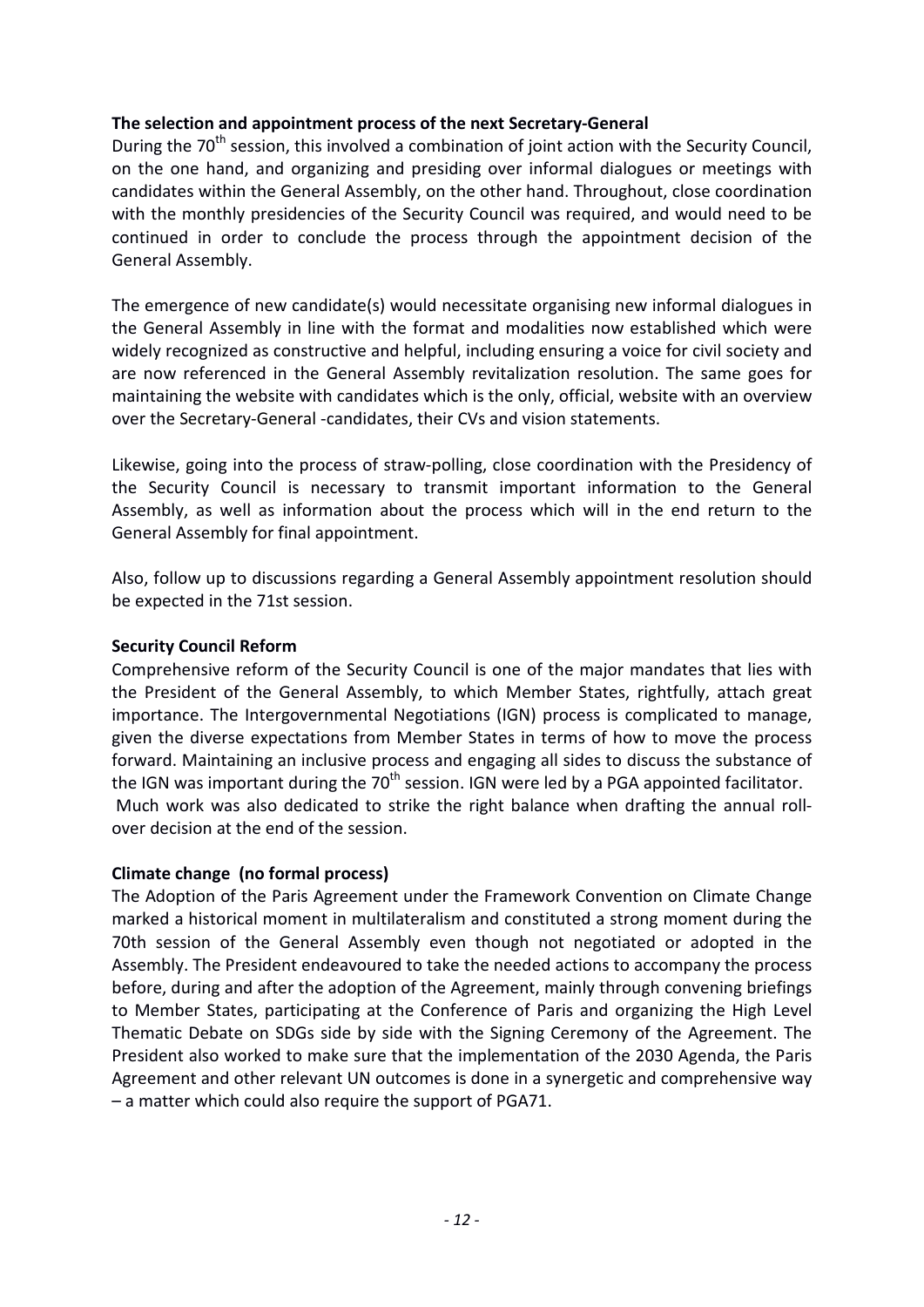**The selection and appointment process of the next Secretary-General**

During the 70th session, this involved a combination of joint action with the Security Council, on the one hand, and organizing and presiding over informal dialogues or meetings with candidates within the General Assembly, on the other hand. Throughout, close coordination with the monthly presidencies of the Security Council was required, and would need to be continued in order to conclude the process through the appointment decision of the General Assembly.

The emergence of new candidate(s) would necessitate organising new informal dialogues in the General Assembly in line with the format and modalities now established which were widely recognized as constructive and helpful, including ensuring a voice for civil society and are now referenced in the General Assembly revitalization resolution. The same goes for maintaining the website with candidates which is the only, official, website with an overview over the Secretary-General -candidates, their CVs and vision statements.

Likewise, going into the process of straw-polling, close coordination with the Presidency of the Security Council is necessary to transmit important information to the General Assembly, as well as information about the process which will in the end return to the General Assembly for final appointment.

Also, follow up to discussions regarding a General Assembly appointment resolution should be expected in the 71st session.

**Security Council Reform**

Comprehensive reform of the Security Council is one of the major mandates that lies with the President of the General Assembly, to which Member States, rightfully, attach great importance. The Intergovernmental Negotiations (IGN) process is complicated to manage, given the diverse expectations from Member States in terms of how to move the process forward. Maintaining an inclusive process and engaging all sides to discuss the substance of the IGN was important during the 70th session. IGN were led by a PGA appointed facilitator. Much work was also dedicated to strike the right balance when drafting the annual roll-over decision at the end of the session.

**Climate change (no formal process)**

The Adoption of the Paris Agreement under the Framework Convention on Climate Change marked a historical moment in multilateralism and constituted a strong moment during the 70th session of the General Assembly even though not negotiated or adopted in the Assembly. The President endeavoured to take the needed actions to accompany the process before, during and after the adoption of the Agreement, mainly through convening briefings to Member States, participating at the Conference of Paris and organizing the High Level Thematic Debate on SDGs side by side with the Signing Ceremony of the Agreement. The President also worked to make sure that the implementation of the 2030 Agenda, the Paris Agreement and other relevant UN outcomes is done in a synergetic and comprehensive way – a matter which could also require the support of PGA71.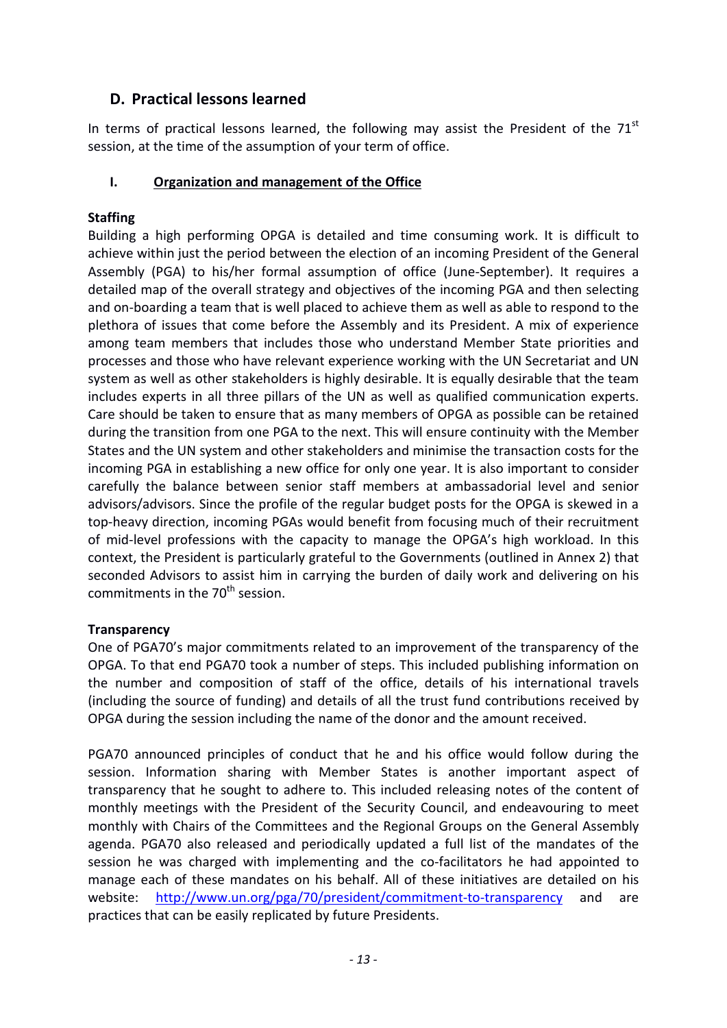## D. Practical lessons learned

In terms of practical lessons learned, the following may assist the President of the 71st session, at the time of the assumption of your term of office.

### I. Organization and management of the Office

**Staffing**

Building a high performing OPGA is detailed and time consuming work. It is difficult to achieve within just the period between the election of an incoming President of the General Assembly (PGA) to his/her formal assumption of office (June-September). It requires a detailed map of the overall strategy and objectives of the incoming PGA and then selecting and on-boarding a team that is well placed to achieve them as well as able to respond to the plethora of issues that come before the Assembly and its President. A mix of experience among team members that includes those who understand Member State priorities and processes and those who have relevant experience working with the UN Secretariat and UN system as well as other stakeholders is highly desirable. It is equally desirable that the team includes experts in all three pillars of the UN as well as qualified communication experts. Care should be taken to ensure that as many members of OPGA as possible can be retained during the transition from one PGA to the next. This will ensure continuity with the Member States and the UN system and other stakeholders and minimise the transaction costs for the incoming PGA in establishing a new office for only one year. It is also important to consider carefully the balance between senior staff members at ambassadorial level and senior advisors/advisors. Since the profile of the regular budget posts for the OPGA is skewed in a top-heavy direction, incoming PGAs would benefit from focusing much of their recruitment of mid-level professions with the capacity to manage the OPGA's high workload. In this context, the President is particularly grateful to the Governments (outlined in Annex 2) that seconded Advisors to assist him in carrying the burden of daily work and delivering on his commitments in the 70th session.

**Transparency**

One of PGA70's major commitments related to an improvement of the transparency of the OPGA. To that end PGA70 took a number of steps. This included publishing information on the number and composition of staff of the office, details of his international travels (including the source of funding) and details of all the trust fund contributions received by OPGA during the session including the name of the donor and the amount received.

PGA70 announced principles of conduct that he and his office would follow during the session. Information sharing with Member States is another important aspect of transparency that he sought to adhere to. This included releasing notes of the content of monthly meetings with the President of the Security Council, and endeavouring to meet monthly with Chairs of the Committees and the Regional Groups on the General Assembly agenda. PGA70 also released and periodically updated a full list of the mandates of the session he was charged with implementing and the co-facilitators he had appointed to manage each of these mandates on his behalf. All of these initiatives are detailed on his website: http://www.un.org/pga/70/president/commitment-to-transparency and are practices that can be easily replicated by future Presidents.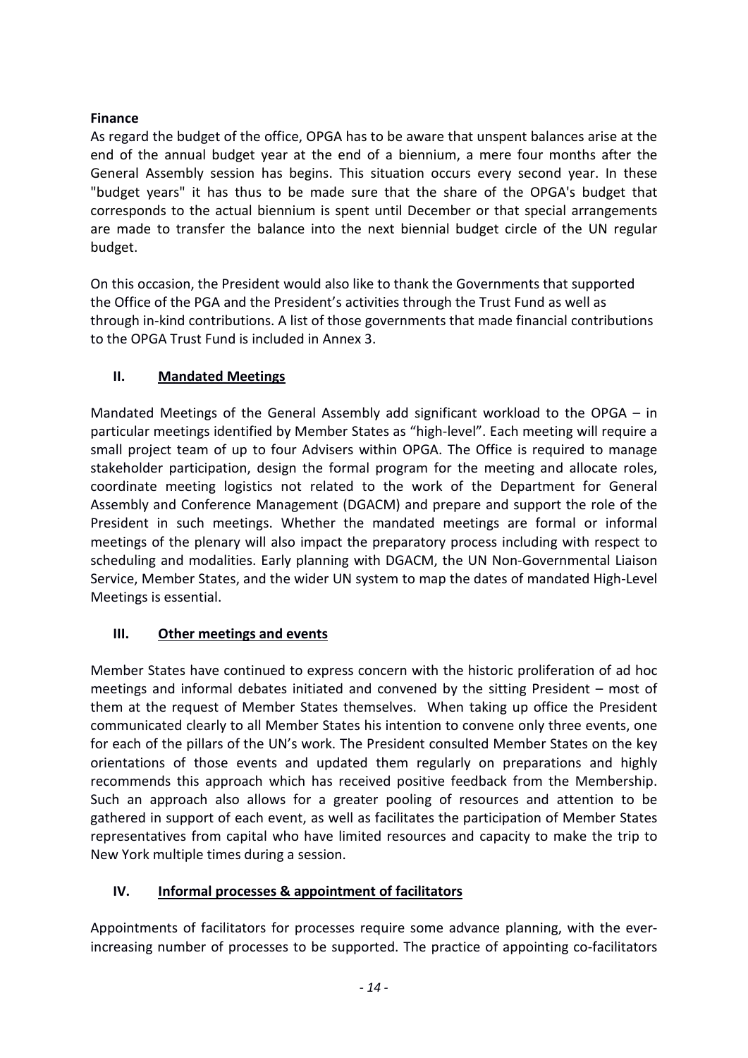**Finance**

As regard the budget of the office, OPGA has to be aware that unspent balances arise at the end of the annual budget year at the end of a biennium, a mere four months after the General Assembly session has begins. This situation occurs every second year. In these "budget years" it has thus to be made sure that the share of the OPGA's budget that corresponds to the actual biennium is spent until December or that special arrangements are made to transfer the balance into the next biennial budget circle of the UN regular budget.

On this occasion, the President would also like to thank the Governments that supported the Office of the PGA and the President's activities through the Trust Fund as well as through in-kind contributions. A list of those governments that made financial contributions to the OPGA Trust Fund is included in Annex 3.

## II. Mandated Meetings

Mandated Meetings of the General Assembly add significant workload to the OPGA – in particular meetings identified by Member States as "high-level". Each meeting will require a small project team of up to four Advisers within OPGA. The Office is required to manage stakeholder participation, design the formal program for the meeting and allocate roles, coordinate meeting logistics not related to the work of the Department for General Assembly and Conference Management (DGACM) and prepare and support the role of the President in such meetings. Whether the mandated meetings are formal or informal meetings of the plenary will also impact the preparatory process including with respect to scheduling and modalities. Early planning with DGACM, the UN Non-Governmental Liaison Service, Member States, and the wider UN system to map the dates of mandated High-Level Meetings is essential.

## III. Other meetings and events

Member States have continued to express concern with the historic proliferation of ad hoc meetings and informal debates initiated and convened by the sitting President – most of them at the request of Member States themselves. When taking up office the President communicated clearly to all Member States his intention to convene only three events, one for each of the pillars of the UN's work. The President consulted Member States on the key orientations of those events and updated them regularly on preparations and highly recommends this approach which has received positive feedback from the Membership. Such an approach also allows for a greater pooling of resources and attention to be gathered in support of each event, as well as facilitates the participation of Member States representatives from capital who have limited resources and capacity to make the trip to New York multiple times during a session.

## IV. Informal processes & appointment of facilitators

Appointments of facilitators for processes require some advance planning, with the ever-increasing number of processes to be supported. The practice of appointing co-facilitators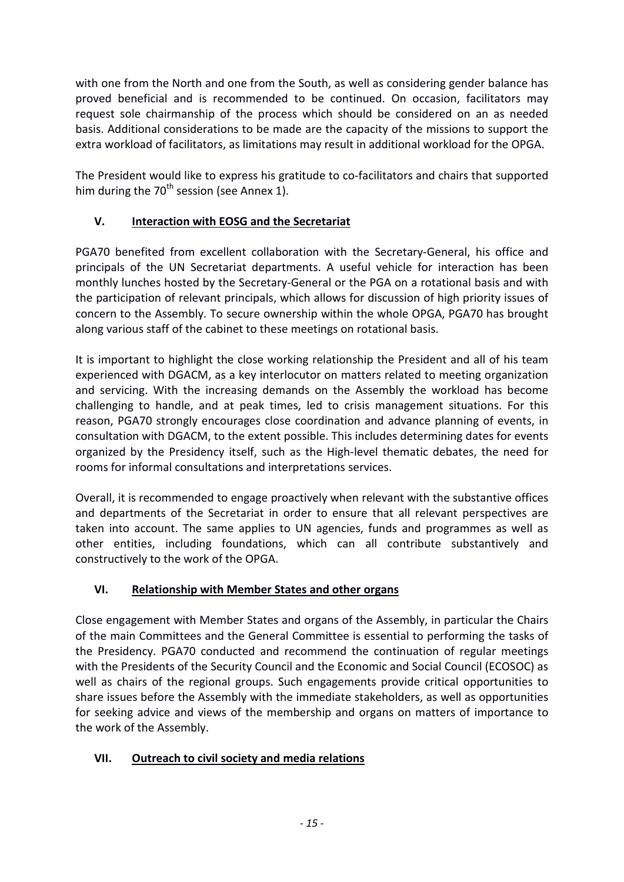with one from the North and one from the South, as well as considering gender balance has proved beneficial and is recommended to be continued. On occasion, facilitators may request sole chairmanship of the process which should be considered on an as needed basis. Additional considerations to be made are the capacity of the missions to support the extra workload of facilitators, as limitations may result in additional workload for the OPGA.

The President would like to express his gratitude to co-facilitators and chairs that supported him during the 70$^{th}$ session (see Annex 1).

## V. Interaction with EOSG and the Secretariat

PGA70 benefited from excellent collaboration with the Secretary-General, his office and principals of the UN Secretariat departments. A useful vehicle for interaction has been monthly lunches hosted by the Secretary-General or the PGA on a rotational basis and with the participation of relevant principals, which allows for discussion of high priority issues of concern to the Assembly. To secure ownership within the whole OPGA, PGA70 has brought along various staff of the cabinet to these meetings on rotational basis.

It is important to highlight the close working relationship the President and all of his team experienced with DGACM, as a key interlocutor on matters related to meeting organization and servicing. With the increasing demands on the Assembly the workload has become challenging to handle, and at peak times, led to crisis management situations. For this reason, PGA70 strongly encourages close coordination and advance planning of events, in consultation with DGACM, to the extent possible. This includes determining dates for events organized by the Presidency itself, such as the High-level thematic debates, the need for rooms for informal consultations and interpretations services.

Overall, it is recommended to engage proactively when relevant with the substantive offices and departments of the Secretariat in order to ensure that all relevant perspectives are taken into account. The same applies to UN agencies, funds and programmes as well as other entities, including foundations, which can all contribute substantively and constructively to the work of the OPGA.

## VI. Relationship with Member States and other organs

Close engagement with Member States and organs of the Assembly, in particular the Chairs of the main Committees and the General Committee is essential to performing the tasks of the Presidency. PGA70 conducted and recommend the continuation of regular meetings with the Presidents of the Security Council and the Economic and Social Council (ECOSOC) as well as chairs of the regional groups. Such engagements provide critical opportunities to share issues before the Assembly with the immediate stakeholders, as well as opportunities for seeking advice and views of the membership and organs on matters of importance to the work of the Assembly.

## VII. Outreach to civil society and media relations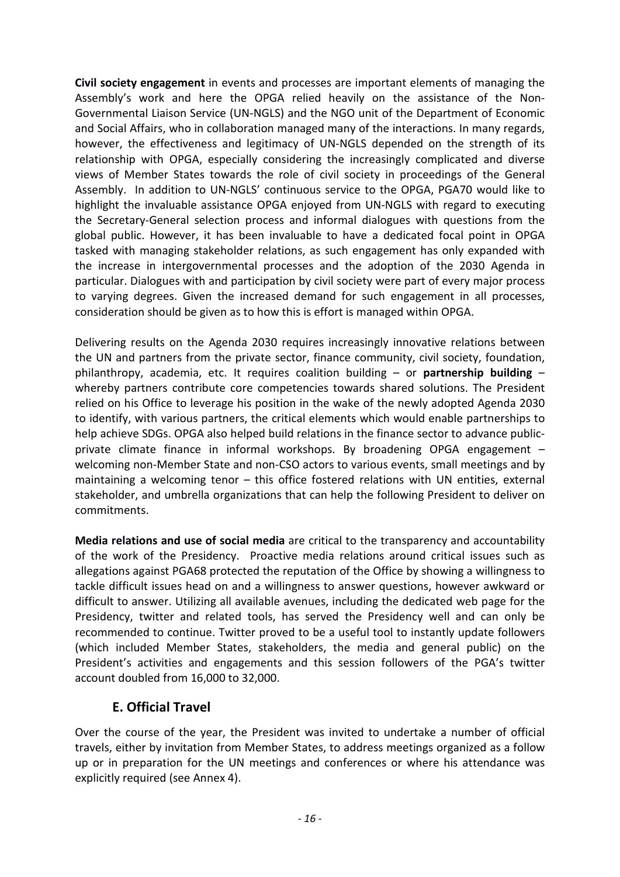**Civil society engagement** in events and processes are important elements of managing the Assembly's work and here the OPGA relied heavily on the assistance of the Non-Governmental Liaison Service (UN-NGLS) and the NGO unit of the Department of Economic and Social Affairs, who in collaboration managed many of the interactions. In many regards, however, the effectiveness and legitimacy of UN-NGLS depended on the strength of its relationship with OPGA, especially considering the increasingly complicated and diverse views of Member States towards the role of civil society in proceedings of the General Assembly. In addition to UN-NGLS' continuous service to the OPGA, PGA70 would like to highlight the invaluable assistance OPGA enjoyed from UN-NGLS with regard to executing the Secretary-General selection process and informal dialogues with questions from the global public. However, it has been invaluable to have a dedicated focal point in OPGA tasked with managing stakeholder relations, as such engagement has only expanded with the increase in intergovernmental processes and the adoption of the 2030 Agenda in particular. Dialogues with and participation by civil society were part of every major process to varying degrees. Given the increased demand for such engagement in all processes, consideration should be given as to how this is effort is managed within OPGA.

Delivering results on the Agenda 2030 requires increasingly innovative relations between the UN and partners from the private sector, finance community, civil society, foundation, philanthropy, academia, etc. It requires coalition building – or **partnership building** – whereby partners contribute core competencies towards shared solutions. The President relied on his Office to leverage his position in the wake of the newly adopted Agenda 2030 to identify, with various partners, the critical elements which would enable partnerships to help achieve SDGs. OPGA also helped build relations in the finance sector to advance public-private climate finance in informal workshops. By broadening OPGA engagement – welcoming non-Member State and non-CSO actors to various events, small meetings and by maintaining a welcoming tenor – this office fostered relations with UN entities, external stakeholder, and umbrella organizations that can help the following President to deliver on commitments.

**Media relations and use of social media** are critical to the transparency and accountability of the work of the Presidency. Proactive media relations around critical issues such as allegations against PGA68 protected the reputation of the Office by showing a willingness to tackle difficult issues head on and a willingness to answer questions, however awkward or difficult to answer. Utilizing all available avenues, including the dedicated web page for the Presidency, twitter and related tools, has served the Presidency well and can only be recommended to continue. Twitter proved to be a useful tool to instantly update followers (which included Member States, stakeholders, the media and general public) on the President's activities and engagements and this session followers of the PGA's twitter account doubled from 16,000 to 32,000.

## E. Official Travel

Over the course of the year, the President was invited to undertake a number of official travels, either by invitation from Member States, to address meetings organized as a follow up or in preparation for the UN meetings and conferences or where his attendance was explicitly required (see Annex 4).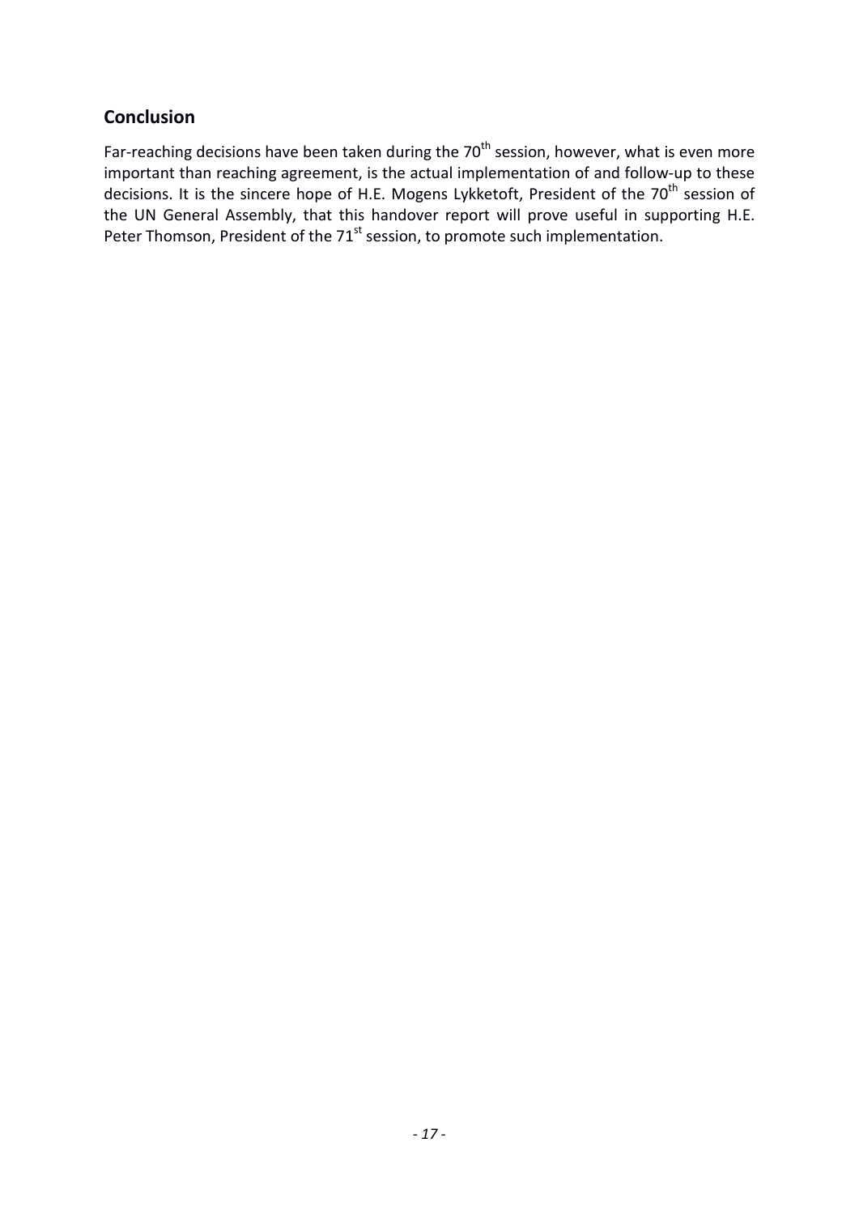## Conclusion

Far-reaching decisions have been taken during the 70th session, however, what is even more important than reaching agreement, is the actual implementation of and follow-up to these decisions. It is the sincere hope of H.E. Mogens Lykketoft, President of the 70th session of the UN General Assembly, that this handover report will prove useful in supporting H.E. Peter Thomson, President of the 71st session, to promote such implementation.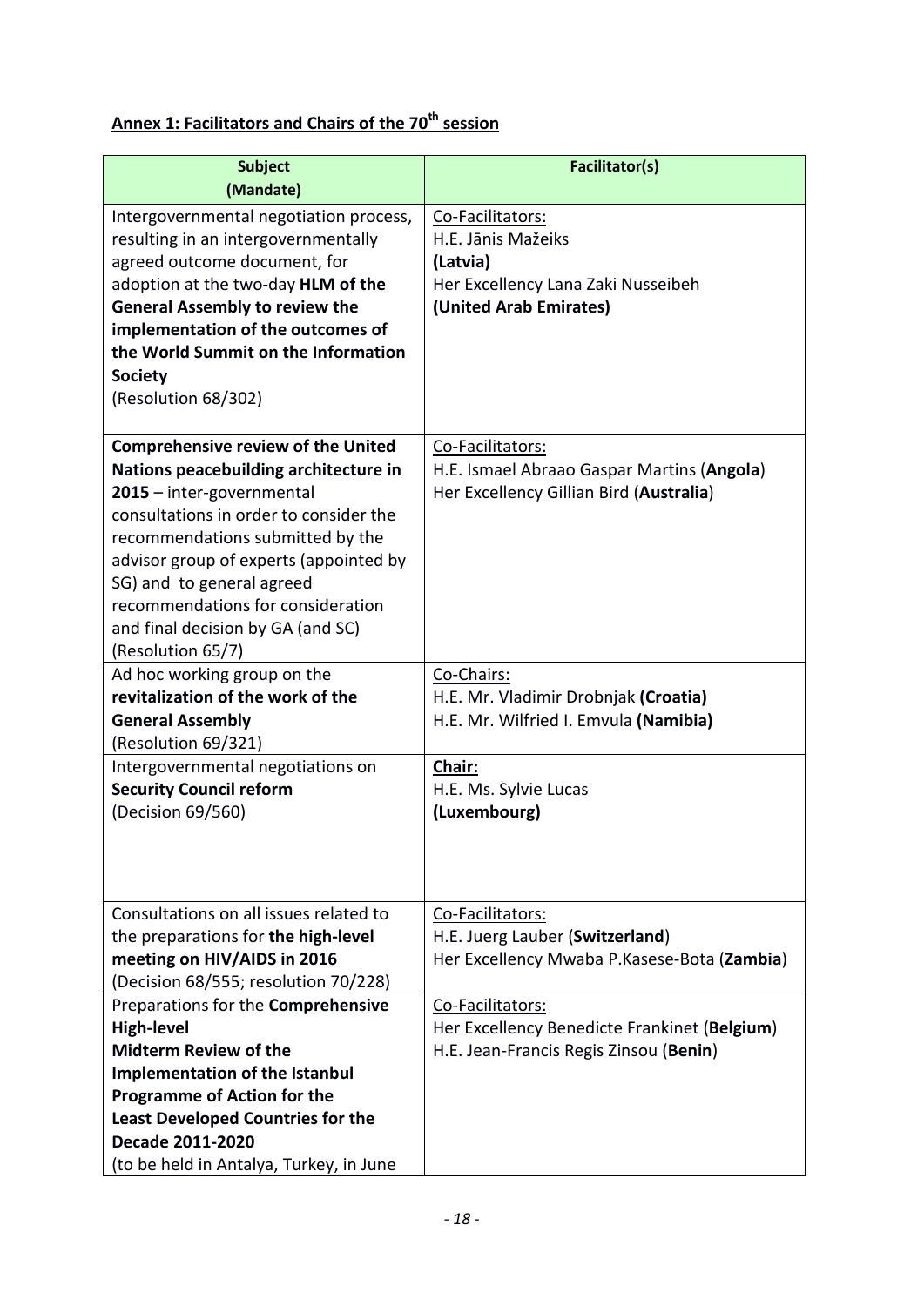## **Annex 1: Facilitators and Chairs of the 70th session**

| **Subject (Mandate)** | **Facilitator(s)** |
| --- | --- |
| Intergovernmental negotiation process, resulting in an intergovernmentally agreed outcome document, for adoption at the two-day **HLM of the General Assembly to review the implementation of the outcomes of the World Summit on the Information Society** (Resolution 68/302) | Co-Facilitators:<br>H.E. Jānis Mažeiks **(Latvia)**<br>Her Excellency Lana Zaki Nusseibeh **(United Arab Emirates)** |
| **Comprehensive review of the United Nations peacebuilding architecture in 2015** – inter-governmental consultations in order to consider the recommendations submitted by the advisor group of experts (appointed by SG) and to general agreed recommendations for consideration and final decision by GA (and SC) (Resolution 65/7) | Co-Facilitators:<br>H.E. Ismael Abraao Gaspar Martins (**Angola**)<br>Her Excellency Gillian Bird (**Australia**) |
| Ad hoc working group on the **revitalization of the work of the General Assembly** (Resolution 69/321) | Co-Chairs:<br>H.E. Mr. Vladimir Drobnjak **(Croatia)**<br>H.E. Mr. Wilfried I. Emvula **(Namibia)** |
| Intergovernmental negotiations on **Security Council reform** (Decision 69/560) | **Chair:**<br>H.E. Ms. Sylvie Lucas **(Luxembourg)** |
| Consultations on all issues related to the preparations for **the high-level meeting on HIV/AIDS in 2016** (Decision 68/555; resolution 70/228) | Co-Facilitators:<br>H.E. Juerg Lauber (**Switzerland**)<br>Her Excellency Mwaba P.Kasese-Bota (**Zambia**) |
| Preparations for the **Comprehensive High-level Midterm Review of the Implementation of the Istanbul Programme of Action for the Least Developed Countries for the Decade 2011-2020** (to be held in Antalya, Turkey, in June | Co-Facilitators:<br>Her Excellency Benedicte Frankinet (**Belgium**)<br>H.E. Jean-Francis Regis Zinsou (**Benin**) |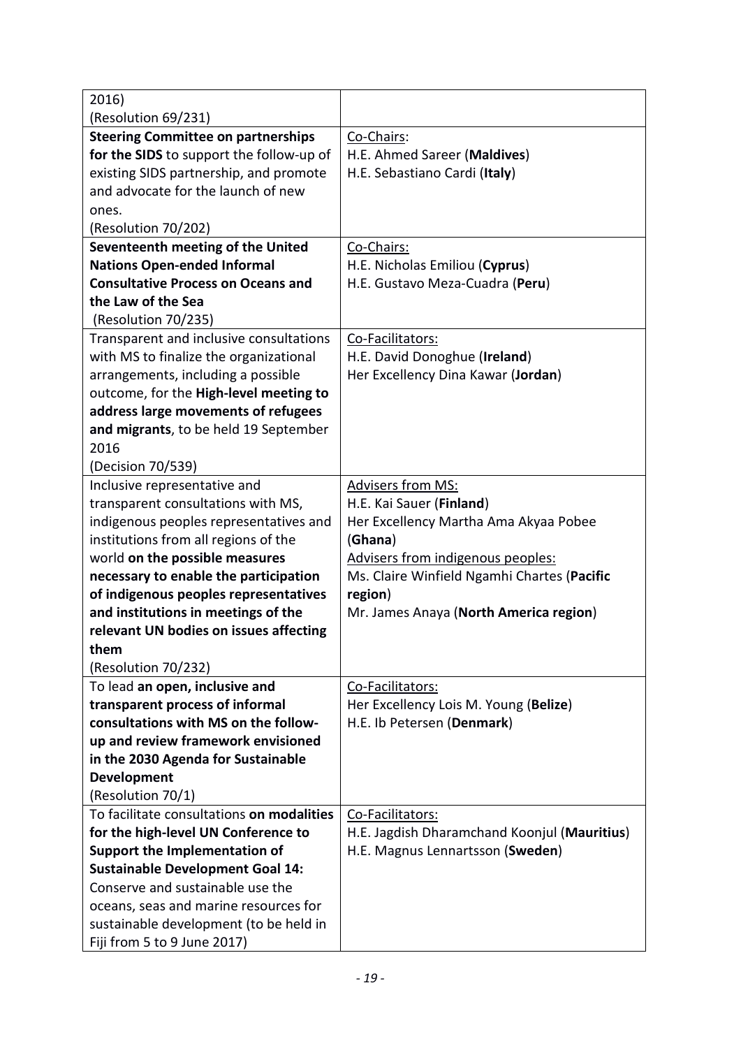| | |
|---|---|
| 2016)<br>(Resolution 69/231) | |
| **Steering Committee on partnerships for the SIDS** to support the follow-up of existing SIDS partnership, and promote and advocate for the launch of new ones.<br>(Resolution 70/202) | Co-Chairs:<br>H.E. Ahmed Sareer (**Maldives**)<br>H.E. Sebastiano Cardi (**Italy**) |
| **Seventeenth meeting of the United Nations Open-ended Informal Consultative Process on Oceans and the Law of the Sea**<br>(Resolution 70/235) | Co-Chairs:<br>H.E. Nicholas Emiliou (**Cyprus**)<br>H.E. Gustavo Meza-Cuadra (**Peru**) |
| Transparent and inclusive consultations with MS to finalize the organizational arrangements, including a possible outcome, for the **High-level meeting to address large movements of refugees and migrants**, to be held 19 September 2016<br>(Decision 70/539) | Co-Facilitators:<br>H.E. David Donoghue (**Ireland**)<br>Her Excellency Dina Kawar (**Jordan**) |
| Inclusive representative and transparent consultations with MS, indigenous peoples representatives and institutions from all regions of the world **on the possible measures necessary to enable the participation of indigenous peoples representatives and institutions in meetings of the relevant UN bodies on issues affecting them**<br>(Resolution 70/232) | Advisers from MS:<br>H.E. Kai Sauer (**Finland**)<br>Her Excellency Martha Ama Akyaa Pobee (**Ghana**)<br>Advisers from indigenous peoples:<br>Ms. Claire Winfield Ngamhi Chartes (**Pacific region**)<br>Mr. James Anaya (**North America region**) |
| To lead **an open, inclusive and transparent process of informal consultations with MS on the follow-up and review framework envisioned in the 2030 Agenda for Sustainable Development**<br>(Resolution 70/1) | Co-Facilitators:<br>Her Excellency Lois M. Young (**Belize**)<br>H.E. Ib Petersen (**Denmark**) |
| To facilitate consultations **on modalities for the high-level UN Conference to Support the Implementation of Sustainable Development Goal 14:** Conserve and sustainable use the oceans, seas and marine resources for sustainable development (to be held in Fiji from 5 to 9 June 2017) | Co-Facilitators:<br>H.E. Jagdish Dharamchand Koonjul (**Mauritius**)<br>H.E. Magnus Lennartsson (**Sweden**) |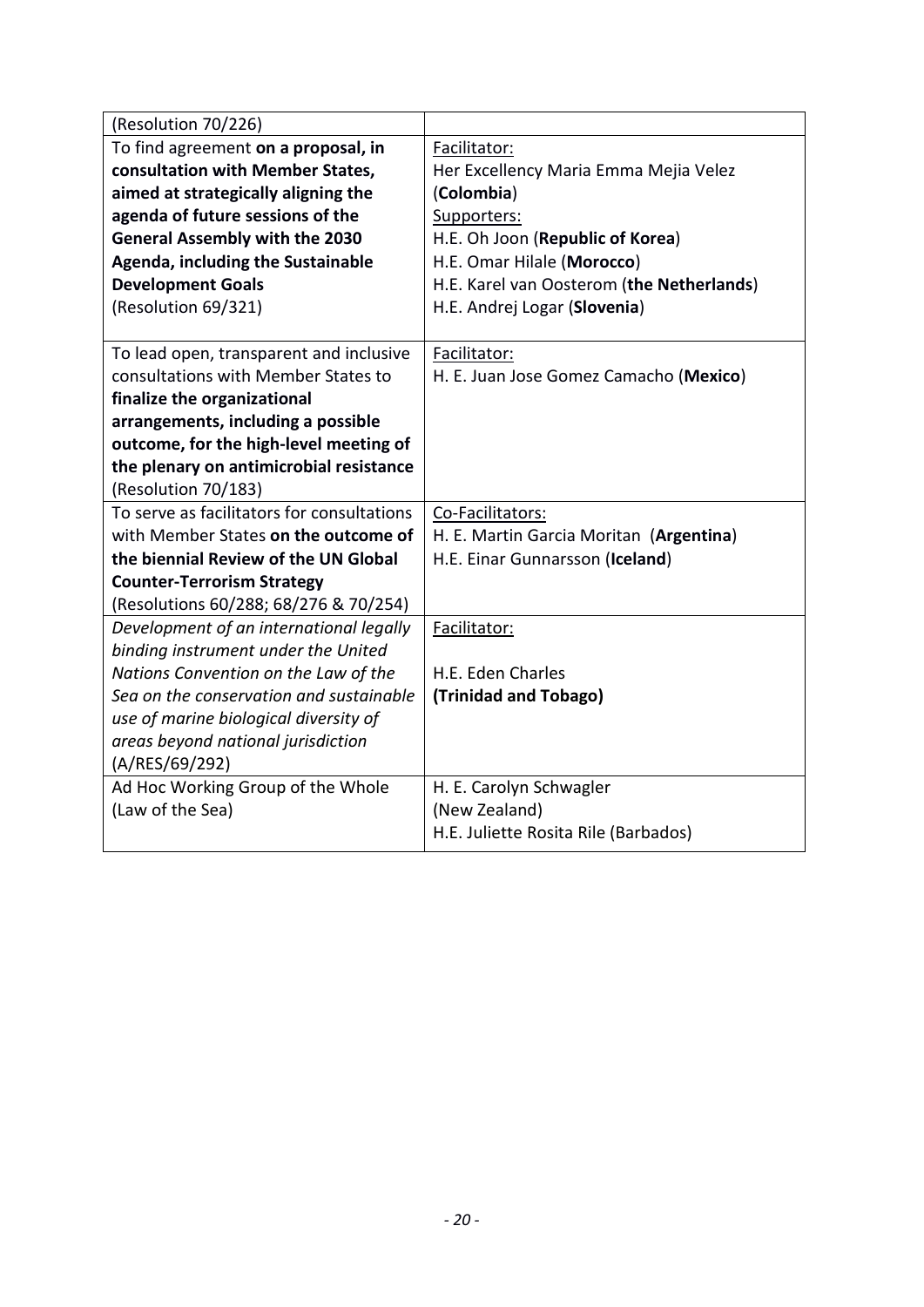| (Resolution 70/226) | |
|---|---|
| To find agreement **on a proposal, in consultation with Member States, aimed at strategically aligning the agenda of future sessions of the General Assembly with the 2030 Agenda, including the Sustainable Development Goals** (Resolution 69/321) | Facilitator:<br>Her Excellency Maria Emma Mejia Velez (**Colombia**)<br>Supporters:<br>H.E. Oh Joon (**Republic of Korea**)<br>H.E. Omar Hilale (**Morocco**)<br>H.E. Karel van Oosterom (**the Netherlands**)<br>H.E. Andrej Logar (**Slovenia**) |
| To lead open, transparent and inclusive consultations with Member States to **finalize the organizational arrangements, including a possible outcome, for the high-level meeting of the plenary on antimicrobial resistance** (Resolution 70/183) | Facilitator:<br>H. E. Juan Jose Gomez Camacho (**Mexico**) |
| To serve as facilitators for consultations with Member States **on the outcome of the biennial Review of the UN Global Counter-Terrorism Strategy** (Resolutions 60/288; 68/276 & 70/254) | Co-Facilitators:<br>H. E. Martin Garcia Moritan (**Argentina**)<br>H.E. Einar Gunnarsson (**Iceland**) |
| *Development of an international legally binding instrument under the United Nations Convention on the Law of the Sea on the conservation and sustainable use of marine biological diversity of areas beyond national jurisdiction* (A/RES/69/292) | Facilitator:<br><br>H.E. Eden Charles<br>**(Trinidad and Tobago)** |
| Ad Hoc Working Group of the Whole (Law of the Sea) | H. E. Carolyn Schwagler (New Zealand)<br>H.E. Juliette Rosita Rile (Barbados) |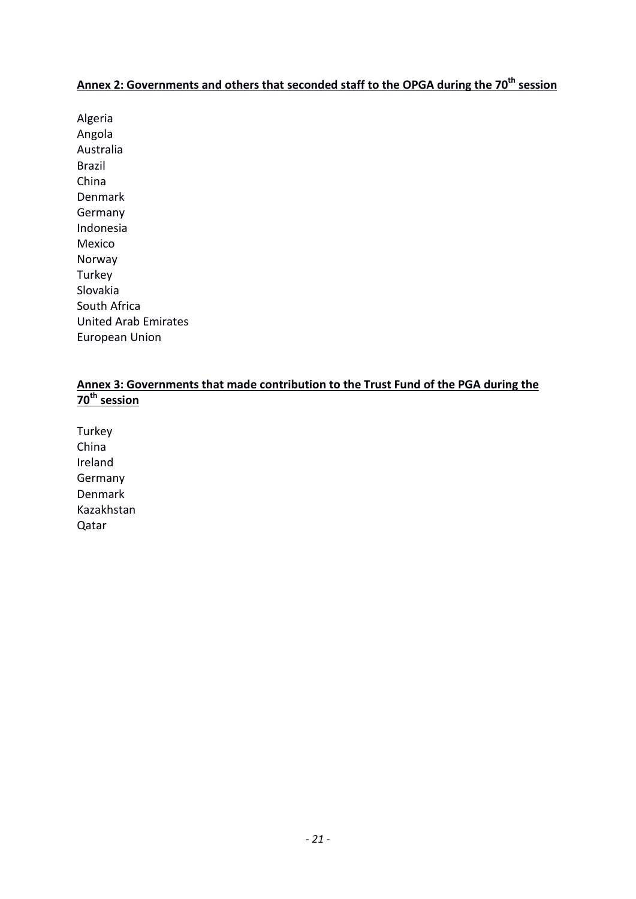## Annex 2: Governments and others that seconded staff to the OPGA during the 70th session

Algeria
Angola
Australia
Brazil
China
Denmark
Germany
Indonesia
Mexico
Norway
Turkey
Slovakia
South Africa
United Arab Emirates
European Union

## Annex 3: Governments that made contribution to the Trust Fund of the PGA during the 70th session

Turkey
China
Ireland
Germany
Denmark
Kazakhstan
Qatar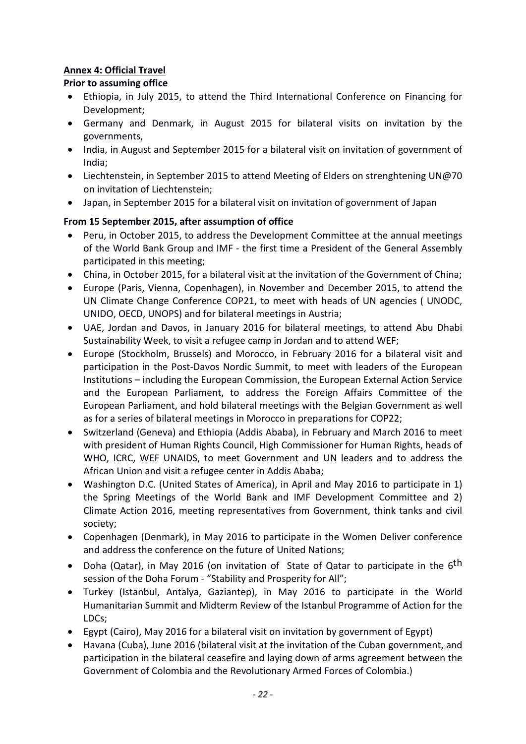**Annex 4: Official Travel**

**Prior to assuming office**

- Ethiopia, in July 2015, to attend the Third International Conference on Financing for Development;
- Germany and Denmark, in August 2015 for bilateral visits on invitation by the governments,
- India, in August and September 2015 for a bilateral visit on invitation of government of India;
- Liechtenstein, in September 2015 to attend Meeting of Elders on strenghtening UN@70 on invitation of Liechtenstein;
- Japan, in September 2015 for a bilateral visit on invitation of government of Japan

**From 15 September 2015, after assumption of office**

- Peru, in October 2015, to address the Development Committee at the annual meetings of the World Bank Group and IMF - the first time a President of the General Assembly participated in this meeting;
- China, in October 2015, for a bilateral visit at the invitation of the Government of China;
- Europe (Paris, Vienna, Copenhagen), in November and December 2015, to attend the UN Climate Change Conference COP21, to meet with heads of UN agencies ( UNODC, UNIDO, OECD, UNOPS) and for bilateral meetings in Austria;
- UAE, Jordan and Davos, in January 2016 for bilateral meetings, to attend Abu Dhabi Sustainability Week, to visit a refugee camp in Jordan and to attend WEF;
- Europe (Stockholm, Brussels) and Morocco, in February 2016 for a bilateral visit and participation in the Post-Davos Nordic Summit, to meet with leaders of the European Institutions – including the European Commission, the European External Action Service and the European Parliament, to address the Foreign Affairs Committee of the European Parliament, and hold bilateral meetings with the Belgian Government as well as for a series of bilateral meetings in Morocco in preparations for COP22;
- Switzerland (Geneva) and Ethiopia (Addis Ababa), in February and March 2016 to meet with president of Human Rights Council, High Commissioner for Human Rights, heads of WHO, ICRC, WEF UNAIDS, to meet Government and UN leaders and to address the African Union and visit a refugee center in Addis Ababa;
- Washington D.C. (United States of America), in April and May 2016 to participate in 1) the Spring Meetings of the World Bank and IMF Development Committee and 2) Climate Action 2016, meeting representatives from Government, think tanks and civil society;
- Copenhagen (Denmark), in May 2016 to participate in the Women Deliver conference and address the conference on the future of United Nations;
- Doha (Qatar), in May 2016 (on invitation of State of Qatar to participate in the 6th session of the Doha Forum - "Stability and Prosperity for All";
- Turkey (Istanbul, Antalya, Gaziantep), in May 2016 to participate in the World Humanitarian Summit and Midterm Review of the Istanbul Programme of Action for the LDCs;
- Egypt (Cairo), May 2016 for a bilateral visit on invitation by government of Egypt)
- Havana (Cuba), June 2016 (bilateral visit at the invitation of the Cuban government, and participation in the bilateral ceasefire and laying down of arms agreement between the Government of Colombia and the Revolutionary Armed Forces of Colombia.)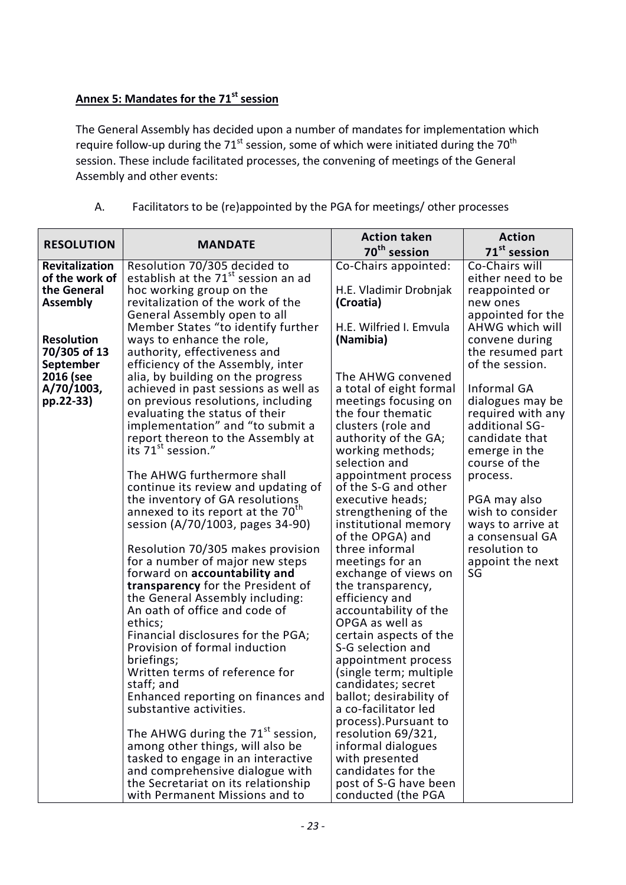## Annex 5: Mandates for the 71st session

The General Assembly has decided upon a number of mandates for implementation which require follow-up during the 71st session, some of which were initiated during the 70th session. These include facilitated processes, the convening of meetings of the General Assembly and other events:

A. Facilitators to be (re)appointed by the PGA for meetings/ other processes

| RESOLUTION | MANDATE | Action taken 70th session | Action 71st session |
|---|---|---|---|
| **Revitalization of the work of the General Assembly**<br><br>**Resolution 70/305 of 13 September 2016 (see A/70/1003, pp.22-33)** | Resolution 70/305 decided to establish at the 71st session an ad hoc working group on the revitalization of the work of the General Assembly open to all Member States "to identify further ways to enhance the role, authority, effectiveness and efficiency of the Assembly, inter alia, by building on the progress achieved in past sessions as well as on previous resolutions, including evaluating the status of their implementation" and "to submit a report thereon to the Assembly at its 71st session."<br><br>The AHWG furthermore shall continue its review and updating of the inventory of GA resolutions annexed to its report at the 70th session (A/70/1003, pages 34-90)<br><br>Resolution 70/305 makes provision for a number of major new steps forward on **accountability and transparency** for the President of the General Assembly including:<br>An oath of office and code of ethics;<br>Financial disclosures for the PGA;<br>Provision of formal induction briefings;<br>Written terms of reference for staff; and<br>Enhanced reporting on finances and substantive activities.<br><br>The AHWG during the 71st session, among other things, will also be tasked to engage in an interactive and comprehensive dialogue with the Secretariat on its relationship with Permanent Missions and to | Co-Chairs appointed:<br><br>H.E. Vladimir Drobnjak **(Croatia)**<br><br>H.E. Wilfried I. Emvula **(Namibia)**<br><br>The AHWG convened a total of eight formal meetings focusing on the four thematic clusters (role and authority of the GA; working methods; selection and appointment process of the S-G and other executive heads; strengthening of the institutional memory of the OPGA) and three informal meetings for an exchange of views on the transparency, efficiency and accountability of the OPGA as well as certain aspects of the S-G selection and appointment process (single term; multiple candidates; secret ballot; desirability of a co-facilitator led process).Pursuant to resolution 69/321, informal dialogues with presented candidates for the post of S-G have been conducted (the PGA | Co-Chairs will either need to be reappointed or new ones appointed for the AHWG which will convene during the resumed part of the session.<br><br>Informal GA dialogues may be required with any additional SG-candidate that emerge in the course of the process.<br><br>PGA may also wish to consider ways to arrive at a consensual GA resolution to appoint the next SG |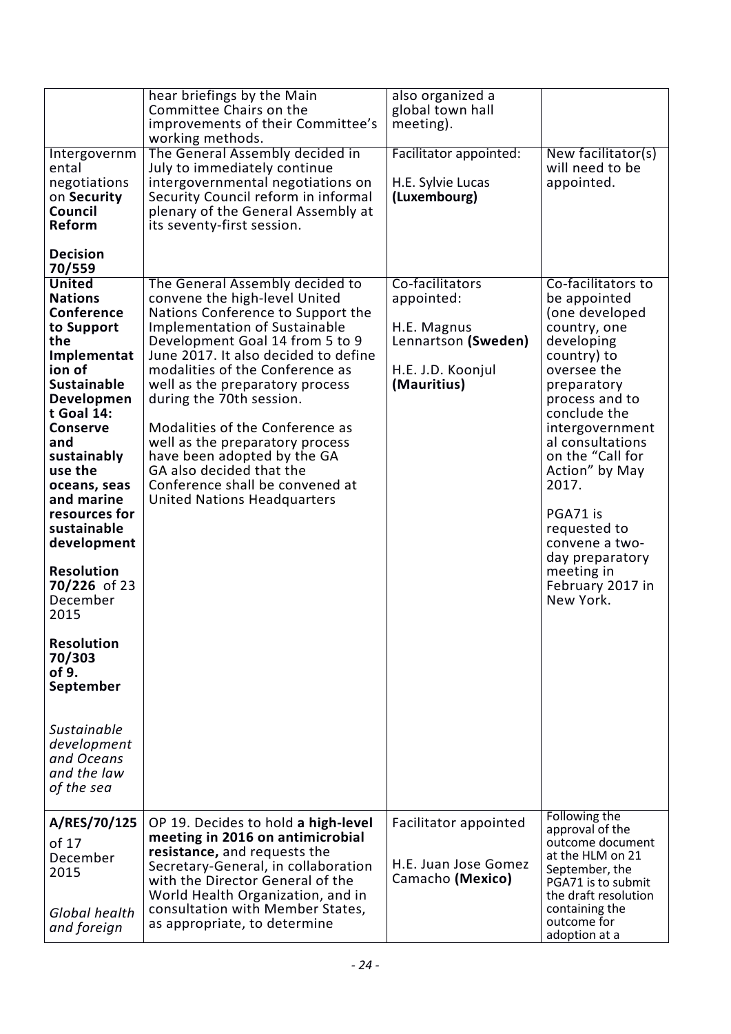| | | | |
|---|---|---|---|
| | hear briefings by the Main Committee Chairs on the improvements of their Committee's working methods. | also organized a global town hall meeting). | |
| Intergovernmental negotiations on **Security Council Reform**<br><br>**Decision 70/559** | The General Assembly decided in July to immediately continue intergovernmental negotiations on Security Council reform in informal plenary of the General Assembly at its seventy-first session. | Facilitator appointed:<br><br>H.E. Sylvie Lucas **(Luxembourg)** | New facilitator(s) will need to be appointed. |
| **United Nations Conference to Support the Implementation of Sustainable Development Goal 14: Conserve and sustainably use the oceans, seas and marine resources for sustainable development**<br><br>**Resolution 70/226** of 23 December 2015<br><br>**Resolution 70/303 of 9. September**<br><br>*Sustainable development and Oceans and the law of the sea* | The General Assembly decided to convene the high-level United Nations Conference to Support the Implementation of Sustainable Development Goal 14 from 5 to 9 June 2017. It also decided to define modalities of the Conference as well as the preparatory process during the 70th session.<br><br>Modalities of the Conference as well as the preparatory process have been adopted by the GA GA also decided that the Conference shall be convened at United Nations Headquarters | Co-facilitators appointed:<br><br>H.E. Magnus Lennartson **(Sweden)**<br><br>H.E. J.D. Koonjul **(Mauritius)** | Co-facilitators to be appointed (one developed country, one developing country) to oversee the preparatory process and to conclude the intergovernmental consultations on the "Call for Action" by May 2017.<br><br>PGA71 is requested to convene a two-day preparatory meeting in February 2017 in New York. |
| **A/RES/70/125** of 17 December 2015<br><br>*Global health and foreign* | OP 19. Decides to hold **a high-level meeting in 2016 on antimicrobial resistance,** and requests the Secretary-General, in collaboration with the Director General of the World Health Organization, and in consultation with Member States, as appropriate, to determine | Facilitator appointed<br><br>H.E. Juan Jose Gomez Camacho **(Mexico)** | Following the approval of the outcome document at the HLM on 21 September, the PGA71 is to submit the draft resolution containing the outcome for adoption at a |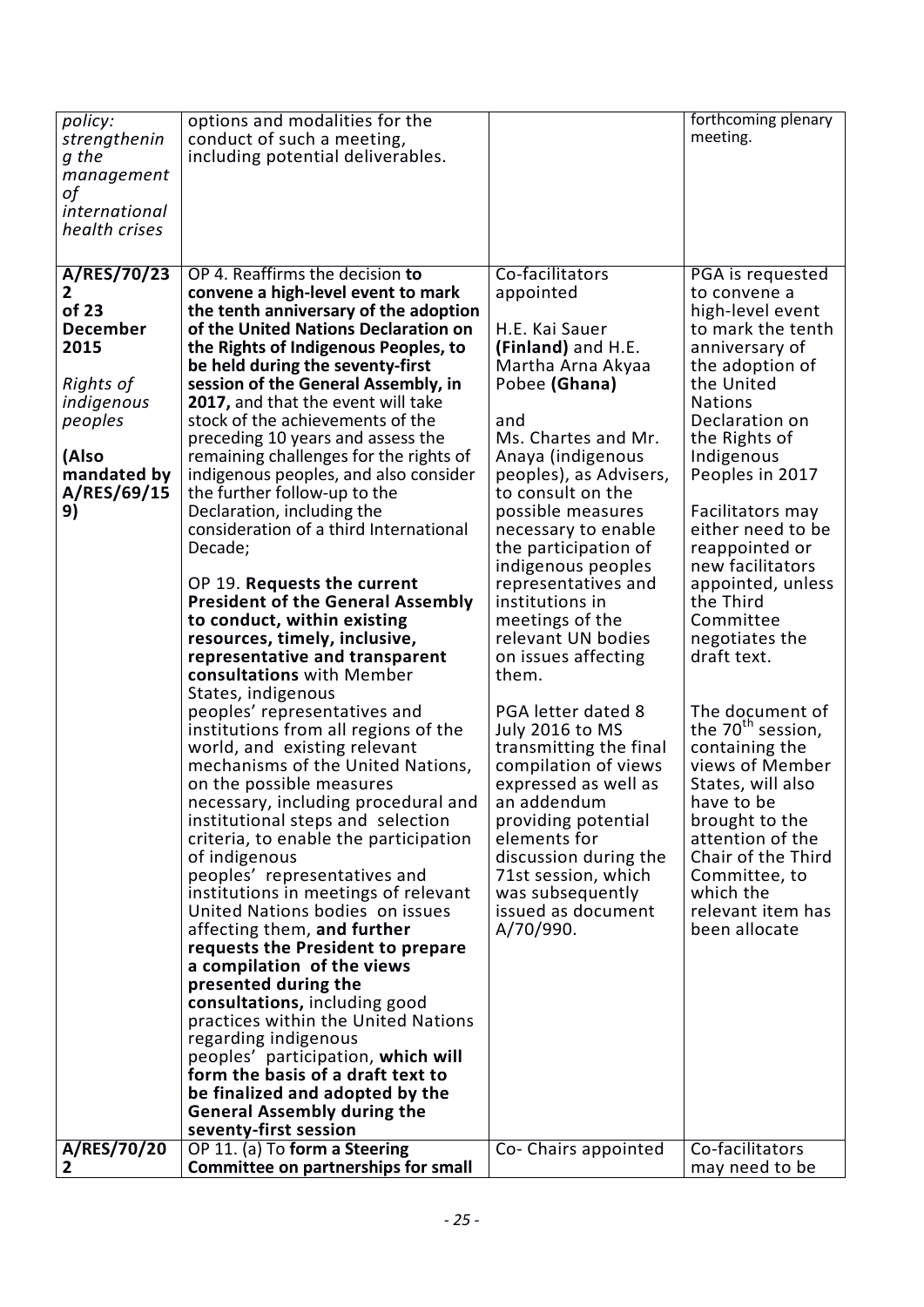| | | | |
|---|---|---|---|
| *policy: strengthening the management of international health crises* | options and modalities for the conduct of such a meeting, including potential deliverables. | | forthcoming plenary meeting. |
| **A/RES/70/232 of 23 December 2015**<br><br>*Rights of indigenous peoples*<br><br>**(Also mandated by A/RES/69/159)** | OP 4. Reaffirms the decision **to convene a high-level event to mark the tenth anniversary of the adoption of the United Nations Declaration on the Rights of Indigenous Peoples, to be held during the seventy-first session of the General Assembly, in 2017,** and that the event will take stock of the achievements of the preceding 10 years and assess the remaining challenges for the rights of indigenous peoples, and also consider the further follow-up to the Declaration, including the consideration of a third International Decade;<br><br>OP 19. **Requests the current President of the General Assembly to conduct, within existing resources, timely, inclusive, representative and transparent consultations** with Member States, indigenous peoples' representatives and institutions from all regions of the world, and existing relevant mechanisms of the United Nations, on the possible measures necessary, including procedural and institutional steps and selection criteria, to enable the participation of indigenous peoples' representatives and institutions in meetings of relevant United Nations bodies on issues affecting them, **and further requests the President to prepare a compilation of the views presented during the consultations,** including good practices within the United Nations regarding indigenous peoples' participation, **which will form the basis of a draft text to be finalized and adopted by the General Assembly during the seventy-first session** | Co-facilitators appointed<br><br>H.E. Kai Sauer **(Finland)** and H.E. Martha Arna Akyaa Pobee **(Ghana)**<br><br>and<br>Ms. Chartes and Mr. Anaya (indigenous peoples), as Advisers, to consult on the possible measures necessary to enable the participation of indigenous peoples representatives and institutions in meetings of the relevant UN bodies on issues affecting them.<br><br>PGA letter dated 8 July 2016 to MS transmitting the final compilation of views expressed as well as an addendum providing potential elements for discussion during the 71st session, which was subsequently issued as document A/70/990. | PGA is requested to convene a high-level event to mark the tenth anniversary of the adoption of the United Nations Declaration on the Rights of Indigenous Peoples in 2017<br><br>Facilitators may either need to be reappointed or new facilitators appointed, unless the Third Committee negotiates the draft text.<br><br>The document of the 70th session, containing the views of Member States, will also have to be brought to the attention of the Chair of the Third Committee, to which the relevant item has been allocate |
| **A/RES/70/202** | OP 11. (a) To **form a Steering Committee on partnerships for small** | Co- Chairs appointed | Co-facilitators may need to be |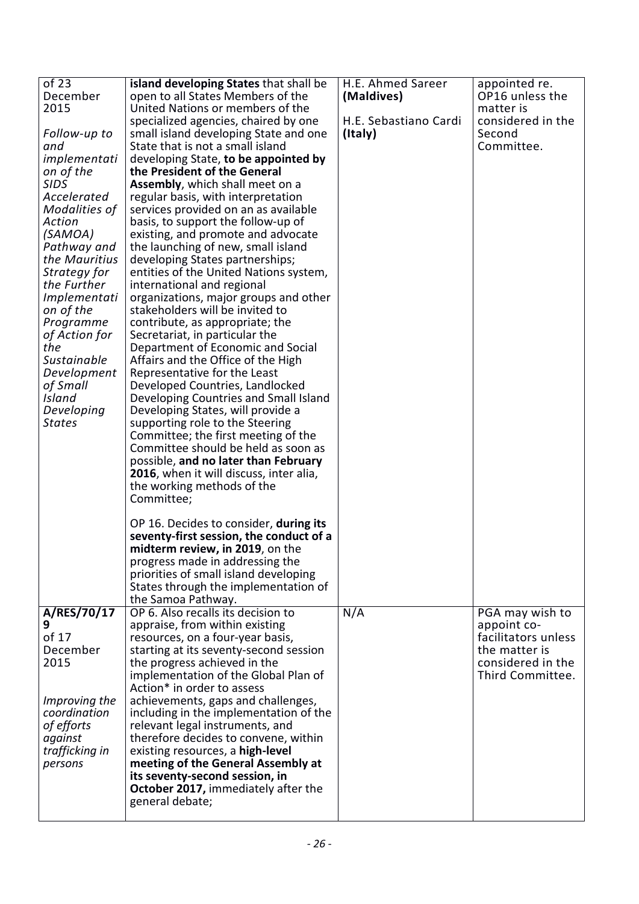| | | | |
|---|---|---|---|
| of 23 December 2015<br><br>*Follow-up to and implementation of the SIDS Accelerated Modalities of Action (SAMOA) Pathway and the Mauritius Strategy for the Further Implementation of the Programme of Action for the Sustainable Development of Small Island Developing States* | **island developing States** that shall be open to all States Members of the United Nations or members of the specialized agencies, chaired by one small island developing State and one State that is not a small island developing State, **to be appointed by the President of the General Assembly**, which shall meet on a regular basis, with interpretation services provided on an as available basis, to support the follow-up of existing, and promote and advocate the launching of new, small island developing States partnerships; entities of the United Nations system, international and regional organizations, major groups and other stakeholders will be invited to contribute, as appropriate; the Secretariat, in particular the Department of Economic and Social Affairs and the Office of the High Representative for the Least Developed Countries, Landlocked Developing Countries and Small Island Developing States, will provide a supporting role to the Steering Committee; the first meeting of the Committee should be held as soon as possible, **and no later than February 2016**, when it will discuss, inter alia, the working methods of the Committee;<br><br>OP 16. Decides to consider, **during its seventy-first session, the conduct of a midterm review, in 2019**, on the progress made in addressing the priorities of small island developing States through the implementation of the Samoa Pathway. | H.E. Ahmed Sareer **(Maldives)**<br><br>H.E. Sebastiano Cardi **(Italy)** | appointed re. OP16 unless the matter is considered in the Second Committee. |
| **A/RES/70/179** of 17 December 2015<br><br>*Improving the coordination of efforts against trafficking in persons* | OP 6. Also recalls its decision to appraise, from within existing resources, on a four-year basis, starting at its seventy-second session the progress achieved in the implementation of the Global Plan of Action* in order to assess achievements, gaps and challenges, including in the implementation of the relevant legal instruments, and therefore decides to convene, within existing resources, a **high-level meeting of the General Assembly at its seventy-second session, in October 2017,** immediately after the general debate; | N/A | PGA may wish to appoint co-facilitators unless the matter is considered in the Third Committee. |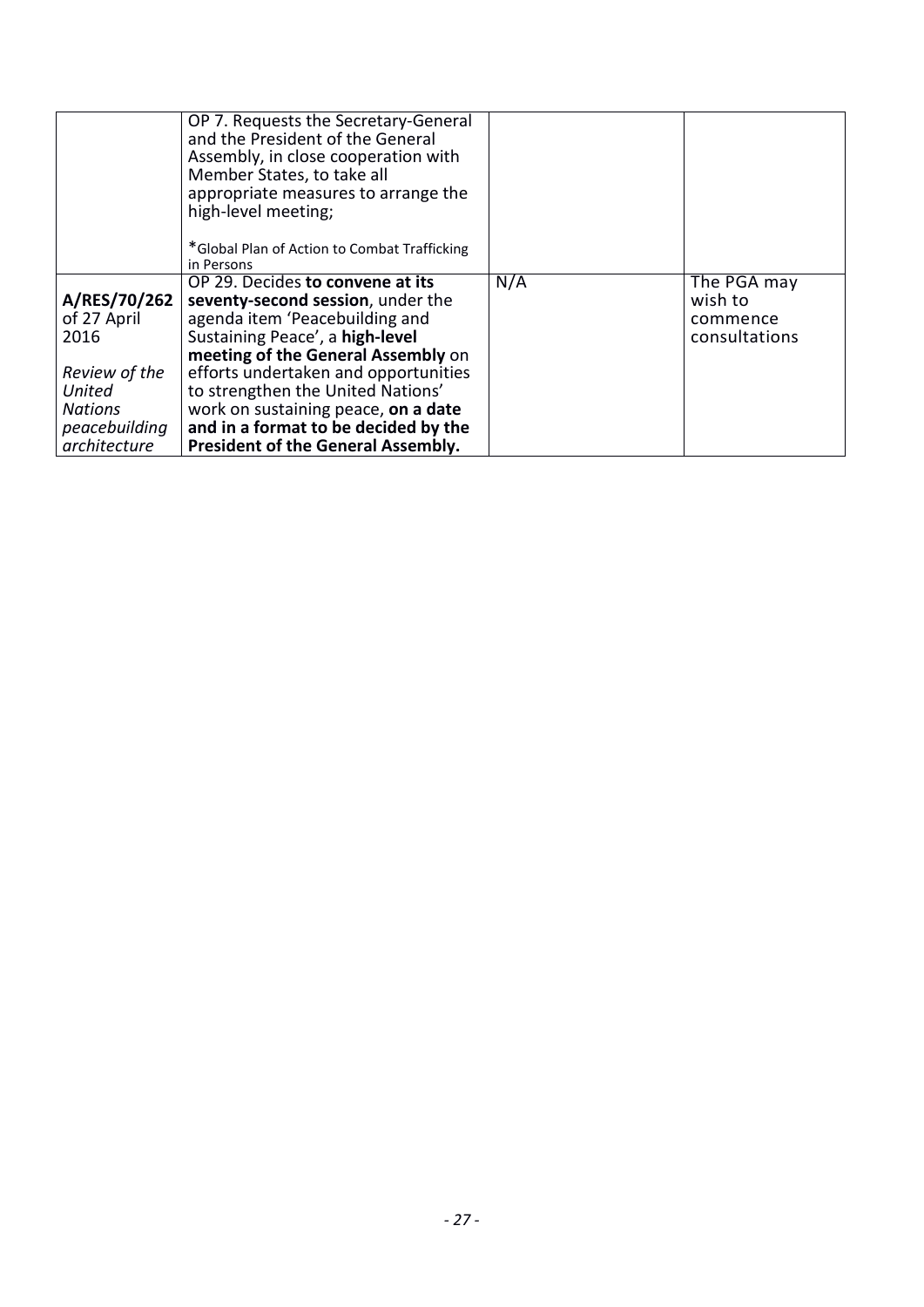|  |  |  |  |
|---|---|---|---|
|  | OP 7. Requests the Secretary-General and the President of the General Assembly, in close cooperation with Member States, to take all appropriate measures to arrange the high-level meeting;<br><br>*Global Plan of Action to Combat Trafficking in Persons |  |  |
| **A/RES/70/262** of 27 April 2016<br><br>*Review of the United Nations peacebuilding architecture* | OP 29. Decides **to convene at its seventy-second session**, under the agenda item 'Peacebuilding and Sustaining Peace', a **high-level meeting of the General Assembly** on efforts undertaken and opportunities to strengthen the United Nations' work on sustaining peace, **on a date and in a format to be decided by the President of the General Assembly.** | N/A | The PGA may wish to commence consultations |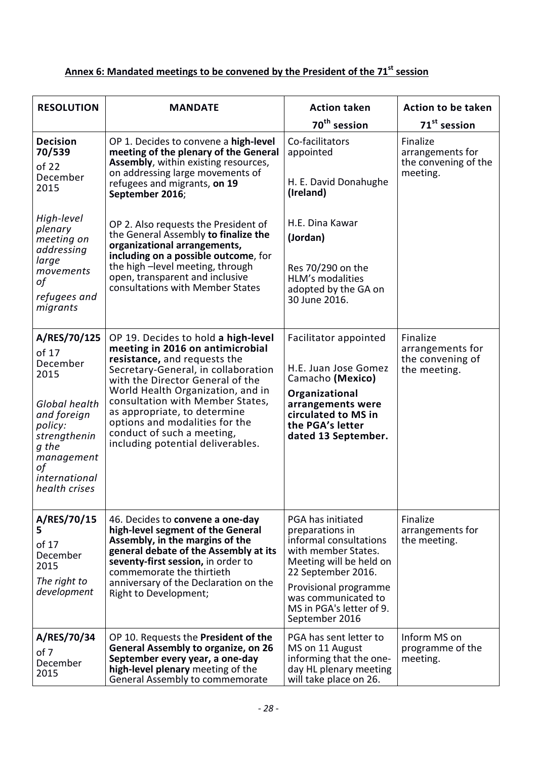## Annex 6: Mandated meetings to be convened by the President of the 71st session

| RESOLUTION | MANDATE | Action taken 70th session | Action to be taken 71st session |
|---|---|---|---|
| **Decision 70/539** of 22 December 2015<br><br>*High-level plenary meeting on addressing large movements of refugees and migrants* | OP 1. Decides to convene a **high-level meeting of the plenary of the General Assembly**, within existing resources, on addressing large movements of refugees and migrants, **on 19 September 2016**;<br><br>OP 2. Also requests the President of the General Assembly **to finalize the organizational arrangements, including on a possible outcome**, for the high –level meeting, through open, transparent and inclusive consultations with Member States | Co-facilitators appointed<br><br>H. E. David Donahughe **(Ireland)**<br><br>H.E. Dina Kawar **(Jordan)**<br><br>Res 70/290 on the HLM's modalities adopted by the GA on 30 June 2016. | Finalize arrangements for the convening of the meeting. |
| **A/RES/70/125** of 17 December 2015<br><br>*Global health and foreign policy: strengthening the management of international health crises* | OP 19. Decides to hold **a high-level meeting in 2016 on antimicrobial resistance,** and requests the Secretary-General, in collaboration with the Director General of the World Health Organization, and in consultation with Member States, as appropriate, to determine options and modalities for the conduct of such a meeting, including potential deliverables. | Facilitator appointed<br><br>H.E. Juan Jose Gomez Camacho **(Mexico)**<br><br>**Organizational arrangements were circulated to MS in the PGA's letter dated 13 September.** | Finalize arrangements for the convening of the meeting. |
| **A/RES/70/155** of 17 December 2015<br><br>*The right to development* | 46. Decides to **convene a one-day high-level segment of the General Assembly, in the margins of the general debate of the Assembly at its seventy-first session,** in order to commemorate the thirtieth anniversary of the Declaration on the Right to Development; | PGA has initiated preparations in informal consultations with member States. Meeting will be held on 22 September 2016.<br><br>Provisional programme was communicated to MS in PGA's letter of 9. September 2016 | Finalize arrangements for the meeting. |
| **A/RES/70/34** of 7 December 2015 | OP 10. Requests the **President of the General Assembly to organize, on 26 September every year, a one-day high-level plenary** meeting of the General Assembly to commemorate | PGA has sent letter to MS on 11 August informing that the one-day HL plenary meeting will take place on 26. | Inform MS on programme of the meeting. |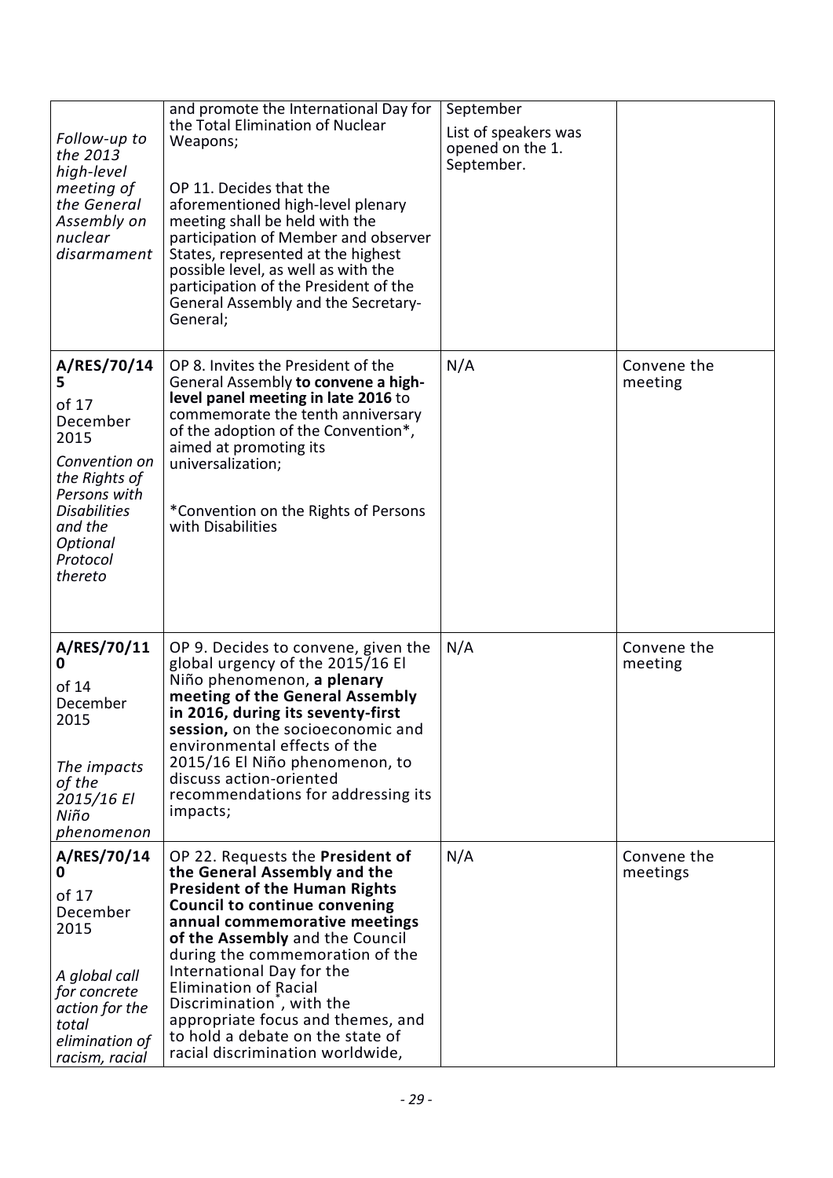| | | | |
|---|---|---|---|
| *Follow-up to the 2013 high-level meeting of the General Assembly on nuclear disarmament* | and promote the International Day for the Total Elimination of Nuclear Weapons;<br><br>OP 11. Decides that the aforementioned high-level plenary meeting shall be held with the participation of Member and observer States, represented at the highest possible level, as well as with the participation of the President of the General Assembly and the Secretary-General; | September<br><br>List of speakers was opened on the 1. September. | |
| **A/RES/70/145**<br><br>of 17 December 2015<br><br>*Convention on the Rights of Persons with Disabilities and the Optional Protocol thereto* | OP 8. Invites the President of the General Assembly **to convene a high-level panel meeting in late 2016** to commemorate the tenth anniversary of the adoption of the Convention*, aimed at promoting its universalization;<br><br>*Convention on the Rights of Persons with Disabilities | N/A | Convene the meeting |
| **A/RES/70/110**<br><br>of 14 December 2015<br><br>*The impacts of the 2015/16 El Niño phenomenon* | OP 9. Decides to convene, given the global urgency of the 2015/16 El Niño phenomenon, **a plenary meeting of the General Assembly in 2016, during its seventy-first session,** on the socioeconomic and environmental effects of the 2015/16 El Niño phenomenon, to discuss action-oriented recommendations for addressing its impacts; | N/A | Convene the meeting |
| **A/RES/70/140**<br><br>of 17 December 2015<br><br>*A global call for concrete action for the total elimination of racism, racial* | OP 22. Requests the **President of the General Assembly and the President of the Human Rights Council to continue convening annual commemorative meetings of the Assembly** and the Council during the commemoration of the International Day for the Elimination of Racial Discrimination*, with the appropriate focus and themes, and to hold a debate on the state of racial discrimination worldwide, | N/A | Convene the meetings |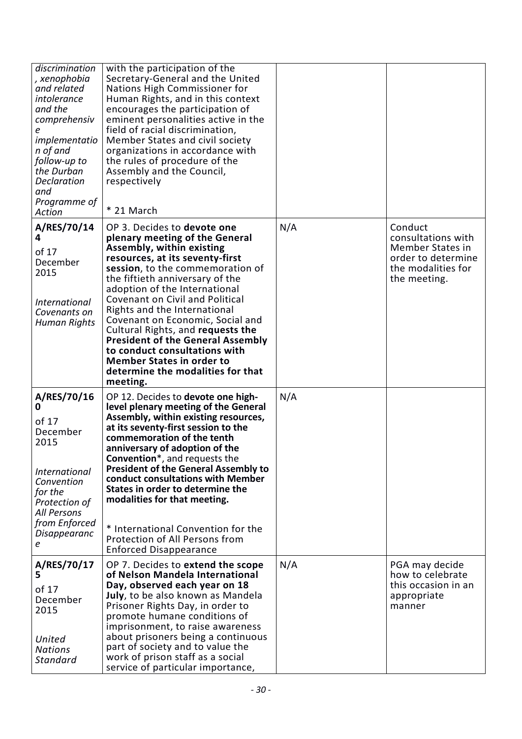| | | | |
|---|---|---|---|
| *discrimination, xenophobia and related intolerance and the comprehensive implementation of and follow-up to the Durban Declaration and Programme of Action* | with the participation of the Secretary-General and the United Nations High Commissioner for Human Rights, and in this context encourages the participation of eminent personalities active in the field of racial discrimination, Member States and civil society organizations in accordance with the rules of procedure of the Assembly and the Council, respectively<br><br>* 21 March | | |
| **A/RES/70/144**<br><br>of 17 December 2015<br><br>*International Covenants on Human Rights* | OP 3. Decides to **devote one plenary meeting of the General Assembly, within existing resources, at its seventy-first session**, to the commemoration of the fiftieth anniversary of the adoption of the International Covenant on Civil and Political Rights and the International Covenant on Economic, Social and Cultural Rights, and **requests the President of the General Assembly to conduct consultations with Member States in order to determine the modalities for that meeting.** | N/A | Conduct consultations with Member States in order to determine the modalities for the meeting. |
| **A/RES/70/160**<br><br>of 17 December 2015<br><br>*International Convention for the Protection of All Persons from Enforced Disappearance* | OP 12. Decides to **devote one high-level plenary meeting of the General Assembly, within existing resources, at its seventy-first session to the commemoration of the tenth anniversary of adoption of the Convention***, and requests the **President of the General Assembly to conduct consultations with Member States in order to determine the modalities for that meeting.**<br><br>* International Convention for the Protection of All Persons from Enforced Disappearance | N/A | |
| **A/RES/70/175**<br><br>of 17 December 2015<br><br>*United Nations Standard* | OP 7. Decides to **extend the scope of Nelson Mandela International Day, observed each year on 18 July**, to be also known as Mandela Prisoner Rights Day, in order to promote humane conditions of imprisonment, to raise awareness about prisoners being a continuous part of society and to value the work of prison staff as a social service of particular importance, | N/A | PGA may decide how to celebrate this occasion in an appropriate manner |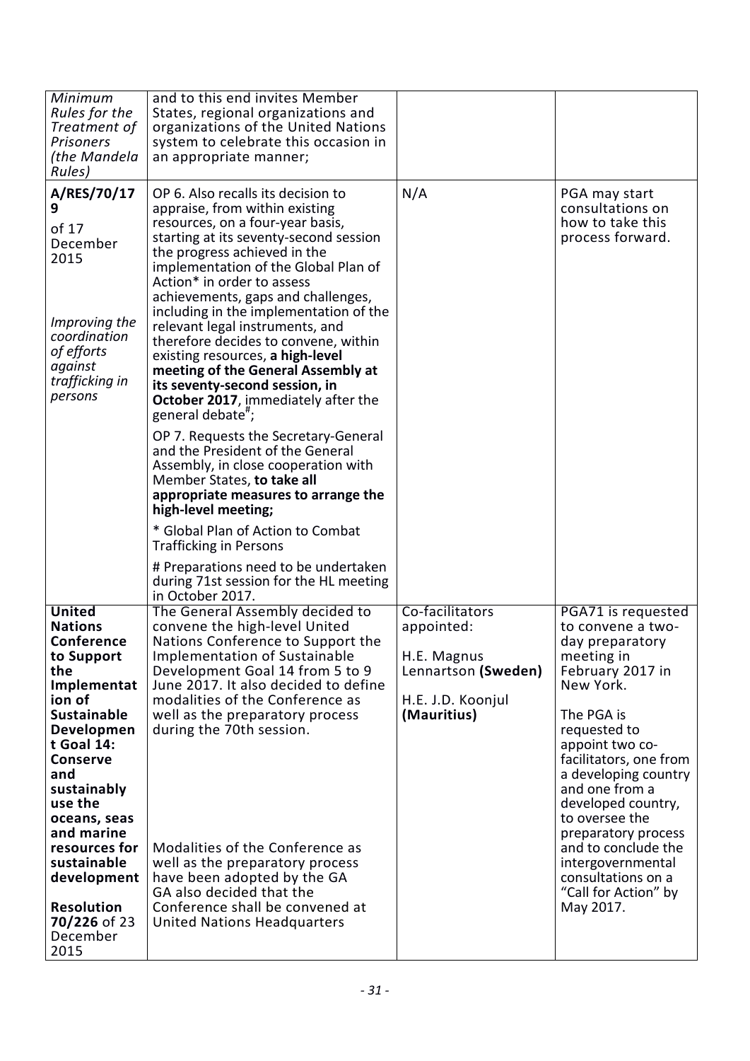| | | | |
|---|---|---|---|
| *Minimum Rules for the Treatment of Prisoners (the Mandela Rules)* | and to this end invites Member States, regional organizations and organizations of the United Nations system to celebrate this occasion in an appropriate manner; | | |
| **A/RES/70/179** of 17 December 2015<br><br>*Improving the coordination of efforts against trafficking in persons* | OP 6. Also recalls its decision to appraise, from within existing resources, on a four-year basis, starting at its seventy-second session the progress achieved in the implementation of the Global Plan of Action* in order to assess achievements, gaps and challenges, including in the implementation of the relevant legal instruments, and therefore decides to convene, within existing resources, **a high-level meeting of the General Assembly at its seventy-second session, in October 2017**, immediately after the general debate[#];<br><br>OP 7. Requests the Secretary-General and the President of the General Assembly, in close cooperation with Member States, **to take all appropriate measures to arrange the high-level meeting;**<br><br>* Global Plan of Action to Combat Trafficking in Persons<br><br># Preparations need to be undertaken during 71st session for the HL meeting in October 2017. | N/A | PGA may start consultations on how to take this process forward. |
| **United Nations Conference to Support the Implementation of Sustainable Development Goal 14: Conserve and sustainably use the oceans, seas and marine resources for sustainable development**<br><br>**Resolution 70/226** of 23 December 2015 | The General Assembly decided to convene the high-level United Nations Conference to Support the Implementation of Sustainable Development Goal 14 from 5 to 9 June 2017. It also decided to define modalities of the Conference as well as the preparatory process during the 70th session.<br><br>Modalities of the Conference as well as the preparatory process have been adopted by the GA GA also decided that the Conference shall be convened at United Nations Headquarters | Co-facilitators appointed:<br><br>H.E. Magnus Lennartson **(Sweden)**<br><br>H.E. J.D. Koonjul **(Mauritius)** | PGA71 is requested to convene a two-day preparatory meeting in February 2017 in New York.<br><br>The PGA is requested to appoint two co-facilitators, one from a developing country and one from a developed country, to oversee the preparatory process and to conclude the intergovernmental consultations on a "Call for Action" by May 2017. |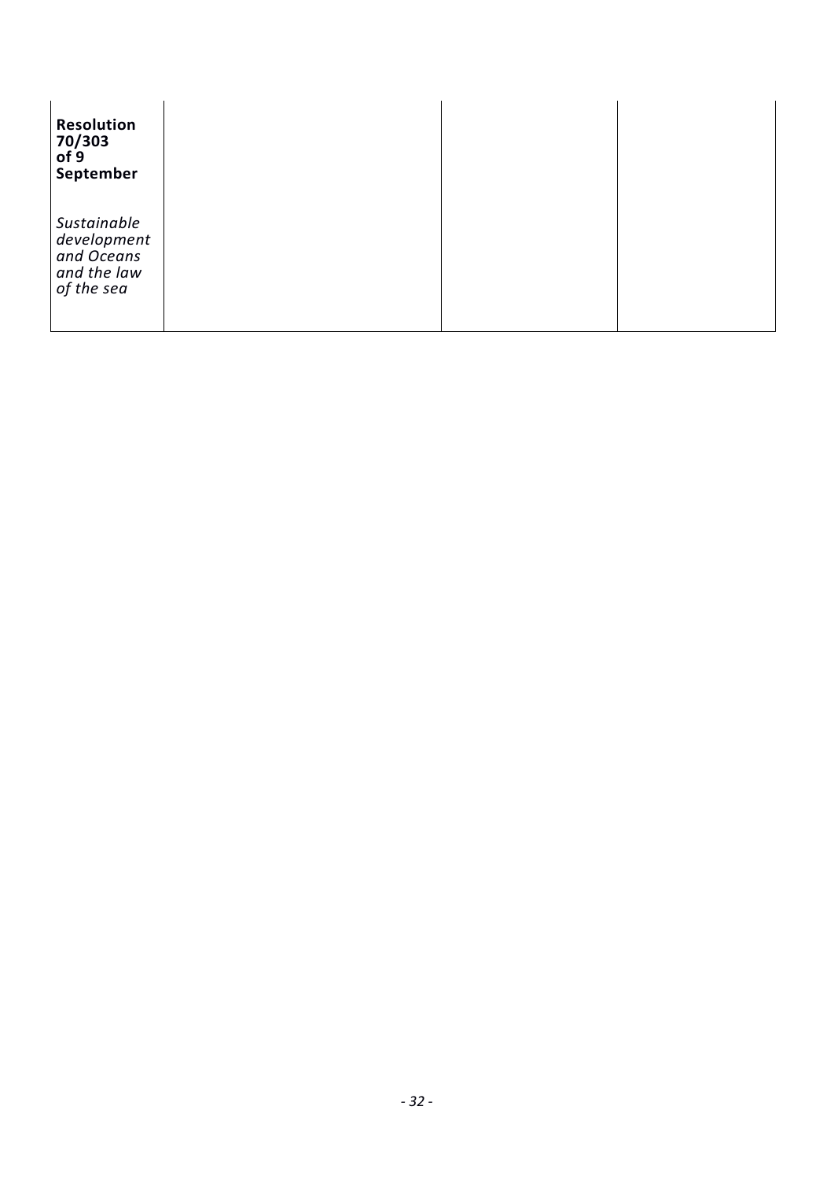| | | | |
|---|---|---|---|
| **Resolution 70/303 of 9 September**<br><br>*Sustainable development and Oceans and the law of the sea* | | | |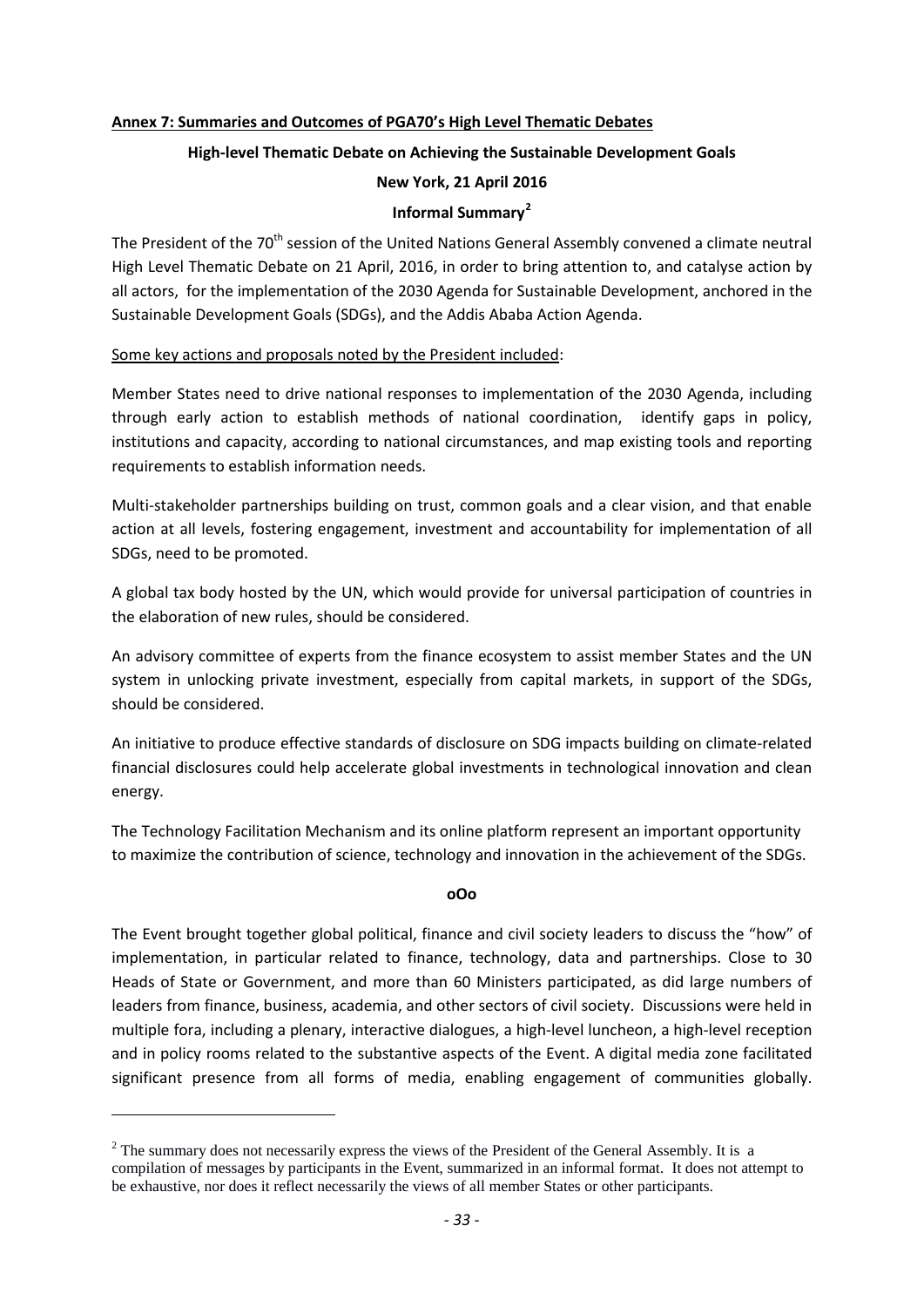## Annex 7: Summaries and Outcomes of PGA70's High Level Thematic Debates

### High-level Thematic Debate on Achieving the Sustainable Development Goals

### New York, 21 April 2016

### Informal Summary[2]

The President of the 70th session of the United Nations General Assembly convened a climate neutral High Level Thematic Debate on 21 April, 2016, in order to bring attention to, and catalyse action by all actors, for the implementation of the 2030 Agenda for Sustainable Development, anchored in the Sustainable Development Goals (SDGs), and the Addis Ababa Action Agenda.

Some key actions and proposals noted by the President included:

Member States need to drive national responses to implementation of the 2030 Agenda, including through early action to establish methods of national coordination, identify gaps in policy, institutions and capacity, according to national circumstances, and map existing tools and reporting requirements to establish information needs.

Multi-stakeholder partnerships building on trust, common goals and a clear vision, and that enable action at all levels, fostering engagement, investment and accountability for implementation of all SDGs, need to be promoted.

A global tax body hosted by the UN, which would provide for universal participation of countries in the elaboration of new rules, should be considered.

An advisory committee of experts from the finance ecosystem to assist member States and the UN system in unlocking private investment, especially from capital markets, in support of the SDGs, should be considered.

An initiative to produce effective standards of disclosure on SDG impacts building on climate-related financial disclosures could help accelerate global investments in technological innovation and clean energy.

The Technology Facilitation Mechanism and its online platform represent an important opportunity to maximize the contribution of science, technology and innovation in the achievement of the SDGs.

**oOo**

The Event brought together global political, finance and civil society leaders to discuss the "how" of implementation, in particular related to finance, technology, data and partnerships. Close to 30 Heads of State or Government, and more than 60 Ministers participated, as did large numbers of leaders from finance, business, academia, and other sectors of civil society. Discussions were held in multiple fora, including a plenary, interactive dialogues, a high-level luncheon, a high-level reception and in policy rooms related to the substantive aspects of the Event. A digital media zone facilitated significant presence from all forms of media, enabling engagement of communities globally.

---

[2] The summary does not necessarily express the views of the President of the General Assembly. It is a compilation of messages by participants in the Event, summarized in an informal format. It does not attempt to be exhaustive, nor does it reflect necessarily the views of all member States or other participants.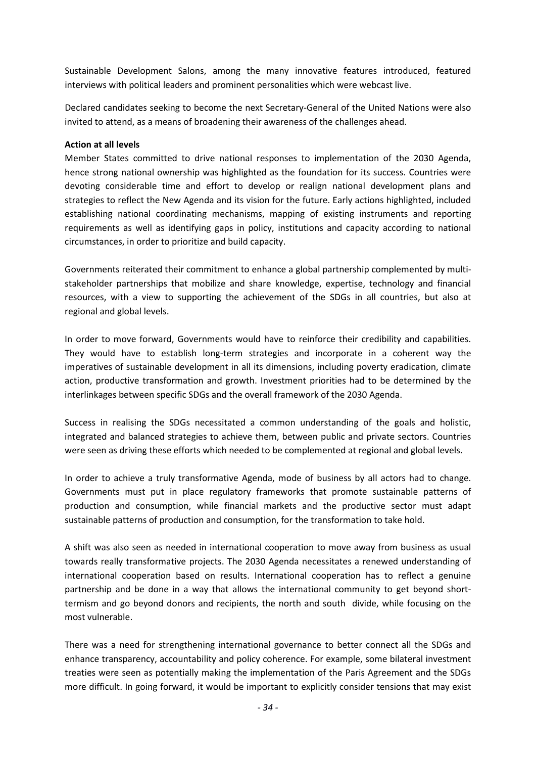Sustainable Development Salons, among the many innovative features introduced, featured interviews with political leaders and prominent personalities which were webcast live.

Declared candidates seeking to become the next Secretary-General of the United Nations were also invited to attend, as a means of broadening their awareness of the challenges ahead.

**Action at all levels**

Member States committed to drive national responses to implementation of the 2030 Agenda, hence strong national ownership was highlighted as the foundation for its success. Countries were devoting considerable time and effort to develop or realign national development plans and strategies to reflect the New Agenda and its vision for the future. Early actions highlighted, included establishing national coordinating mechanisms, mapping of existing instruments and reporting requirements as well as identifying gaps in policy, institutions and capacity according to national circumstances, in order to prioritize and build capacity.

Governments reiterated their commitment to enhance a global partnership complemented by multi-stakeholder partnerships that mobilize and share knowledge, expertise, technology and financial resources, with a view to supporting the achievement of the SDGs in all countries, but also at regional and global levels.

In order to move forward, Governments would have to reinforce their credibility and capabilities. They would have to establish long-term strategies and incorporate in a coherent way the imperatives of sustainable development in all its dimensions, including poverty eradication, climate action, productive transformation and growth. Investment priorities had to be determined by the interlinkages between specific SDGs and the overall framework of the 2030 Agenda.

Success in realising the SDGs necessitated a common understanding of the goals and holistic, integrated and balanced strategies to achieve them, between public and private sectors. Countries were seen as driving these efforts which needed to be complemented at regional and global levels.

In order to achieve a truly transformative Agenda, mode of business by all actors had to change. Governments must put in place regulatory frameworks that promote sustainable patterns of production and consumption, while financial markets and the productive sector must adapt sustainable patterns of production and consumption, for the transformation to take hold.

A shift was also seen as needed in international cooperation to move away from business as usual towards really transformative projects. The 2030 Agenda necessitates a renewed understanding of international cooperation based on results. International cooperation has to reflect a genuine partnership and be done in a way that allows the international community to get beyond short-termism and go beyond donors and recipients, the north and south divide, while focusing on the most vulnerable.

There was a need for strengthening international governance to better connect all the SDGs and enhance transparency, accountability and policy coherence. For example, some bilateral investment treaties were seen as potentially making the implementation of the Paris Agreement and the SDGs more difficult. In going forward, it would be important to explicitly consider tensions that may exist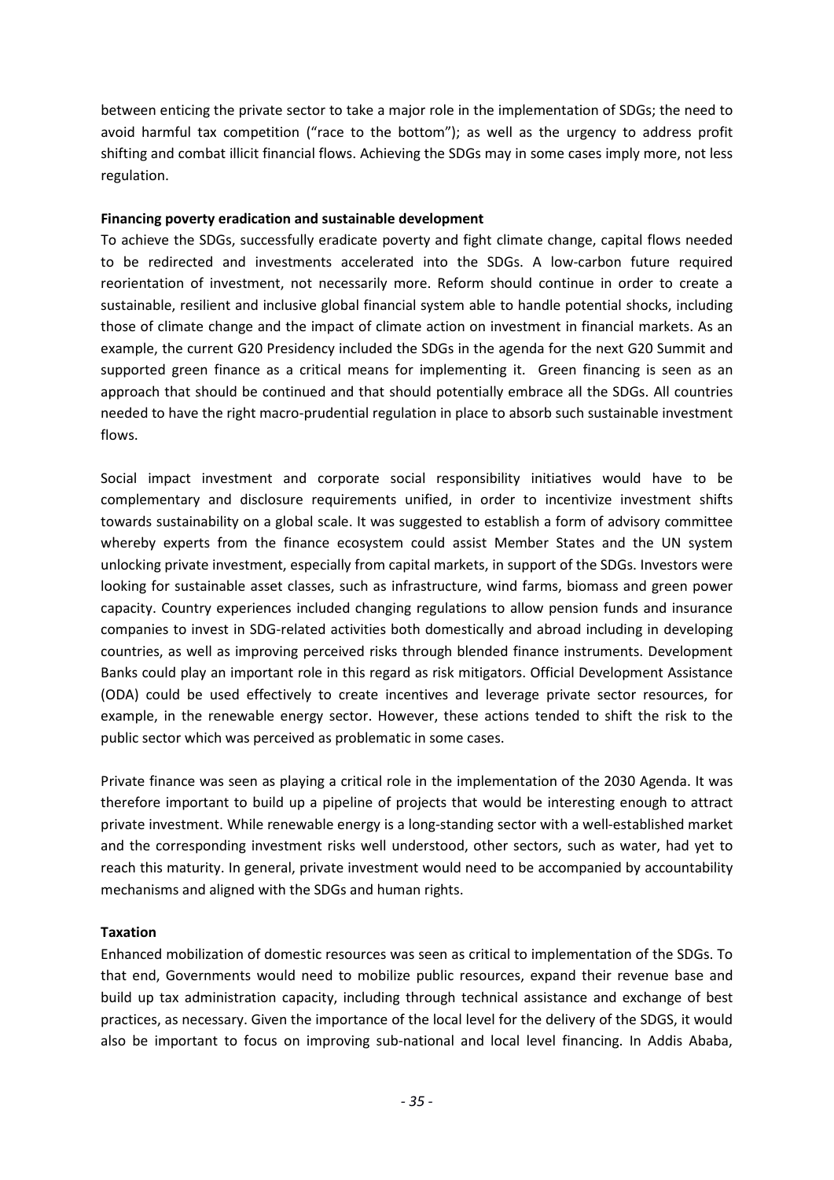between enticing the private sector to take a major role in the implementation of SDGs; the need to avoid harmful tax competition ("race to the bottom"); as well as the urgency to address profit shifting and combat illicit financial flows. Achieving the SDGs may in some cases imply more, not less regulation.

**Financing poverty eradication and sustainable development**

To achieve the SDGs, successfully eradicate poverty and fight climate change, capital flows needed to be redirected and investments accelerated into the SDGs. A low-carbon future required reorientation of investment, not necessarily more. Reform should continue in order to create a sustainable, resilient and inclusive global financial system able to handle potential shocks, including those of climate change and the impact of climate action on investment in financial markets. As an example, the current G20 Presidency included the SDGs in the agenda for the next G20 Summit and supported green finance as a critical means for implementing it. Green financing is seen as an approach that should be continued and that should potentially embrace all the SDGs. All countries needed to have the right macro-prudential regulation in place to absorb such sustainable investment flows.

Social impact investment and corporate social responsibility initiatives would have to be complementary and disclosure requirements unified, in order to incentivize investment shifts towards sustainability on a global scale. It was suggested to establish a form of advisory committee whereby experts from the finance ecosystem could assist Member States and the UN system unlocking private investment, especially from capital markets, in support of the SDGs. Investors were looking for sustainable asset classes, such as infrastructure, wind farms, biomass and green power capacity. Country experiences included changing regulations to allow pension funds and insurance companies to invest in SDG-related activities both domestically and abroad including in developing countries, as well as improving perceived risks through blended finance instruments. Development Banks could play an important role in this regard as risk mitigators. Official Development Assistance (ODA) could be used effectively to create incentives and leverage private sector resources, for example, in the renewable energy sector. However, these actions tended to shift the risk to the public sector which was perceived as problematic in some cases.

Private finance was seen as playing a critical role in the implementation of the 2030 Agenda. It was therefore important to build up a pipeline of projects that would be interesting enough to attract private investment. While renewable energy is a long-standing sector with a well-established market and the corresponding investment risks well understood, other sectors, such as water, had yet to reach this maturity. In general, private investment would need to be accompanied by accountability mechanisms and aligned with the SDGs and human rights.

**Taxation**

Enhanced mobilization of domestic resources was seen as critical to implementation of the SDGs. To that end, Governments would need to mobilize public resources, expand their revenue base and build up tax administration capacity, including through technical assistance and exchange of best practices, as necessary. Given the importance of the local level for the delivery of the SDGS, it would also be important to focus on improving sub-national and local level financing. In Addis Ababa,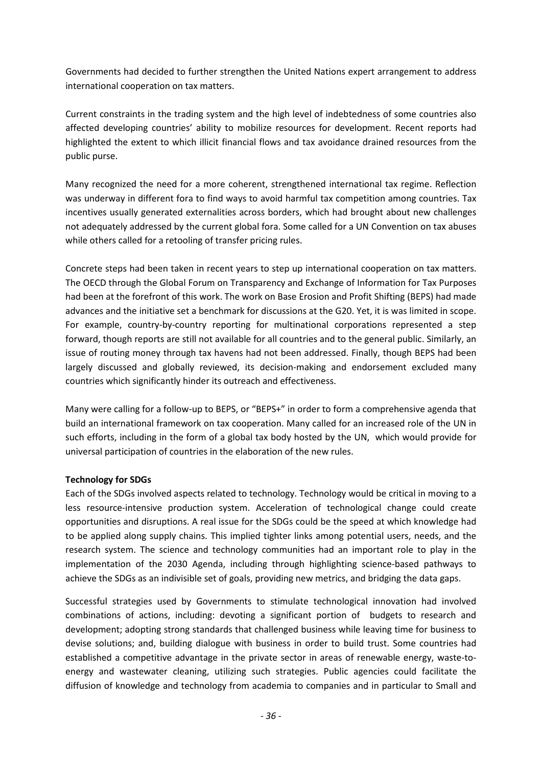Governments had decided to further strengthen the United Nations expert arrangement to address international cooperation on tax matters.

Current constraints in the trading system and the high level of indebtedness of some countries also affected developing countries' ability to mobilize resources for development. Recent reports had highlighted the extent to which illicit financial flows and tax avoidance drained resources from the public purse.

Many recognized the need for a more coherent, strengthened international tax regime. Reflection was underway in different fora to find ways to avoid harmful tax competition among countries. Tax incentives usually generated externalities across borders, which had brought about new challenges not adequately addressed by the current global fora. Some called for a UN Convention on tax abuses while others called for a retooling of transfer pricing rules.

Concrete steps had been taken in recent years to step up international cooperation on tax matters. The OECD through the Global Forum on Transparency and Exchange of Information for Tax Purposes had been at the forefront of this work. The work on Base Erosion and Profit Shifting (BEPS) had made advances and the initiative set a benchmark for discussions at the G20. Yet, it is was limited in scope. For example, country-by-country reporting for multinational corporations represented a step forward, though reports are still not available for all countries and to the general public. Similarly, an issue of routing money through tax havens had not been addressed. Finally, though BEPS had been largely discussed and globally reviewed, its decision-making and endorsement excluded many countries which significantly hinder its outreach and effectiveness.

Many were calling for a follow-up to BEPS, or "BEPS+" in order to form a comprehensive agenda that build an international framework on tax cooperation. Many called for an increased role of the UN in such efforts, including in the form of a global tax body hosted by the UN, which would provide for universal participation of countries in the elaboration of the new rules.

**Technology for SDGs**

Each of the SDGs involved aspects related to technology. Technology would be critical in moving to a less resource-intensive production system. Acceleration of technological change could create opportunities and disruptions. A real issue for the SDGs could be the speed at which knowledge had to be applied along supply chains. This implied tighter links among potential users, needs, and the research system. The science and technology communities had an important role to play in the implementation of the 2030 Agenda, including through highlighting science-based pathways to achieve the SDGs as an indivisible set of goals, providing new metrics, and bridging the data gaps.

Successful strategies used by Governments to stimulate technological innovation had involved combinations of actions, including: devoting a significant portion of budgets to research and development; adopting strong standards that challenged business while leaving time for business to devise solutions; and, building dialogue with business in order to build trust. Some countries had established a competitive advantage in the private sector in areas of renewable energy, waste-to-energy and wastewater cleaning, utilizing such strategies. Public agencies could facilitate the diffusion of knowledge and technology from academia to companies and in particular to Small and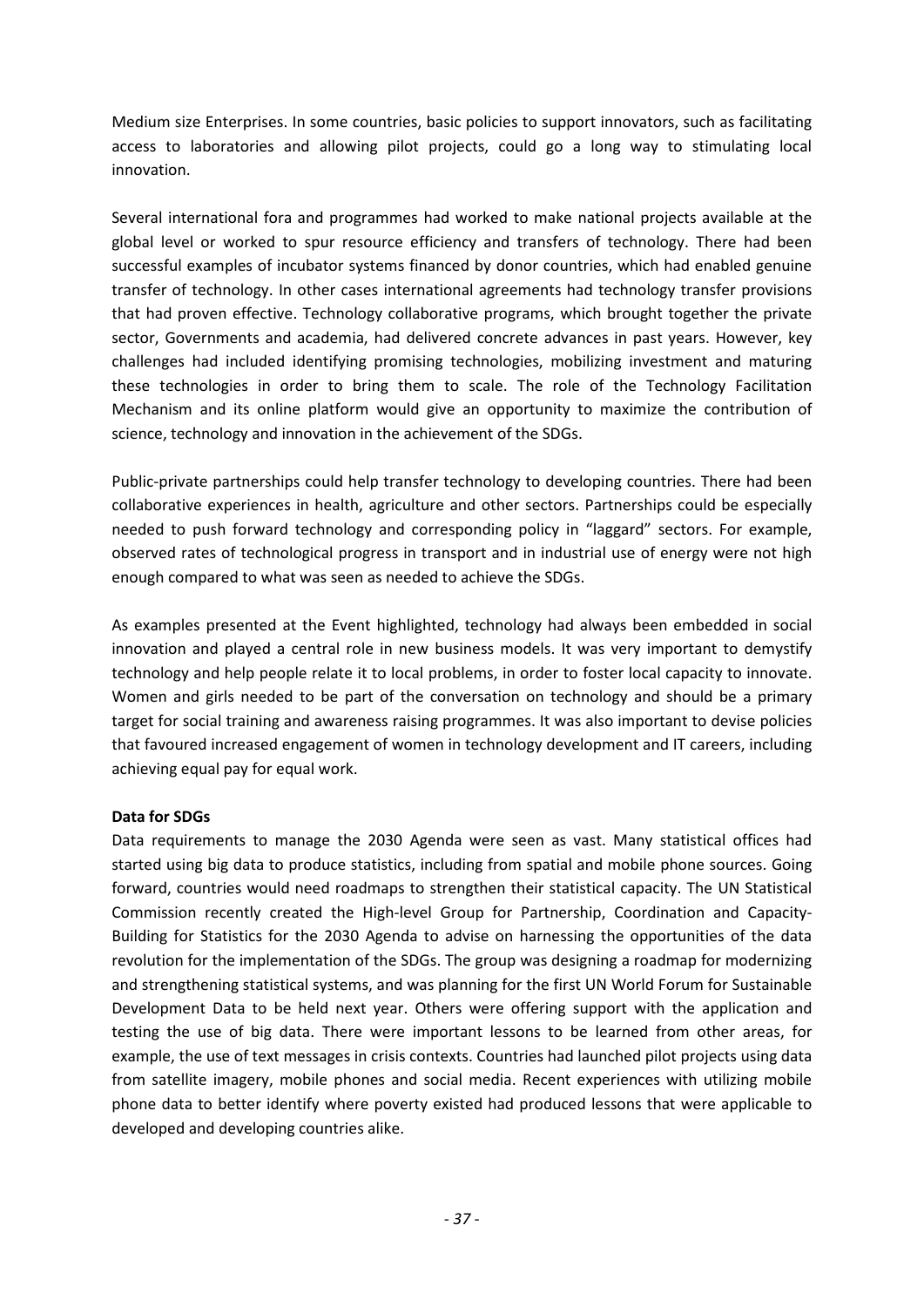Medium size Enterprises. In some countries, basic policies to support innovators, such as facilitating access to laboratories and allowing pilot projects, could go a long way to stimulating local innovation.

Several international fora and programmes had worked to make national projects available at the global level or worked to spur resource efficiency and transfers of technology. There had been successful examples of incubator systems financed by donor countries, which had enabled genuine transfer of technology. In other cases international agreements had technology transfer provisions that had proven effective. Technology collaborative programs, which brought together the private sector, Governments and academia, had delivered concrete advances in past years. However, key challenges had included identifying promising technologies, mobilizing investment and maturing these technologies in order to bring them to scale. The role of the Technology Facilitation Mechanism and its online platform would give an opportunity to maximize the contribution of science, technology and innovation in the achievement of the SDGs.

Public-private partnerships could help transfer technology to developing countries. There had been collaborative experiences in health, agriculture and other sectors. Partnerships could be especially needed to push forward technology and corresponding policy in "laggard" sectors. For example, observed rates of technological progress in transport and in industrial use of energy were not high enough compared to what was seen as needed to achieve the SDGs.

As examples presented at the Event highlighted, technology had always been embedded in social innovation and played a central role in new business models. It was very important to demystify technology and help people relate it to local problems, in order to foster local capacity to innovate. Women and girls needed to be part of the conversation on technology and should be a primary target for social training and awareness raising programmes. It was also important to devise policies that favoured increased engagement of women in technology development and IT careers, including achieving equal pay for equal work.

**Data for SDGs**

Data requirements to manage the 2030 Agenda were seen as vast. Many statistical offices had started using big data to produce statistics, including from spatial and mobile phone sources. Going forward, countries would need roadmaps to strengthen their statistical capacity. The UN Statistical Commission recently created the High-level Group for Partnership, Coordination and Capacity-Building for Statistics for the 2030 Agenda to advise on harnessing the opportunities of the data revolution for the implementation of the SDGs. The group was designing a roadmap for modernizing and strengthening statistical systems, and was planning for the first UN World Forum for Sustainable Development Data to be held next year. Others were offering support with the application and testing the use of big data. There were important lessons to be learned from other areas, for example, the use of text messages in crisis contexts. Countries had launched pilot projects using data from satellite imagery, mobile phones and social media. Recent experiences with utilizing mobile phone data to better identify where poverty existed had produced lessons that were applicable to developed and developing countries alike.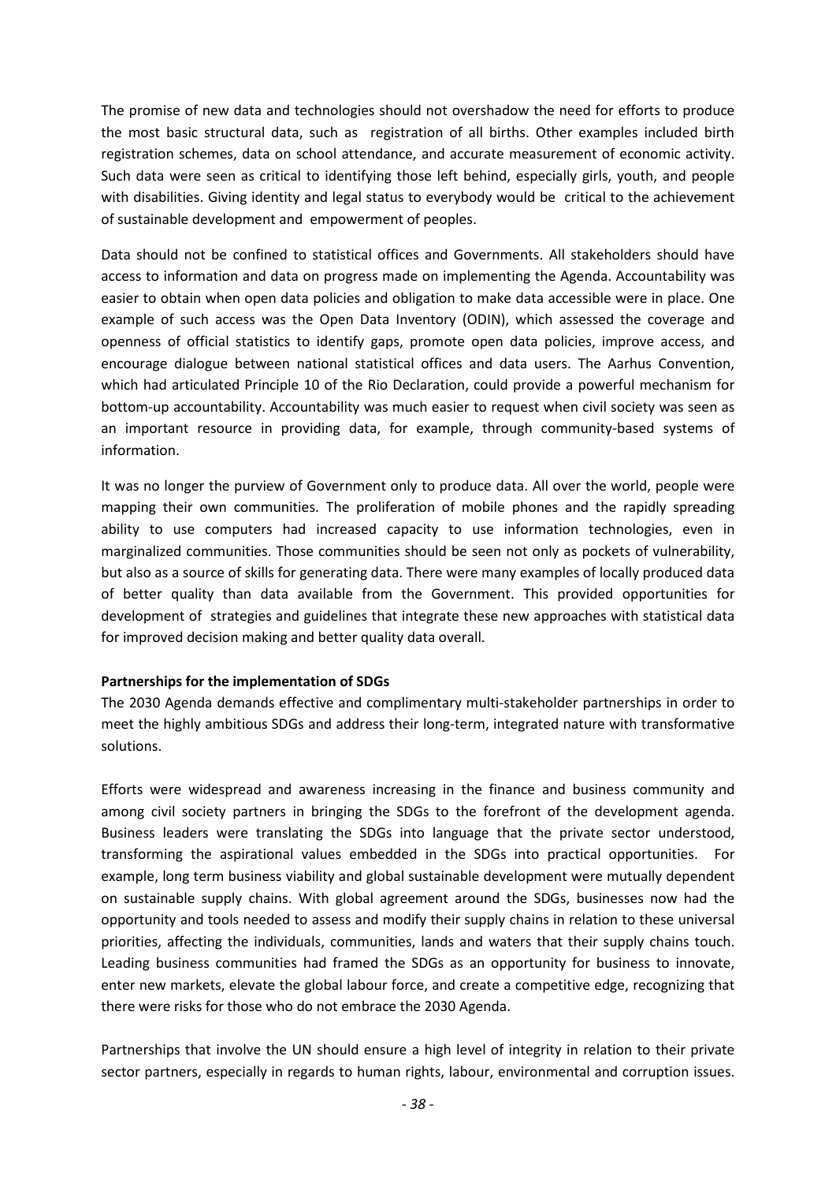The promise of new data and technologies should not overshadow the need for efforts to produce the most basic structural data, such as registration of all births. Other examples included birth registration schemes, data on school attendance, and accurate measurement of economic activity. Such data were seen as critical to identifying those left behind, especially girls, youth, and people with disabilities. Giving identity and legal status to everybody would be critical to the achievement of sustainable development and empowerment of peoples.

Data should not be confined to statistical offices and Governments. All stakeholders should have access to information and data on progress made on implementing the Agenda. Accountability was easier to obtain when open data policies and obligation to make data accessible were in place. One example of such access was the Open Data Inventory (ODIN), which assessed the coverage and openness of official statistics to identify gaps, promote open data policies, improve access, and encourage dialogue between national statistical offices and data users. The Aarhus Convention, which had articulated Principle 10 of the Rio Declaration, could provide a powerful mechanism for bottom-up accountability. Accountability was much easier to request when civil society was seen as an important resource in providing data, for example, through community-based systems of information.

It was no longer the purview of Government only to produce data. All over the world, people were mapping their own communities. The proliferation of mobile phones and the rapidly spreading ability to use computers had increased capacity to use information technologies, even in marginalized communities. Those communities should be seen not only as pockets of vulnerability, but also as a source of skills for generating data. There were many examples of locally produced data of better quality than data available from the Government. This provided opportunities for development of strategies and guidelines that integrate these new approaches with statistical data for improved decision making and better quality data overall.

**Partnerships for the implementation of SDGs**

The 2030 Agenda demands effective and complimentary multi-stakeholder partnerships in order to meet the highly ambitious SDGs and address their long-term, integrated nature with transformative solutions.

Efforts were widespread and awareness increasing in the finance and business community and among civil society partners in bringing the SDGs to the forefront of the development agenda. Business leaders were translating the SDGs into language that the private sector understood, transforming the aspirational values embedded in the SDGs into practical opportunities. For example, long term business viability and global sustainable development were mutually dependent on sustainable supply chains. With global agreement around the SDGs, businesses now had the opportunity and tools needed to assess and modify their supply chains in relation to these universal priorities, affecting the individuals, communities, lands and waters that their supply chains touch. Leading business communities had framed the SDGs as an opportunity for business to innovate, enter new markets, elevate the global labour force, and create a competitive edge, recognizing that there were risks for those who do not embrace the 2030 Agenda.

Partnerships that involve the UN should ensure a high level of integrity in relation to their private sector partners, especially in regards to human rights, labour, environmental and corruption issues.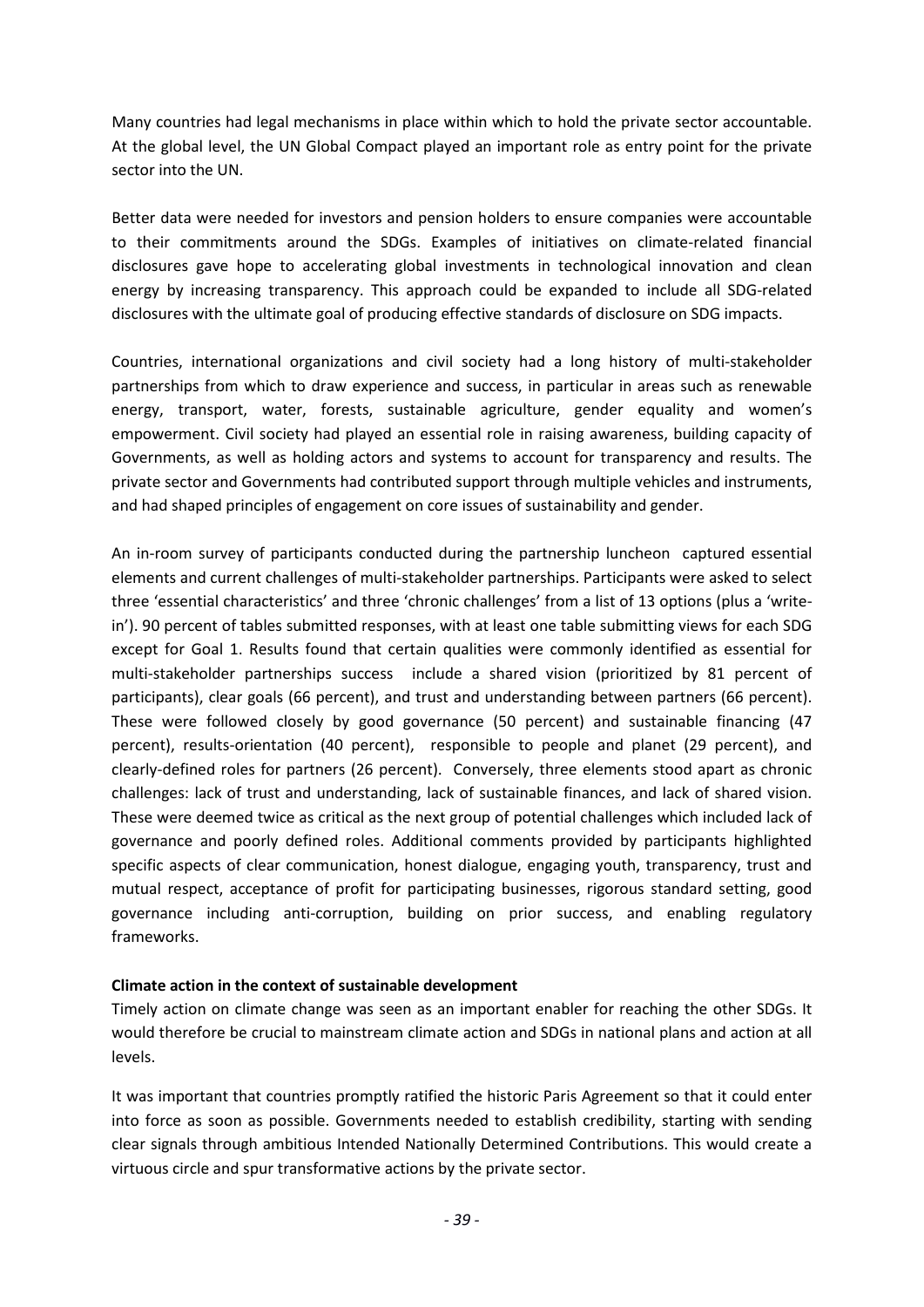Many countries had legal mechanisms in place within which to hold the private sector accountable. At the global level, the UN Global Compact played an important role as entry point for the private sector into the UN.

Better data were needed for investors and pension holders to ensure companies were accountable to their commitments around the SDGs. Examples of initiatives on climate-related financial disclosures gave hope to accelerating global investments in technological innovation and clean energy by increasing transparency. This approach could be expanded to include all SDG-related disclosures with the ultimate goal of producing effective standards of disclosure on SDG impacts.

Countries, international organizations and civil society had a long history of multi-stakeholder partnerships from which to draw experience and success, in particular in areas such as renewable energy, transport, water, forests, sustainable agriculture, gender equality and women's empowerment. Civil society had played an essential role in raising awareness, building capacity of Governments, as well as holding actors and systems to account for transparency and results. The private sector and Governments had contributed support through multiple vehicles and instruments, and had shaped principles of engagement on core issues of sustainability and gender.

An in-room survey of participants conducted during the partnership luncheon captured essential elements and current challenges of multi-stakeholder partnerships. Participants were asked to select three 'essential characteristics' and three 'chronic challenges' from a list of 13 options (plus a 'write-in'). 90 percent of tables submitted responses, with at least one table submitting views for each SDG except for Goal 1. Results found that certain qualities were commonly identified as essential for multi-stakeholder partnerships success include a shared vision (prioritized by 81 percent of participants), clear goals (66 percent), and trust and understanding between partners (66 percent). These were followed closely by good governance (50 percent) and sustainable financing (47 percent), results-orientation (40 percent), responsible to people and planet (29 percent), and clearly-defined roles for partners (26 percent). Conversely, three elements stood apart as chronic challenges: lack of trust and understanding, lack of sustainable finances, and lack of shared vision. These were deemed twice as critical as the next group of potential challenges which included lack of governance and poorly defined roles. Additional comments provided by participants highlighted specific aspects of clear communication, honest dialogue, engaging youth, transparency, trust and mutual respect, acceptance of profit for participating businesses, rigorous standard setting, good governance including anti-corruption, building on prior success, and enabling regulatory frameworks.

**Climate action in the context of sustainable development**

Timely action on climate change was seen as an important enabler for reaching the other SDGs. It would therefore be crucial to mainstream climate action and SDGs in national plans and action at all levels.

It was important that countries promptly ratified the historic Paris Agreement so that it could enter into force as soon as possible. Governments needed to establish credibility, starting with sending clear signals through ambitious Intended Nationally Determined Contributions. This would create a virtuous circle and spur transformative actions by the private sector.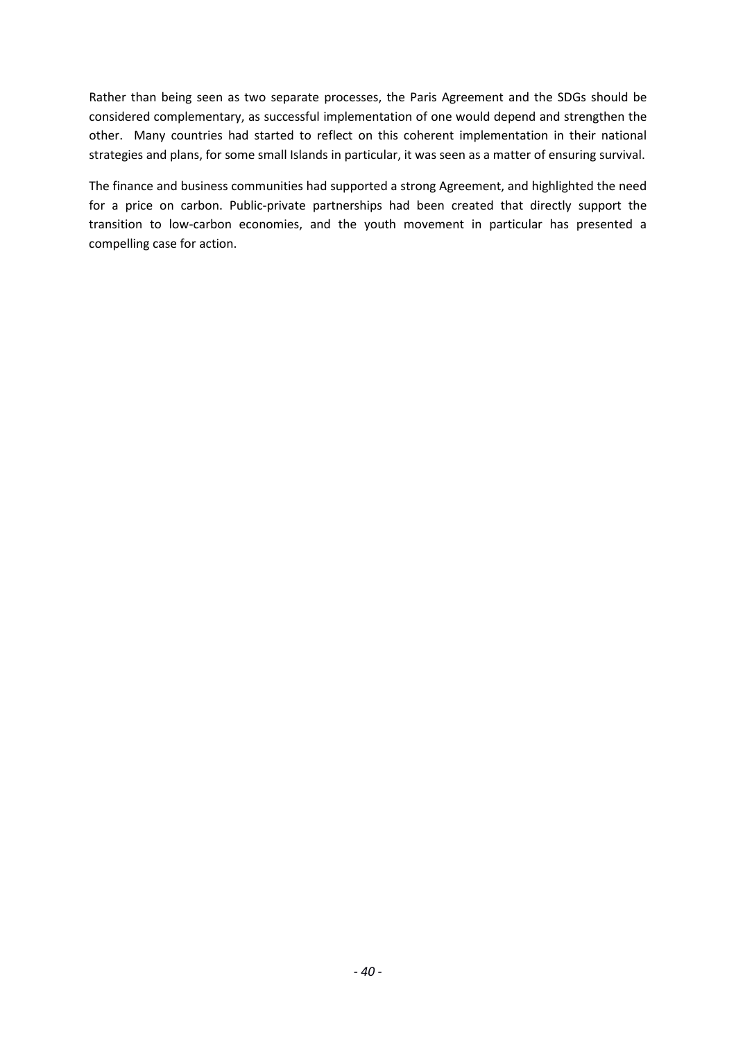Rather than being seen as two separate processes, the Paris Agreement and the SDGs should be considered complementary, as successful implementation of one would depend and strengthen the other.  Many countries had started to reflect on this coherent implementation in their national strategies and plans, for some small Islands in particular, it was seen as a matter of ensuring survival.

The finance and business communities had supported a strong Agreement, and highlighted the need for a price on carbon. Public-private partnerships had been created that directly support the transition to low-carbon economies, and the youth movement in particular has presented a compelling case for action.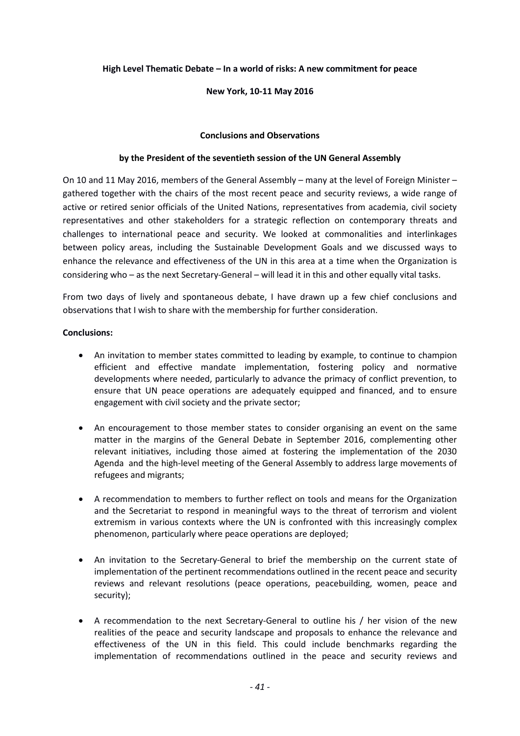**High Level Thematic Debate – In a world of risks: A new commitment for peace**

**New York, 10-11 May 2016**

**Conclusions and Observations**

**by the President of the seventieth session of the UN General Assembly**

On 10 and 11 May 2016, members of the General Assembly – many at the level of Foreign Minister – gathered together with the chairs of the most recent peace and security reviews, a wide range of active or retired senior officials of the United Nations, representatives from academia, civil society representatives and other stakeholders for a strategic reflection on contemporary threats and challenges to international peace and security. We looked at commonalities and interlinkages between policy areas, including the Sustainable Development Goals and we discussed ways to enhance the relevance and effectiveness of the UN in this area at a time when the Organization is considering who – as the next Secretary-General – will lead it in this and other equally vital tasks.

From two days of lively and spontaneous debate, I have drawn up a few chief conclusions and observations that I wish to share with the membership for further consideration.

**Conclusions:**

- An invitation to member states committed to leading by example, to continue to champion efficient and effective mandate implementation, fostering policy and normative developments where needed, particularly to advance the primacy of conflict prevention, to ensure that UN peace operations are adequately equipped and financed, and to ensure engagement with civil society and the private sector;

- An encouragement to those member states to consider organising an event on the same matter in the margins of the General Debate in September 2016, complementing other relevant initiatives, including those aimed at fostering the implementation of the 2030 Agenda and the high-level meeting of the General Assembly to address large movements of refugees and migrants;

- A recommendation to members to further reflect on tools and means for the Organization and the Secretariat to respond in meaningful ways to the threat of terrorism and violent extremism in various contexts where the UN is confronted with this increasingly complex phenomenon, particularly where peace operations are deployed;

- An invitation to the Secretary-General to brief the membership on the current state of implementation of the pertinent recommendations outlined in the recent peace and security reviews and relevant resolutions (peace operations, peacebuilding, women, peace and security);

- A recommendation to the next Secretary-General to outline his / her vision of the new realities of the peace and security landscape and proposals to enhance the relevance and effectiveness of the UN in this field. This could include benchmarks regarding the implementation of recommendations outlined in the peace and security reviews and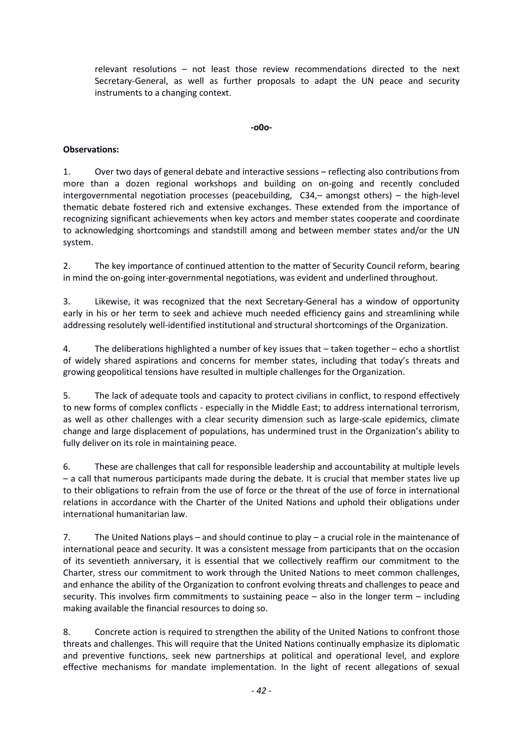relevant resolutions – not least those review recommendations directed to the next Secretary-General, as well as further proposals to adapt the UN peace and security instruments to a changing context.

**-o0o-**

**Observations:**

1. Over two days of general debate and interactive sessions – reflecting also contributions from more than a dozen regional workshops and building on on-going and recently concluded intergovernmental negotiation processes (peacebuilding, C34,– amongst others) – the high-level thematic debate fostered rich and extensive exchanges. These extended from the importance of recognizing significant achievements when key actors and member states cooperate and coordinate to acknowledging shortcomings and standstill among and between member states and/or the UN system.

2. The key importance of continued attention to the matter of Security Council reform, bearing in mind the on-going inter-governmental negotiations, was evident and underlined throughout.

3. Likewise, it was recognized that the next Secretary-General has a window of opportunity early in his or her term to seek and achieve much needed efficiency gains and streamlining while addressing resolutely well-identified institutional and structural shortcomings of the Organization.

4. The deliberations highlighted a number of key issues that – taken together – echo a shortlist of widely shared aspirations and concerns for member states, including that today's threats and growing geopolitical tensions have resulted in multiple challenges for the Organization.

5. The lack of adequate tools and capacity to protect civilians in conflict, to respond effectively to new forms of complex conflicts - especially in the Middle East; to address international terrorism, as well as other challenges with a clear security dimension such as large-scale epidemics, climate change and large displacement of populations, has undermined trust in the Organization's ability to fully deliver on its role in maintaining peace.

6. These are challenges that call for responsible leadership and accountability at multiple levels – a call that numerous participants made during the debate. It is crucial that member states live up to their obligations to refrain from the use of force or the threat of the use of force in international relations in accordance with the Charter of the United Nations and uphold their obligations under international humanitarian law.

7. The United Nations plays – and should continue to play – a crucial role in the maintenance of international peace and security. It was a consistent message from participants that on the occasion of its seventieth anniversary, it is essential that we collectively reaffirm our commitment to the Charter, stress our commitment to work through the United Nations to meet common challenges, and enhance the ability of the Organization to confront evolving threats and challenges to peace and security. This involves firm commitments to sustaining peace – also in the longer term – including making available the financial resources to doing so.

8. Concrete action is required to strengthen the ability of the United Nations to confront those threats and challenges. This will require that the United Nations continually emphasize its diplomatic and preventive functions, seek new partnerships at political and operational level, and explore effective mechanisms for mandate implementation. In the light of recent allegations of sexual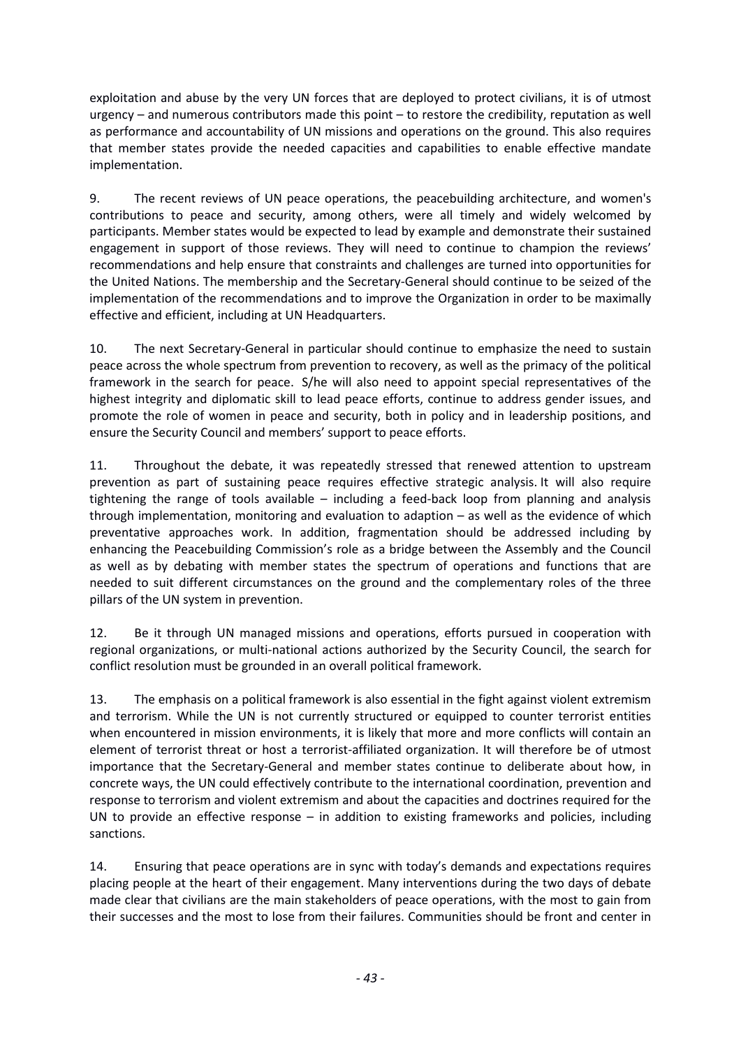exploitation and abuse by the very UN forces that are deployed to protect civilians, it is of utmost urgency – and numerous contributors made this point – to restore the credibility, reputation as well as performance and accountability of UN missions and operations on the ground. This also requires that member states provide the needed capacities and capabilities to enable effective mandate implementation.

9. The recent reviews of UN peace operations, the peacebuilding architecture, and women's contributions to peace and security, among others, were all timely and widely welcomed by participants. Member states would be expected to lead by example and demonstrate their sustained engagement in support of those reviews. They will need to continue to champion the reviews' recommendations and help ensure that constraints and challenges are turned into opportunities for the United Nations. The membership and the Secretary-General should continue to be seized of the implementation of the recommendations and to improve the Organization in order to be maximally effective and efficient, including at UN Headquarters.

10. The next Secretary-General in particular should continue to emphasize the need to sustain peace across the whole spectrum from prevention to recovery, as well as the primacy of the political framework in the search for peace. S/he will also need to appoint special representatives of the highest integrity and diplomatic skill to lead peace efforts, continue to address gender issues, and promote the role of women in peace and security, both in policy and in leadership positions, and ensure the Security Council and members' support to peace efforts.

11. Throughout the debate, it was repeatedly stressed that renewed attention to upstream prevention as part of sustaining peace requires effective strategic analysis. It will also require tightening the range of tools available – including a feed-back loop from planning and analysis through implementation, monitoring and evaluation to adaption – as well as the evidence of which preventative approaches work. In addition, fragmentation should be addressed including by enhancing the Peacebuilding Commission's role as a bridge between the Assembly and the Council as well as by debating with member states the spectrum of operations and functions that are needed to suit different circumstances on the ground and the complementary roles of the three pillars of the UN system in prevention.

12. Be it through UN managed missions and operations, efforts pursued in cooperation with regional organizations, or multi-national actions authorized by the Security Council, the search for conflict resolution must be grounded in an overall political framework.

13. The emphasis on a political framework is also essential in the fight against violent extremism and terrorism. While the UN is not currently structured or equipped to counter terrorist entities when encountered in mission environments, it is likely that more and more conflicts will contain an element of terrorist threat or host a terrorist-affiliated organization. It will therefore be of utmost importance that the Secretary-General and member states continue to deliberate about how, in concrete ways, the UN could effectively contribute to the international coordination, prevention and response to terrorism and violent extremism and about the capacities and doctrines required for the UN to provide an effective response – in addition to existing frameworks and policies, including sanctions.

14. Ensuring that peace operations are in sync with today's demands and expectations requires placing people at the heart of their engagement. Many interventions during the two days of debate made clear that civilians are the main stakeholders of peace operations, with the most to gain from their successes and the most to lose from their failures. Communities should be front and center in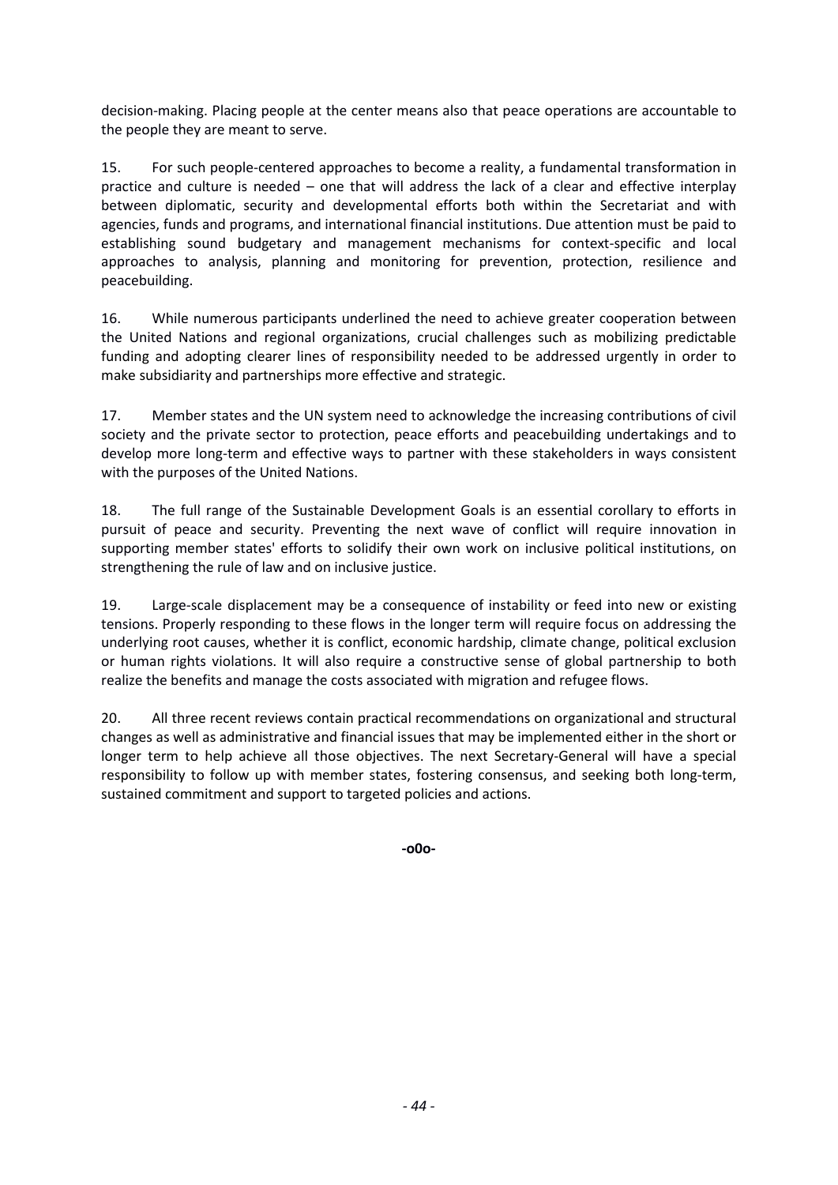decision-making. Placing people at the center means also that peace operations are accountable to the people they are meant to serve.

15. For such people-centered approaches to become a reality, a fundamental transformation in practice and culture is needed – one that will address the lack of a clear and effective interplay between diplomatic, security and developmental efforts both within the Secretariat and with agencies, funds and programs, and international financial institutions. Due attention must be paid to establishing sound budgetary and management mechanisms for context-specific and local approaches to analysis, planning and monitoring for prevention, protection, resilience and peacebuilding.

16. While numerous participants underlined the need to achieve greater cooperation between the United Nations and regional organizations, crucial challenges such as mobilizing predictable funding and adopting clearer lines of responsibility needed to be addressed urgently in order to make subsidiarity and partnerships more effective and strategic.

17. Member states and the UN system need to acknowledge the increasing contributions of civil society and the private sector to protection, peace efforts and peacebuilding undertakings and to develop more long-term and effective ways to partner with these stakeholders in ways consistent with the purposes of the United Nations.

18. The full range of the Sustainable Development Goals is an essential corollary to efforts in pursuit of peace and security. Preventing the next wave of conflict will require innovation in supporting member states' efforts to solidify their own work on inclusive political institutions, on strengthening the rule of law and on inclusive justice.

19. Large-scale displacement may be a consequence of instability or feed into new or existing tensions. Properly responding to these flows in the longer term will require focus on addressing the underlying root causes, whether it is conflict, economic hardship, climate change, political exclusion or human rights violations. It will also require a constructive sense of global partnership to both realize the benefits and manage the costs associated with migration and refugee flows.

20. All three recent reviews contain practical recommendations on organizational and structural changes as well as administrative and financial issues that may be implemented either in the short or longer term to help achieve all those objectives. The next Secretary-General will have a special responsibility to follow up with member states, fostering consensus, and seeking both long-term, sustained commitment and support to targeted policies and actions.

**-o0o-**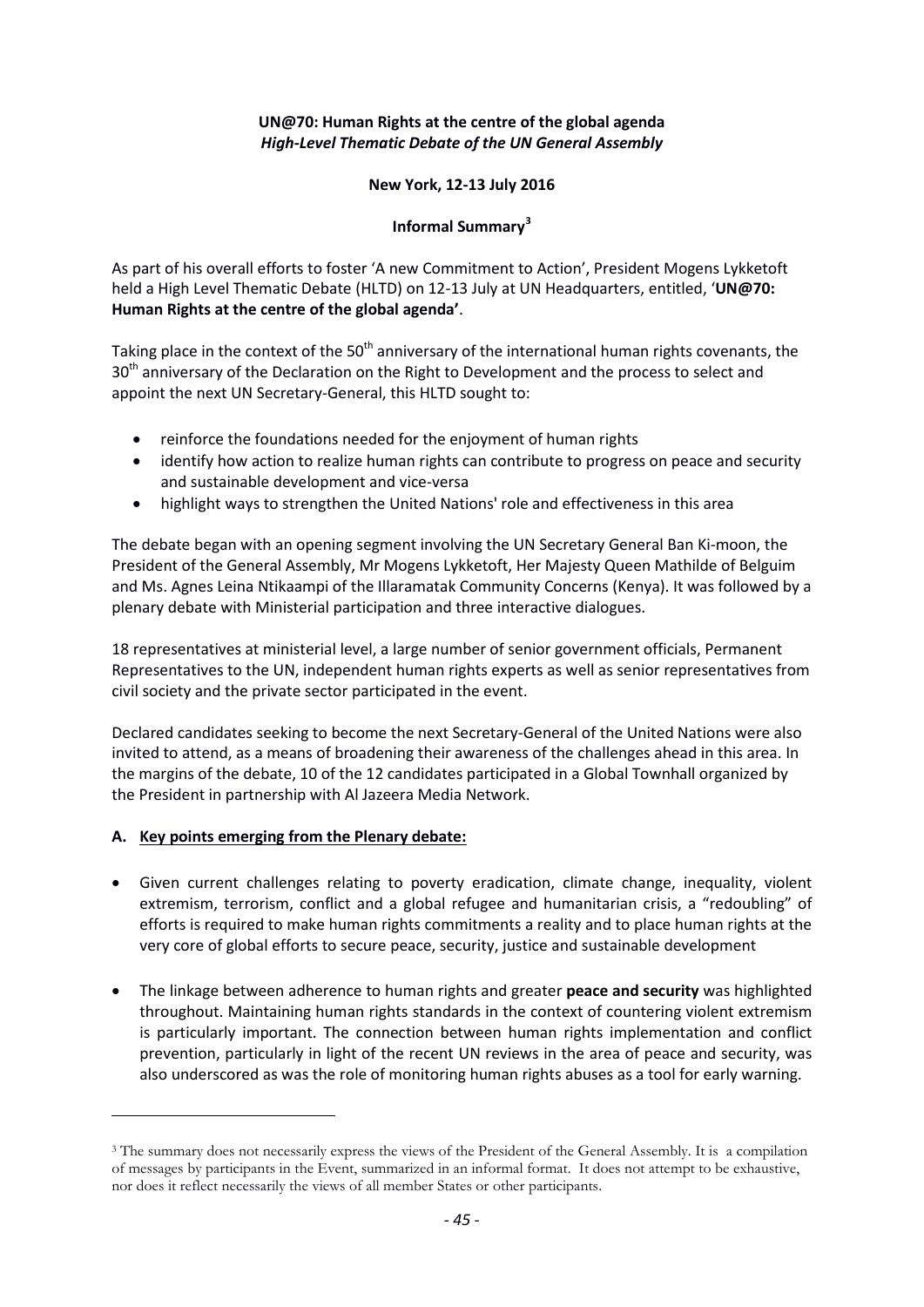**UN@70: Human Rights at the centre of the global agenda**
***High-Level Thematic Debate of the UN General Assembly***

**New York, 12-13 July 2016**

**Informal Summary[3]**

As part of his overall efforts to foster 'A new Commitment to Action', President Mogens Lykketoft held a High Level Thematic Debate (HLTD) on 12-13 July at UN Headquarters, entitled, '**UN@70: Human Rights at the centre of the global agenda'**.

Taking place in the context of the 50th anniversary of the international human rights covenants, the 30th anniversary of the Declaration on the Right to Development and the process to select and appoint the next UN Secretary-General, this HLTD sought to:

- reinforce the foundations needed for the enjoyment of human rights
- identify how action to realize human rights can contribute to progress on peace and security and sustainable development and vice-versa
- highlight ways to strengthen the United Nations' role and effectiveness in this area

The debate began with an opening segment involving the UN Secretary General Ban Ki-moon, the President of the General Assembly, Mr Mogens Lykketoft, Her Majesty Queen Mathilde of Belguim and Ms. Agnes Leina Ntikaampi of the Illaramatak Community Concerns (Kenya). It was followed by a plenary debate with Ministerial participation and three interactive dialogues.

18 representatives at ministerial level, a large number of senior government officials, Permanent Representatives to the UN, independent human rights experts as well as senior representatives from civil society and the private sector participated in the event.

Declared candidates seeking to become the next Secretary-General of the United Nations were also invited to attend, as a means of broadening their awareness of the challenges ahead in this area. In the margins of the debate, 10 of the 12 candidates participated in a Global Townhall organized by the President in partnership with Al Jazeera Media Network.

**A. Key points emerging from the Plenary debate:**

- Given current challenges relating to poverty eradication, climate change, inequality, violent extremism, terrorism, conflict and a global refugee and humanitarian crisis, a "redoubling" of efforts is required to make human rights commitments a reality and to place human rights at the very core of global efforts to secure peace, security, justice and sustainable development
- The linkage between adherence to human rights and greater **peace and security** was highlighted throughout. Maintaining human rights standards in the context of countering violent extremism is particularly important. The connection between human rights implementation and conflict prevention, particularly in light of the recent UN reviews in the area of peace and security, was also underscored as was the role of monitoring human rights abuses as a tool for early warning.

---

[3] The summary does not necessarily express the views of the President of the General Assembly. It is a compilation of messages by participants in the Event, summarized in an informal format. It does not attempt to be exhaustive, nor does it reflect necessarily the views of all member States or other participants.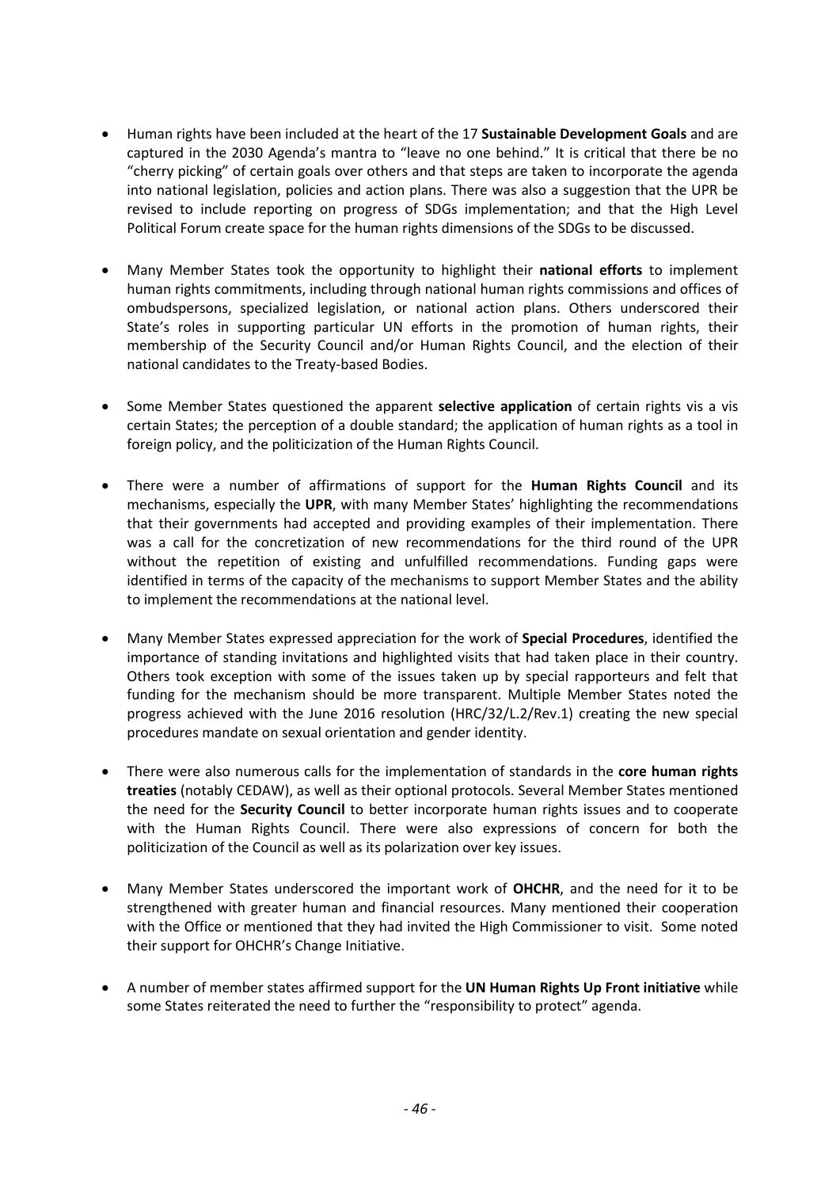- Human rights have been included at the heart of the 17 **Sustainable Development Goals** and are captured in the 2030 Agenda's mantra to "leave no one behind." It is critical that there be no "cherry picking" of certain goals over others and that steps are taken to incorporate the agenda into national legislation, policies and action plans. There was also a suggestion that the UPR be revised to include reporting on progress of SDGs implementation; and that the High Level Political Forum create space for the human rights dimensions of the SDGs to be discussed.

- Many Member States took the opportunity to highlight their **national efforts** to implement human rights commitments, including through national human rights commissions and offices of ombudspersons, specialized legislation, or national action plans. Others underscored their State's roles in supporting particular UN efforts in the promotion of human rights, their membership of the Security Council and/or Human Rights Council, and the election of their national candidates to the Treaty-based Bodies.

- Some Member States questioned the apparent **selective application** of certain rights vis a vis certain States; the perception of a double standard; the application of human rights as a tool in foreign policy, and the politicization of the Human Rights Council.

- There were a number of affirmations of support for the **Human Rights Council** and its mechanisms, especially the **UPR**, with many Member States' highlighting the recommendations that their governments had accepted and providing examples of their implementation. There was a call for the concretization of new recommendations for the third round of the UPR without the repetition of existing and unfulfilled recommendations. Funding gaps were identified in terms of the capacity of the mechanisms to support Member States and the ability to implement the recommendations at the national level.

- Many Member States expressed appreciation for the work of **Special Procedures**, identified the importance of standing invitations and highlighted visits that had taken place in their country. Others took exception with some of the issues taken up by special rapporteurs and felt that funding for the mechanism should be more transparent. Multiple Member States noted the progress achieved with the June 2016 resolution (HRC/32/L.2/Rev.1) creating the new special procedures mandate on sexual orientation and gender identity.

- There were also numerous calls for the implementation of standards in the **core human rights treaties** (notably CEDAW), as well as their optional protocols. Several Member States mentioned the need for the **Security Council** to better incorporate human rights issues and to cooperate with the Human Rights Council. There were also expressions of concern for both the politicization of the Council as well as its polarization over key issues.

- Many Member States underscored the important work of **OHCHR**, and the need for it to be strengthened with greater human and financial resources. Many mentioned their cooperation with the Office or mentioned that they had invited the High Commissioner to visit. Some noted their support for OHCHR's Change Initiative.

- A number of member states affirmed support for the **UN Human Rights Up Front initiative** while some States reiterated the need to further the "responsibility to protect" agenda.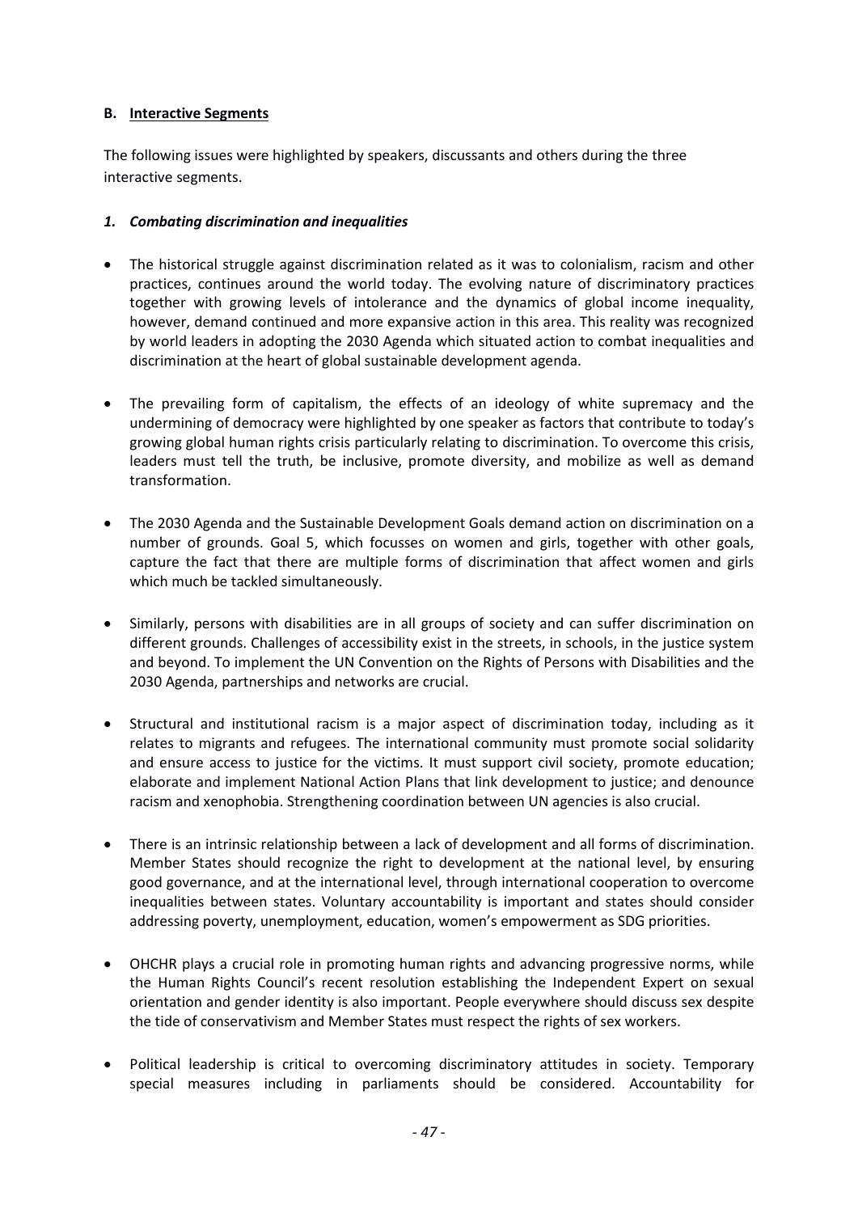**B. Interactive Segments**

The following issues were highlighted by speakers, discussants and others during the three interactive segments.

***1. Combating discrimination and inequalities***

- The historical struggle against discrimination related as it was to colonialism, racism and other practices, continues around the world today. The evolving nature of discriminatory practices together with growing levels of intolerance and the dynamics of global income inequality, however, demand continued and more expansive action in this area. This reality was recognized by world leaders in adopting the 2030 Agenda which situated action to combat inequalities and discrimination at the heart of global sustainable development agenda.

- The prevailing form of capitalism, the effects of an ideology of white supremacy and the undermining of democracy were highlighted by one speaker as factors that contribute to today's growing global human rights crisis particularly relating to discrimination. To overcome this crisis, leaders must tell the truth, be inclusive, promote diversity, and mobilize as well as demand transformation.

- The 2030 Agenda and the Sustainable Development Goals demand action on discrimination on a number of grounds. Goal 5, which focusses on women and girls, together with other goals, capture the fact that there are multiple forms of discrimination that affect women and girls which much be tackled simultaneously.

- Similarly, persons with disabilities are in all groups of society and can suffer discrimination on different grounds. Challenges of accessibility exist in the streets, in schools, in the justice system and beyond. To implement the UN Convention on the Rights of Persons with Disabilities and the 2030 Agenda, partnerships and networks are crucial.

- Structural and institutional racism is a major aspect of discrimination today, including as it relates to migrants and refugees. The international community must promote social solidarity and ensure access to justice for the victims. It must support civil society, promote education; elaborate and implement National Action Plans that link development to justice; and denounce racism and xenophobia. Strengthening coordination between UN agencies is also crucial.

- There is an intrinsic relationship between a lack of development and all forms of discrimination. Member States should recognize the right to development at the national level, by ensuring good governance, and at the international level, through international cooperation to overcome inequalities between states. Voluntary accountability is important and states should consider addressing poverty, unemployment, education, women's empowerment as SDG priorities.

- OHCHR plays a crucial role in promoting human rights and advancing progressive norms, while the Human Rights Council's recent resolution establishing the Independent Expert on sexual orientation and gender identity is also important. People everywhere should discuss sex despite the tide of conservativism and Member States must respect the rights of sex workers.

- Political leadership is critical to overcoming discriminatory attitudes in society. Temporary special measures including in parliaments should be considered. Accountability for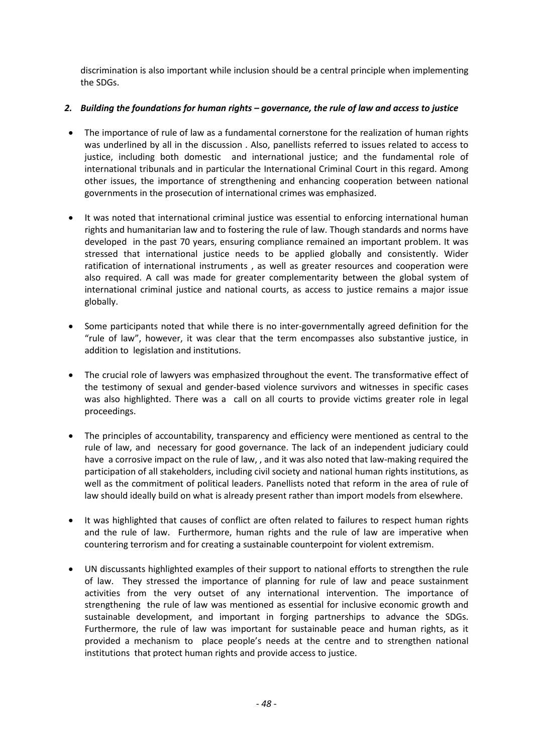discrimination is also important while inclusion should be a central principle when implementing the SDGs.

### *2. Building the foundations for human rights – governance, the rule of law and access to justice*

- The importance of rule of law as a fundamental cornerstone for the realization of human rights was underlined by all in the discussion . Also, panellists referred to issues related to access to justice, including both domestic and international justice; and the fundamental role of international tribunals and in particular the International Criminal Court in this regard. Among other issues, the importance of strengthening and enhancing cooperation between national governments in the prosecution of international crimes was emphasized.

- It was noted that international criminal justice was essential to enforcing international human rights and humanitarian law and to fostering the rule of law. Though standards and norms have developed in the past 70 years, ensuring compliance remained an important problem. It was stressed that international justice needs to be applied globally and consistently. Wider ratification of international instruments , as well as greater resources and cooperation were also required. A call was made for greater complementarity between the global system of international criminal justice and national courts, as access to justice remains a major issue globally.

- Some participants noted that while there is no inter-governmentally agreed definition for the "rule of law", however, it was clear that the term encompasses also substantive justice, in addition to legislation and institutions.

- The crucial role of lawyers was emphasized throughout the event. The transformative effect of the testimony of sexual and gender-based violence survivors and witnesses in specific cases was also highlighted. There was a call on all courts to provide victims greater role in legal proceedings.

- The principles of accountability, transparency and efficiency were mentioned as central to the rule of law, and necessary for good governance. The lack of an independent judiciary could have a corrosive impact on the rule of law, , and it was also noted that law-making required the participation of all stakeholders, including civil society and national human rights institutions, as well as the commitment of political leaders. Panellists noted that reform in the area of rule of law should ideally build on what is already present rather than import models from elsewhere.

- It was highlighted that causes of conflict are often related to failures to respect human rights and the rule of law. Furthermore, human rights and the rule of law are imperative when countering terrorism and for creating a sustainable counterpoint for violent extremism.

- UN discussants highlighted examples of their support to national efforts to strengthen the rule of law. They stressed the importance of planning for rule of law and peace sustainment activities from the very outset of any international intervention. The importance of strengthening the rule of law was mentioned as essential for inclusive economic growth and sustainable development, and important in forging partnerships to advance the SDGs. Furthermore, the rule of law was important for sustainable peace and human rights, as it provided a mechanism to place people's needs at the centre and to strengthen national institutions that protect human rights and provide access to justice.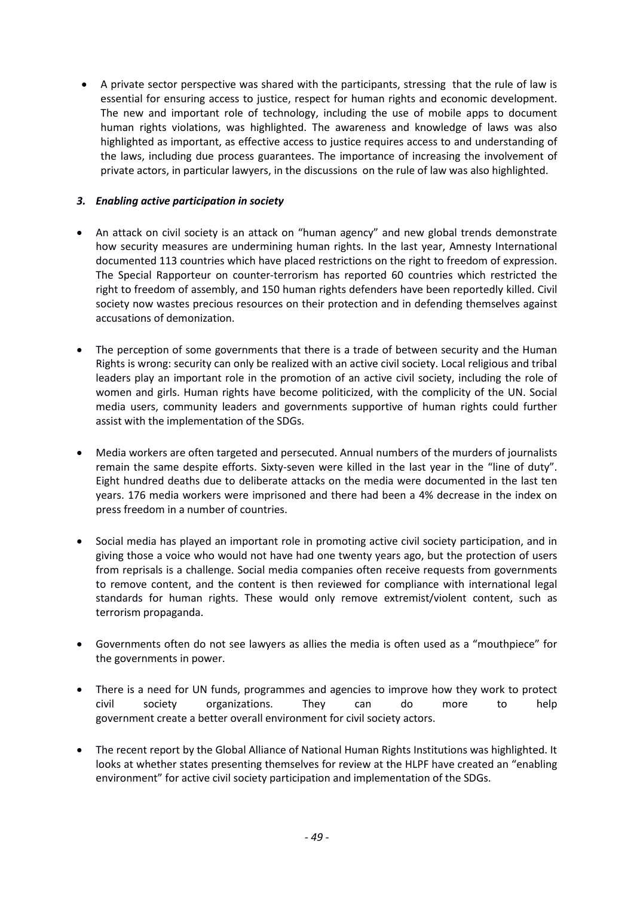- A private sector perspective was shared with the participants, stressing that the rule of law is essential for ensuring access to justice, respect for human rights and economic development. The new and important role of technology, including the use of mobile apps to document human rights violations, was highlighted. The awareness and knowledge of laws was also highlighted as important, as effective access to justice requires access to and understanding of the laws, including due process guarantees. The importance of increasing the involvement of private actors, in particular lawyers, in the discussions on the rule of law was also highlighted.

### *3. Enabling active participation in society*

- An attack on civil society is an attack on "human agency" and new global trends demonstrate how security measures are undermining human rights. In the last year, Amnesty International documented 113 countries which have placed restrictions on the right to freedom of expression. The Special Rapporteur on counter-terrorism has reported 60 countries which restricted the right to freedom of assembly, and 150 human rights defenders have been reportedly killed. Civil society now wastes precious resources on their protection and in defending themselves against accusations of demonization.

- The perception of some governments that there is a trade of between security and the Human Rights is wrong: security can only be realized with an active civil society. Local religious and tribal leaders play an important role in the promotion of an active civil society, including the role of women and girls. Human rights have become politicized, with the complicity of the UN. Social media users, community leaders and governments supportive of human rights could further assist with the implementation of the SDGs.

- Media workers are often targeted and persecuted. Annual numbers of the murders of journalists remain the same despite efforts. Sixty-seven were killed in the last year in the "line of duty". Eight hundred deaths due to deliberate attacks on the media were documented in the last ten years. 176 media workers were imprisoned and there had been a 4% decrease in the index on press freedom in a number of countries.

- Social media has played an important role in promoting active civil society participation, and in giving those a voice who would not have had one twenty years ago, but the protection of users from reprisals is a challenge. Social media companies often receive requests from governments to remove content, and the content is then reviewed for compliance with international legal standards for human rights. These would only remove extremist/violent content, such as terrorism propaganda.

- Governments often do not see lawyers as allies the media is often used as a "mouthpiece" for the governments in power.

- There is a need for UN funds, programmes and agencies to improve how they work to protect civil society organizations. They can do more to help government create a better overall environment for civil society actors.

- The recent report by the Global Alliance of National Human Rights Institutions was highlighted. It looks at whether states presenting themselves for review at the HLPF have created an "enabling environment" for active civil society participation and implementation of the SDGs.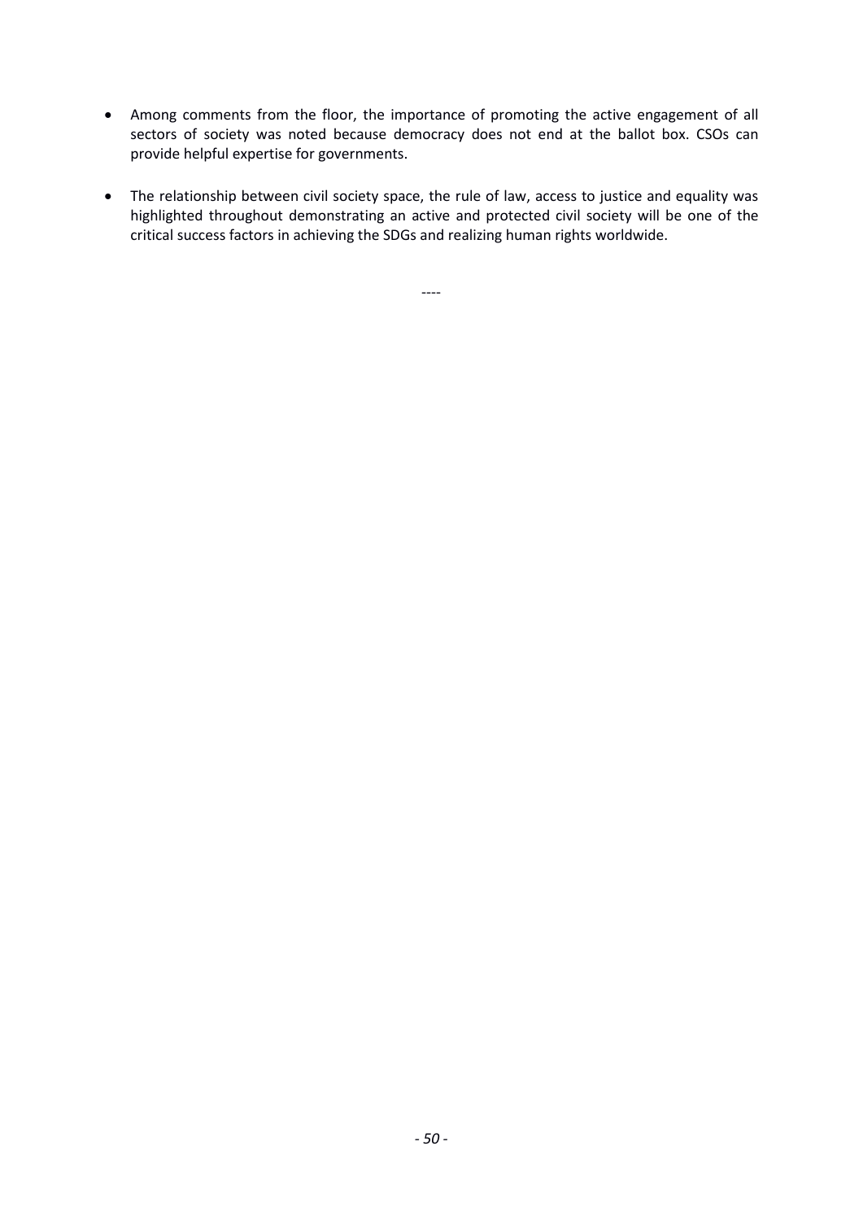- Among comments from the floor, the importance of promoting the active engagement of all sectors of society was noted because democracy does not end at the ballot box. CSOs can provide helpful expertise for governments.

- The relationship between civil society space, the rule of law, access to justice and equality was highlighted throughout demonstrating an active and protected civil society will be one of the critical success factors in achieving the SDGs and realizing human rights worldwide.

----